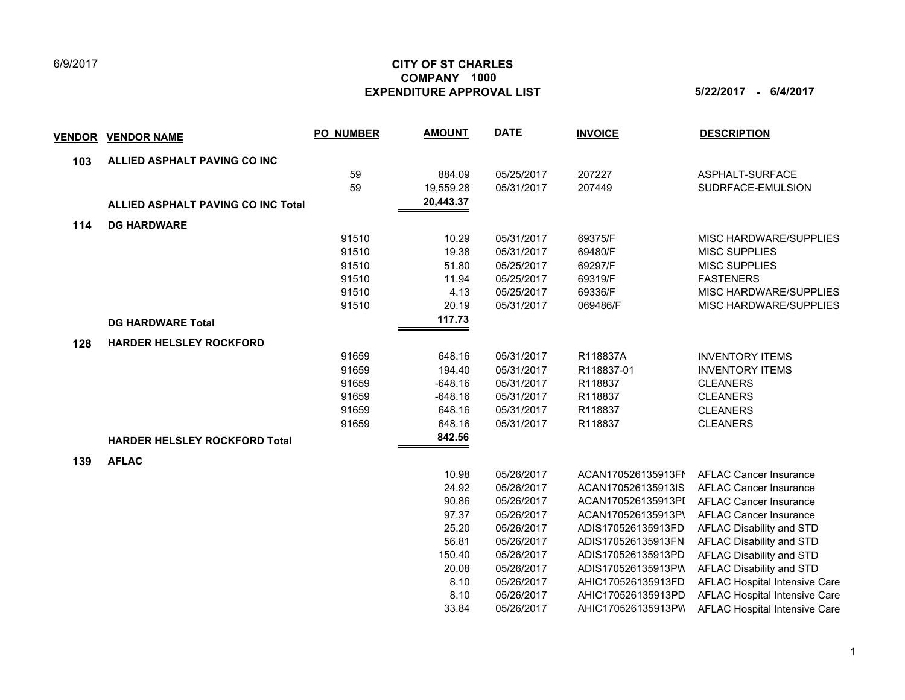6/9/2017

# CITY OF ST CHARLES
## COMPANY 1000
## EXPENDITURE APPROVAL LIST

**5/22/2017 - 6/4/2017**

| VENDOR | VENDOR NAME | PO_NUMBER | AMOUNT | DATE | INVOICE | DESCRIPTION |
|---|---|---|---|---|---|---|
| **103** | **ALLIED ASPHALT PAVING CO INC** | | | | | |
| | | 59 | 884.09 | 05/25/2017 | 207227 | ASPHALT-SURFACE |
| | | 59 | 19,559.28 | 05/31/2017 | 207449 | SUDRFACE-EMULSION |
| | **ALLIED ASPHALT PAVING CO INC Total** | | **20,443.37** | | | |
| **114** | **DG HARDWARE** | | | | | |
| | | 91510 | 10.29 | 05/31/2017 | 69375/F | MISC HARDWARE/SUPPLIES |
| | | 91510 | 19.38 | 05/31/2017 | 69480/F | MISC SUPPLIES |
| | | 91510 | 51.80 | 05/25/2017 | 69297/F | MISC SUPPLIES |
| | | 91510 | 11.94 | 05/25/2017 | 69319/F | FASTENERS |
| | | 91510 | 4.13 | 05/25/2017 | 69336/F | MISC HARDWARE/SUPPLIES |
| | | 91510 | 20.19 | 05/31/2017 | 069486/F | MISC HARDWARE/SUPPLIES |
| | **DG HARDWARE Total** | | **117.73** | | | |
| **128** | **HARDER HELSLEY ROCKFORD** | | | | | |
| | | 91659 | 648.16 | 05/31/2017 | R118837A | INVENTORY ITEMS |
| | | 91659 | 194.40 | 05/31/2017 | R118837-01 | INVENTORY ITEMS |
| | | 91659 | -648.16 | 05/31/2017 | R118837 | CLEANERS |
| | | 91659 | -648.16 | 05/31/2017 | R118837 | CLEANERS |
| | | 91659 | 648.16 | 05/31/2017 | R118837 | CLEANERS |
| | | 91659 | 648.16 | 05/31/2017 | R118837 | CLEANERS |
| | **HARDER HELSLEY ROCKFORD Total** | | **842.56** | | | |
| **139** | **AFLAC** | | | | | |
| | | | 10.98 | 05/26/2017 | ACAN170526135913FI | AFLAC Cancer Insurance |
| | | | 24.92 | 05/26/2017 | ACAN170526135913IS | AFLAC Cancer Insurance |
| | | | 90.86 | 05/26/2017 | ACAN170526135913PI | AFLAC Cancer Insurance |
| | | | 97.37 | 05/26/2017 | ACAN170526135913PV | AFLAC Cancer Insurance |
| | | | 25.20 | 05/26/2017 | ADIS170526135913FD | AFLAC Disability and STD |
| | | | 56.81 | 05/26/2017 | ADIS170526135913FN | AFLAC Disability and STD |
| | | | 150.40 | 05/26/2017 | ADIS170526135913PD | AFLAC Disability and STD |
| | | | 20.08 | 05/26/2017 | ADIS170526135913PW | AFLAC Disability and STD |
| | | | 8.10 | 05/26/2017 | AHIC170526135913FD | AFLAC Hospital Intensive Care |
| | | | 8.10 | 05/26/2017 | AHIC170526135913PD | AFLAC Hospital Intensive Care |
| | | | 33.84 | 05/26/2017 | AHIC170526135913PW | AFLAC Hospital Intensive Care |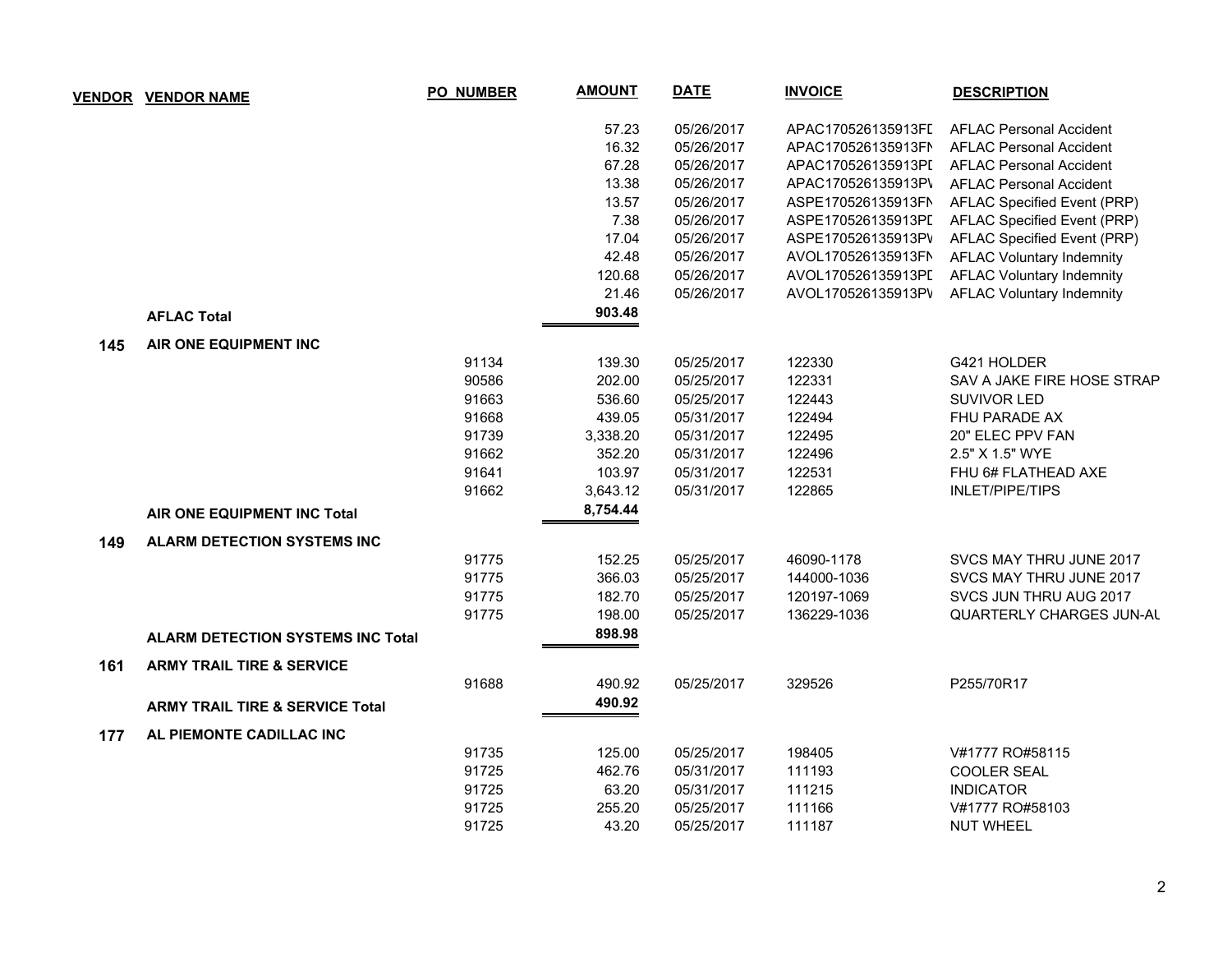| VENDOR | VENDOR NAME | PO_NUMBER | AMOUNT | DATE | INVOICE | DESCRIPTION |
|---|---|---|---|---|---|---|
| | | | 57.23 | 05/26/2017 | APAC170526135913FD | AFLAC Personal Accident |
| | | | 16.32 | 05/26/2017 | APAC170526135913FN | AFLAC Personal Accident |
| | | | 67.28 | 05/26/2017 | APAC170526135913PD | AFLAC Personal Accident |
| | | | 13.38 | 05/26/2017 | APAC170526135913PV | AFLAC Personal Accident |
| | | | 13.57 | 05/26/2017 | ASPE170526135913FN | AFLAC Specified Event (PRP) |
| | | | 7.38 | 05/26/2017 | ASPE170526135913PD | AFLAC Specified Event (PRP) |
| | | | 17.04 | 05/26/2017 | ASPE170526135913PV | AFLAC Specified Event (PRP) |
| | | | 42.48 | 05/26/2017 | AVOL170526135913FN | AFLAC Voluntary Indemnity |
| | | | 120.68 | 05/26/2017 | AVOL170526135913PD | AFLAC Voluntary Indemnity |
| | | | 21.46 | 05/26/2017 | AVOL170526135913PV | AFLAC Voluntary Indemnity |
| | **AFLAC Total** | | **903.48** | | | |
| **145** | **AIR ONE EQUIPMENT INC** | | | | | |
| | | 91134 | 139.30 | 05/25/2017 | 122330 | G421 HOLDER |
| | | 90586 | 202.00 | 05/25/2017 | 122331 | SAV A JAKE FIRE HOSE STRAP |
| | | 91663 | 536.60 | 05/25/2017 | 122443 | SUVIVOR LED |
| | | 91668 | 439.05 | 05/31/2017 | 122494 | FHU PARADE AX |
| | | 91739 | 3,338.20 | 05/31/2017 | 122495 | 20" ELEC PPV FAN |
| | | 91662 | 352.20 | 05/31/2017 | 122496 | 2.5" X 1.5" WYE |
| | | 91641 | 103.97 | 05/31/2017 | 122531 | FHU 6# FLATHEAD AXE |
| | | 91662 | 3,643.12 | 05/31/2017 | 122865 | INLET/PIPE/TIPS |
| | **AIR ONE EQUIPMENT INC Total** | | **8,754.44** | | | |
| **149** | **ALARM DETECTION SYSTEMS INC** | | | | | |
| | | 91775 | 152.25 | 05/25/2017 | 46090-1178 | SVCS MAY THRU JUNE 2017 |
| | | 91775 | 366.03 | 05/25/2017 | 144000-1036 | SVCS MAY THRU JUNE 2017 |
| | | 91775 | 182.70 | 05/25/2017 | 120197-1069 | SVCS JUN THRU AUG 2017 |
| | | 91775 | 198.00 | 05/25/2017 | 136229-1036 | QUARTERLY CHARGES JUN-AU |
| | **ALARM DETECTION SYSTEMS INC Total** | | **898.98** | | | |
| **161** | **ARMY TRAIL TIRE & SERVICE** | | | | | |
| | | 91688 | 490.92 | 05/25/2017 | 329526 | P255/70R17 |
| | **ARMY TRAIL TIRE & SERVICE Total** | | **490.92** | | | |
| **177** | **AL PIEMONTE CADILLAC INC** | | | | | |
| | | 91735 | 125.00 | 05/25/2017 | 198405 | V#1777 RO#58115 |
| | | 91725 | 462.76 | 05/31/2017 | 111193 | COOLER SEAL |
| | | 91725 | 63.20 | 05/31/2017 | 111215 | INDICATOR |
| | | 91725 | 255.20 | 05/25/2017 | 111166 | V#1777 RO#58103 |
| | | 91725 | 43.20 | 05/25/2017 | 111187 | NUT WHEEL |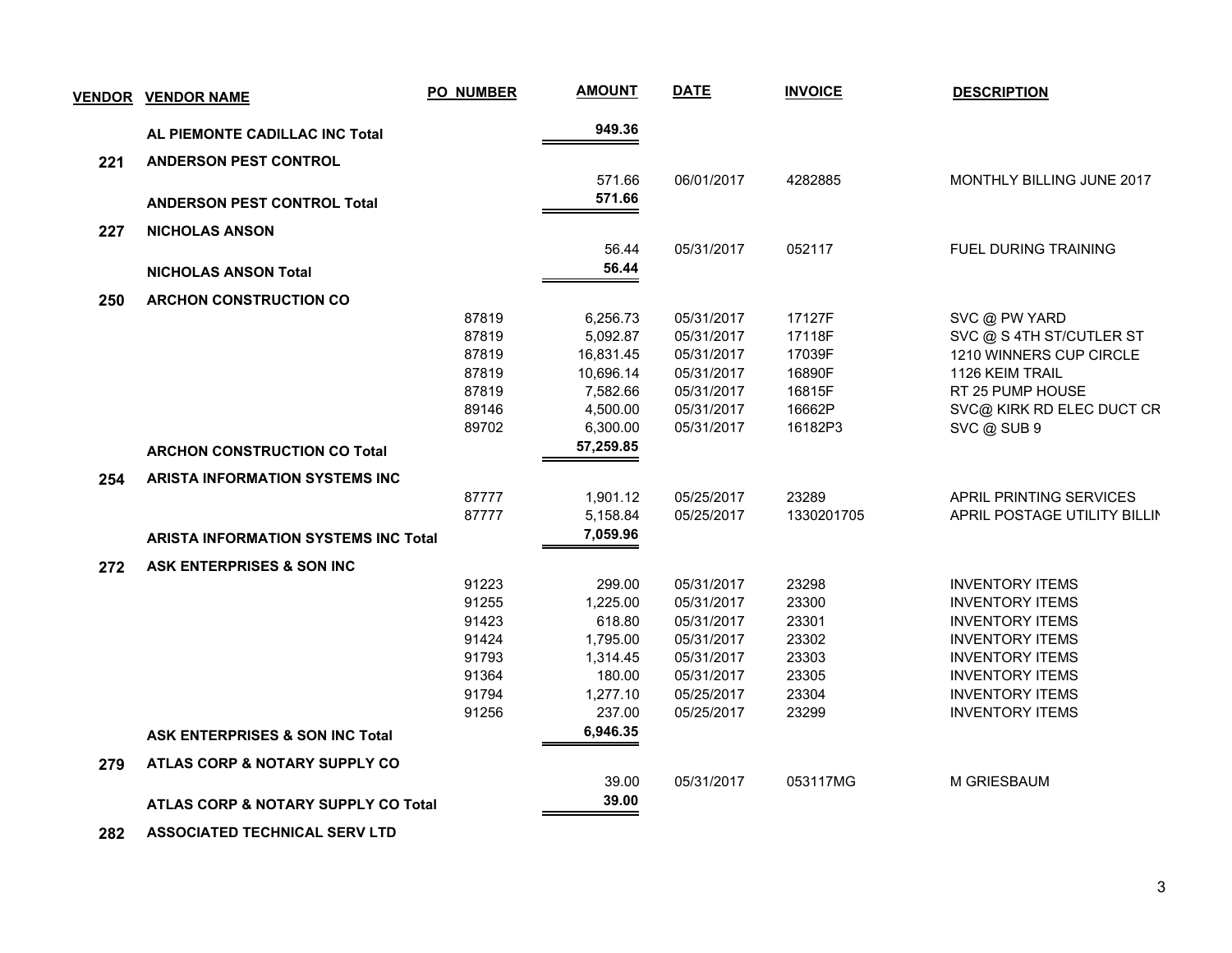| VENDOR | VENDOR NAME | PO NUMBER | AMOUNT | DATE | INVOICE | DESCRIPTION |
|---|---|---|---|---|---|---|
| | **AL PIEMONTE CADILLAC INC Total** | | **949.36** | | | |
| **221** | **ANDERSON PEST CONTROL** | | | | | |
| | | | 571.66 | 06/01/2017 | 4282885 | MONTHLY BILLING JUNE 2017 |
| | **ANDERSON PEST CONTROL Total** | | **571.66** | | | |
| **227** | **NICHOLAS ANSON** | | | | | |
| | | | 56.44 | 05/31/2017 | 052117 | FUEL DURING TRAINING |
| | **NICHOLAS ANSON Total** | | **56.44** | | | |
| **250** | **ARCHON CONSTRUCTION CO** | | | | | |
| | | 87819 | 6,256.73 | 05/31/2017 | 17127F | SVC @ PW YARD |
| | | 87819 | 5,092.87 | 05/31/2017 | 17118F | SVC @ S 4TH ST/CUTLER ST |
| | | 87819 | 16,831.45 | 05/31/2017 | 17039F | 1210 WINNERS CUP CIRCLE |
| | | 87819 | 10,696.14 | 05/31/2017 | 16890F | 1126 KEIM TRAIL |
| | | 87819 | 7,582.66 | 05/31/2017 | 16815F | RT 25 PUMP HOUSE |
| | | 89146 | 4,500.00 | 05/31/2017 | 16662P | SVC@ KIRK RD ELEC DUCT CR |
| | | 89702 | 6,300.00 | 05/31/2017 | 16182P3 | SVC @ SUB 9 |
| | **ARCHON CONSTRUCTION CO Total** | | **57,259.85** | | | |
| **254** | **ARISTA INFORMATION SYSTEMS INC** | | | | | |
| | | 87777 | 1,901.12 | 05/25/2017 | 23289 | APRIL PRINTING SERVICES |
| | | 87777 | 5,158.84 | 05/25/2017 | 1330201705 | APRIL POSTAGE UTILITY BILLIN |
| | **ARISTA INFORMATION SYSTEMS INC Total** | | **7,059.96** | | | |
| **272** | **ASK ENTERPRISES & SON INC** | | | | | |
| | | 91223 | 299.00 | 05/31/2017 | 23298 | INVENTORY ITEMS |
| | | 91255 | 1,225.00 | 05/31/2017 | 23300 | INVENTORY ITEMS |
| | | 91423 | 618.80 | 05/31/2017 | 23301 | INVENTORY ITEMS |
| | | 91424 | 1,795.00 | 05/31/2017 | 23302 | INVENTORY ITEMS |
| | | 91793 | 1,314.45 | 05/31/2017 | 23303 | INVENTORY ITEMS |
| | | 91364 | 180.00 | 05/31/2017 | 23305 | INVENTORY ITEMS |
| | | 91794 | 1,277.10 | 05/25/2017 | 23304 | INVENTORY ITEMS |
| | | 91256 | 237.00 | 05/25/2017 | 23299 | INVENTORY ITEMS |
| | **ASK ENTERPRISES & SON INC Total** | | **6,946.35** | | | |
| **279** | **ATLAS CORP & NOTARY SUPPLY CO** | | | | | |
| | | | 39.00 | 05/31/2017 | 053117MG | M GRIESBAUM |
| | **ATLAS CORP & NOTARY SUPPLY CO Total** | | **39.00** | | | |
| **282** | **ASSOCIATED TECHNICAL SERV LTD** | | | | | |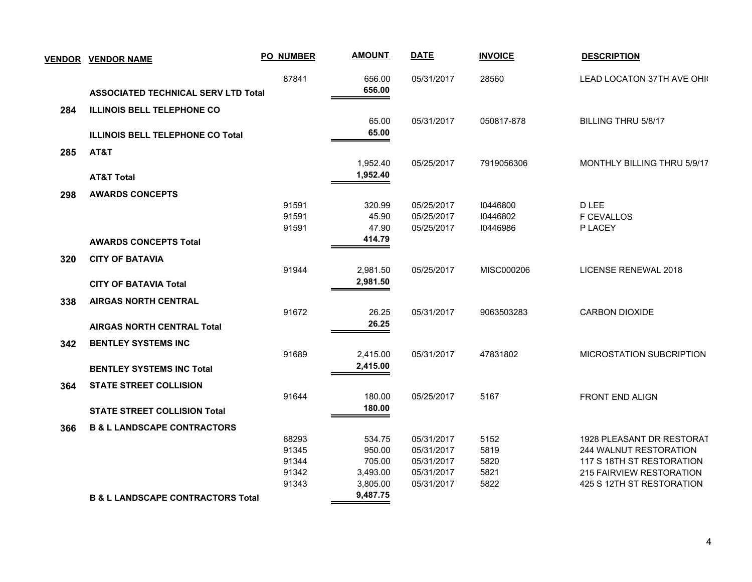| VENDOR | VENDOR NAME | PO NUMBER | AMOUNT | DATE | INVOICE | DESCRIPTION |
|---|---|---|---|---|---|---|
| | | 87841 | 656.00 | 05/31/2017 | 28560 | LEAD LOCATON 37TH AVE OHI( |
| | **ASSOCIATED TECHNICAL SERV LTD Total** | | **656.00** | | | |
| **284** | **ILLINOIS BELL TELEPHONE CO** | | | | | |
| | | | 65.00 | 05/31/2017 | 050817-878 | BILLING THRU 5/8/17 |
| | **ILLINOIS BELL TELEPHONE CO Total** | | **65.00** | | | |
| **285** | **AT&T** | | | | | |
| | | | 1,952.40 | 05/25/2017 | 7919056306 | MONTHLY BILLING THRU 5/9/17 |
| | **AT&T Total** | | **1,952.40** | | | |
| **298** | **AWARDS CONCEPTS** | | | | | |
| | | 91591 | 320.99 | 05/25/2017 | I0446800 | D LEE |
| | | 91591 | 45.90 | 05/25/2017 | I0446802 | F CEVALLOS |
| | | 91591 | 47.90 | 05/25/2017 | I0446986 | P LACEY |
| | **AWARDS CONCEPTS Total** | | **414.79** | | | |
| **320** | **CITY OF BATAVIA** | | | | | |
| | | 91944 | 2,981.50 | 05/25/2017 | MISC000206 | LICENSE RENEWAL 2018 |
| | **CITY OF BATAVIA Total** | | **2,981.50** | | | |
| **338** | **AIRGAS NORTH CENTRAL** | | | | | |
| | | 91672 | 26.25 | 05/31/2017 | 9063503283 | CARBON DIOXIDE |
| | **AIRGAS NORTH CENTRAL Total** | | **26.25** | | | |
| **342** | **BENTLEY SYSTEMS INC** | | | | | |
| | | 91689 | 2,415.00 | 05/31/2017 | 47831802 | MICROSTATION SUBCRIPTION |
| | **BENTLEY SYSTEMS INC Total** | | **2,415.00** | | | |
| **364** | **STATE STREET COLLISION** | | | | | |
| | | 91644 | 180.00 | 05/25/2017 | 5167 | FRONT END ALIGN |
| | **STATE STREET COLLISION Total** | | **180.00** | | | |
| **366** | **B & L LANDSCAPE CONTRACTORS** | | | | | |
| | | 88293 | 534.75 | 05/31/2017 | 5152 | 1928 PLEASANT DR RESTORAT |
| | | 91345 | 950.00 | 05/31/2017 | 5819 | 244 WALNUT RESTORATION |
| | | 91344 | 705.00 | 05/31/2017 | 5820 | 117 S 18TH ST RESTORATION |
| | | 91342 | 3,493.00 | 05/31/2017 | 5821 | 215 FAIRVIEW RESTORATION |
| | | 91343 | 3,805.00 | 05/31/2017 | 5822 | 425 S 12TH ST RESTORATION |
| | **B & L LANDSCAPE CONTRACTORS Total** | | **9,487.75** | | | |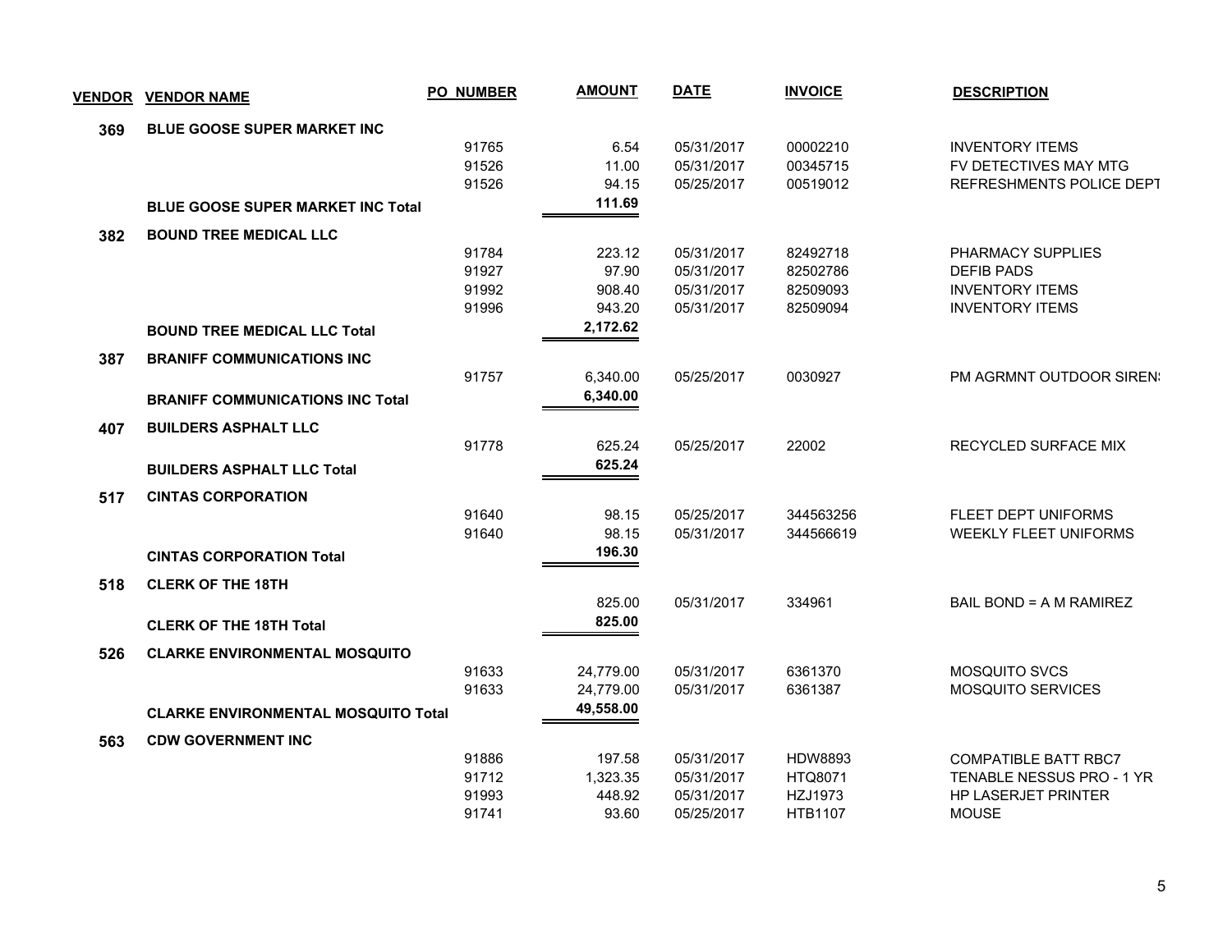| VENDOR | VENDOR NAME | PO NUMBER | AMOUNT | DATE | INVOICE | DESCRIPTION |
|---|---|---|---|---|---|---|
| 369 | BLUE GOOSE SUPER MARKET INC | | | | | |
| | | 91765 | 6.54 | 05/31/2017 | 00002210 | INVENTORY ITEMS |
| | | 91526 | 11.00 | 05/31/2017 | 00345715 | FV DETECTIVES MAY MTG |
| | | 91526 | 94.15 | 05/25/2017 | 00519012 | REFRESHMENTS POLICE DEPT |
| | BLUE GOOSE SUPER MARKET INC Total | | 111.69 | | | |
| 382 | BOUND TREE MEDICAL LLC | | | | | |
| | | 91784 | 223.12 | 05/31/2017 | 82492718 | PHARMACY SUPPLIES |
| | | 91927 | 97.90 | 05/31/2017 | 82502786 | DEFIB PADS |
| | | 91992 | 908.40 | 05/31/2017 | 82509093 | INVENTORY ITEMS |
| | | 91996 | 943.20 | 05/31/2017 | 82509094 | INVENTORY ITEMS |
| | BOUND TREE MEDICAL LLC Total | | 2,172.62 | | | |
| 387 | BRANIFF COMMUNICATIONS INC | | | | | |
| | | 91757 | 6,340.00 | 05/25/2017 | 0030927 | PM AGRMNT OUTDOOR SIRENS |
| | BRANIFF COMMUNICATIONS INC Total | | 6,340.00 | | | |
| 407 | BUILDERS ASPHALT LLC | | | | | |
| | | 91778 | 625.24 | 05/25/2017 | 22002 | RECYCLED SURFACE MIX |
| | BUILDERS ASPHALT LLC Total | | 625.24 | | | |
| 517 | CINTAS CORPORATION | | | | | |
| | | 91640 | 98.15 | 05/25/2017 | 344563256 | FLEET DEPT UNIFORMS |
| | | 91640 | 98.15 | 05/31/2017 | 344566619 | WEEKLY FLEET UNIFORMS |
| | CINTAS CORPORATION Total | | 196.30 | | | |
| 518 | CLERK OF THE 18TH | | | | | |
| | | | 825.00 | 05/31/2017 | 334961 | BAIL BOND = A M RAMIREZ |
| | CLERK OF THE 18TH Total | | 825.00 | | | |
| 526 | CLARKE ENVIRONMENTAL MOSQUITO | | | | | |
| | | 91633 | 24,779.00 | 05/31/2017 | 6361370 | MOSQUITO SVCS |
| | | 91633 | 24,779.00 | 05/31/2017 | 6361387 | MOSQUITO SERVICES |
| | CLARKE ENVIRONMENTAL MOSQUITO Total | | 49,558.00 | | | |
| 563 | CDW GOVERNMENT INC | | | | | |
| | | 91886 | 197.58 | 05/31/2017 | HDW8893 | COMPATIBLE BATT RBC7 |
| | | 91712 | 1,323.35 | 05/31/2017 | HTQ8071 | TENABLE NESSUS PRO - 1 YR |
| | | 91993 | 448.92 | 05/31/2017 | HZJ1973 | HP LASERJET PRINTER |
| | | 91741 | 93.60 | 05/25/2017 | HTB1107 | MOUSE |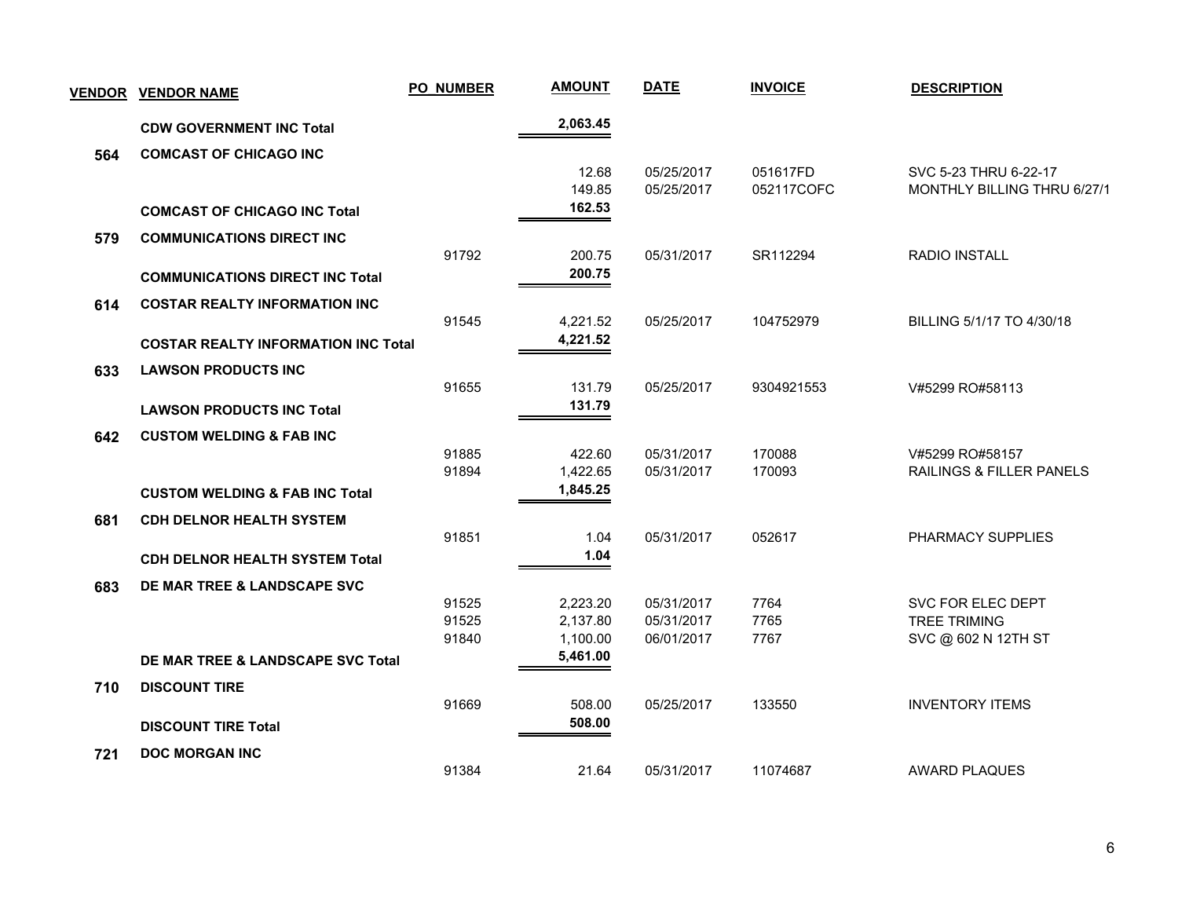| VENDOR | VENDOR NAME | PO_NUMBER | AMOUNT | DATE | INVOICE | DESCRIPTION |
|---|---|---|---|---|---|---|
| | **CDW GOVERNMENT INC Total** | | **2,063.45** | | | |
| **564** | **COMCAST OF CHICAGO INC** | | | | | |
| | | | 12.68 | 05/25/2017 | 051617FD | SVC 5-23 THRU 6-22-17 |
| | | | 149.85 | 05/25/2017 | 052117COFC | MONTHLY BILLING THRU 6/27/1 |
| | **COMCAST OF CHICAGO INC Total** | | **162.53** | | | |
| **579** | **COMMUNICATIONS DIRECT INC** | | | | | |
| | | 91792 | 200.75 | 05/31/2017 | SR112294 | RADIO INSTALL |
| | **COMMUNICATIONS DIRECT INC Total** | | **200.75** | | | |
| **614** | **COSTAR REALTY INFORMATION INC** | | | | | |
| | | 91545 | 4,221.52 | 05/25/2017 | 104752979 | BILLING 5/1/17 TO 4/30/18 |
| | **COSTAR REALTY INFORMATION INC Total** | | **4,221.52** | | | |
| **633** | **LAWSON PRODUCTS INC** | | | | | |
| | | 91655 | 131.79 | 05/25/2017 | 9304921553 | V#5299 RO#58113 |
| | **LAWSON PRODUCTS INC Total** | | **131.79** | | | |
| **642** | **CUSTOM WELDING & FAB INC** | | | | | |
| | | 91885 | 422.60 | 05/31/2017 | 170088 | V#5299 RO#58157 |
| | | 91894 | 1,422.65 | 05/31/2017 | 170093 | RAILINGS & FILLER PANELS |
| | **CUSTOM WELDING & FAB INC Total** | | **1,845.25** | | | |
| **681** | **CDH DELNOR HEALTH SYSTEM** | | | | | |
| | | 91851 | 1.04 | 05/31/2017 | 052617 | PHARMACY SUPPLIES |
| | **CDH DELNOR HEALTH SYSTEM Total** | | **1.04** | | | |
| **683** | **DE MAR TREE & LANDSCAPE SVC** | | | | | |
| | | 91525 | 2,223.20 | 05/31/2017 | 7764 | SVC FOR ELEC DEPT |
| | | 91525 | 2,137.80 | 05/31/2017 | 7765 | TREE TRIMING |
| | | 91840 | 1,100.00 | 06/01/2017 | 7767 | SVC @ 602 N 12TH ST |
| | **DE MAR TREE & LANDSCAPE SVC Total** | | **5,461.00** | | | |
| **710** | **DISCOUNT TIRE** | | | | | |
| | | 91669 | 508.00 | 05/25/2017 | 133550 | INVENTORY ITEMS |
| | **DISCOUNT TIRE Total** | | **508.00** | | | |
| **721** | **DOC MORGAN INC** | | | | | |
| | | 91384 | 21.64 | 05/31/2017 | 11074687 | AWARD PLAQUES |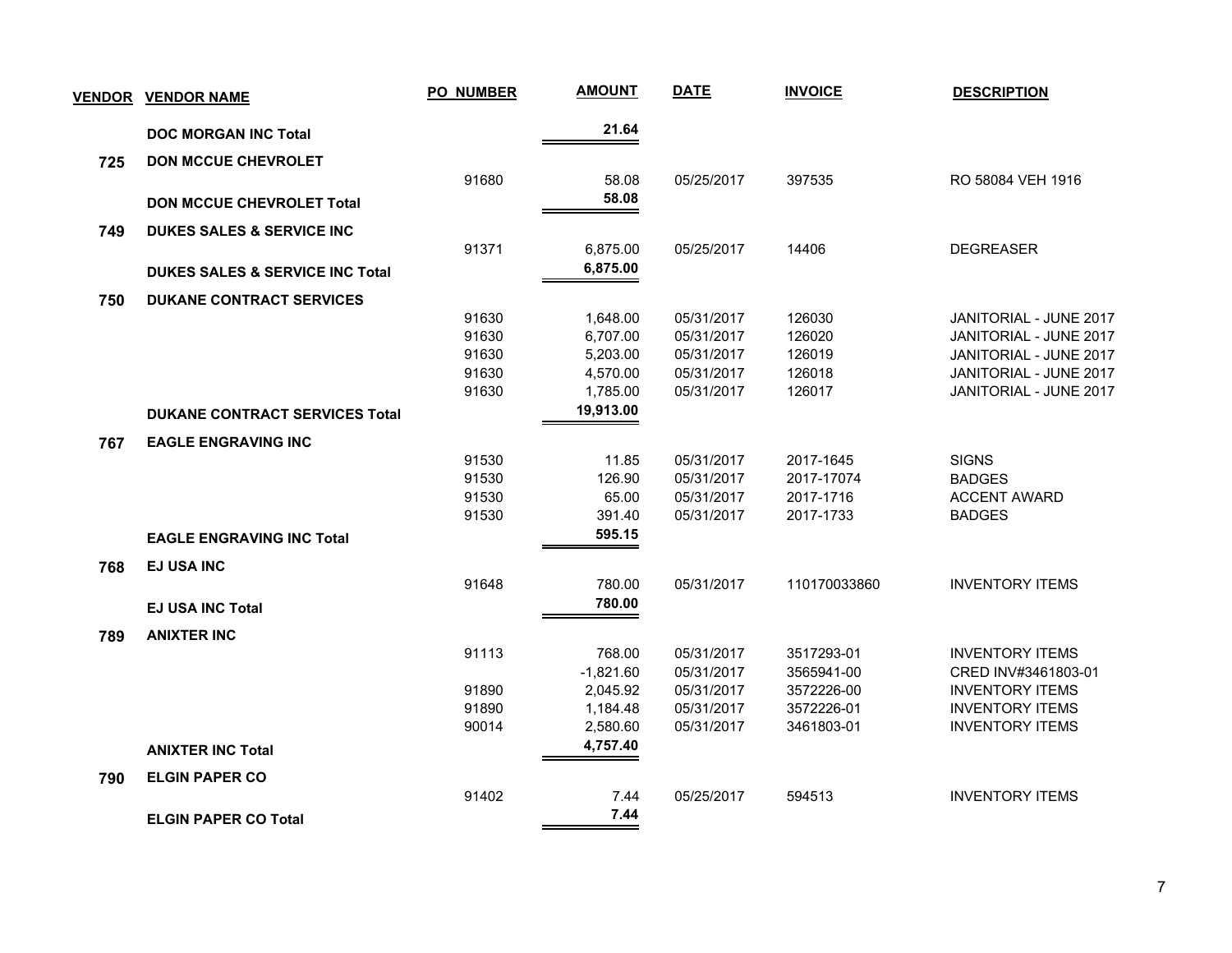| VENDOR | VENDOR NAME | PO NUMBER | AMOUNT | DATE | INVOICE | DESCRIPTION |
|---|---|---|---|---|---|---|
| | **DOC MORGAN INC Total** | | **21.64** | | | |
| **725** | **DON MCCUE CHEVROLET** | | | | | |
| | | 91680 | 58.08 | 05/25/2017 | 397535 | RO 58084 VEH 1916 |
| | **DON MCCUE CHEVROLET Total** | | **58.08** | | | |
| **749** | **DUKES SALES & SERVICE INC** | | | | | |
| | | 91371 | 6,875.00 | 05/25/2017 | 14406 | DEGREASER |
| | **DUKES SALES & SERVICE INC Total** | | **6,875.00** | | | |
| **750** | **DUKANE CONTRACT SERVICES** | | | | | |
| | | 91630 | 1,648.00 | 05/31/2017 | 126030 | JANITORIAL - JUNE 2017 |
| | | 91630 | 6,707.00 | 05/31/2017 | 126020 | JANITORIAL - JUNE 2017 |
| | | 91630 | 5,203.00 | 05/31/2017 | 126019 | JANITORIAL - JUNE 2017 |
| | | 91630 | 4,570.00 | 05/31/2017 | 126018 | JANITORIAL - JUNE 2017 |
| | | 91630 | 1,785.00 | 05/31/2017 | 126017 | JANITORIAL - JUNE 2017 |
| | **DUKANE CONTRACT SERVICES Total** | | **19,913.00** | | | |
| **767** | **EAGLE ENGRAVING INC** | | | | | |
| | | 91530 | 11.85 | 05/31/2017 | 2017-1645 | SIGNS |
| | | 91530 | 126.90 | 05/31/2017 | 2017-17074 | BADGES |
| | | 91530 | 65.00 | 05/31/2017 | 2017-1716 | ACCENT AWARD |
| | | 91530 | 391.40 | 05/31/2017 | 2017-1733 | BADGES |
| | **EAGLE ENGRAVING INC Total** | | **595.15** | | | |
| **768** | **EJ USA INC** | | | | | |
| | | 91648 | 780.00 | 05/31/2017 | 110170033860 | INVENTORY ITEMS |
| | **EJ USA INC Total** | | **780.00** | | | |
| **789** | **ANIXTER INC** | | | | | |
| | | 91113 | 768.00 | 05/31/2017 | 3517293-01 | INVENTORY ITEMS |
| | | | -1,821.60 | 05/31/2017 | 3565941-00 | CRED INV#3461803-01 |
| | | 91890 | 2,045.92 | 05/31/2017 | 3572226-00 | INVENTORY ITEMS |
| | | 91890 | 1,184.48 | 05/31/2017 | 3572226-01 | INVENTORY ITEMS |
| | | 90014 | 2,580.60 | 05/31/2017 | 3461803-01 | INVENTORY ITEMS |
| | **ANIXTER INC Total** | | **4,757.40** | | | |
| **790** | **ELGIN PAPER CO** | | | | | |
| | | 91402 | 7.44 | 05/25/2017 | 594513 | INVENTORY ITEMS |
| | **ELGIN PAPER CO Total** | | **7.44** | | | |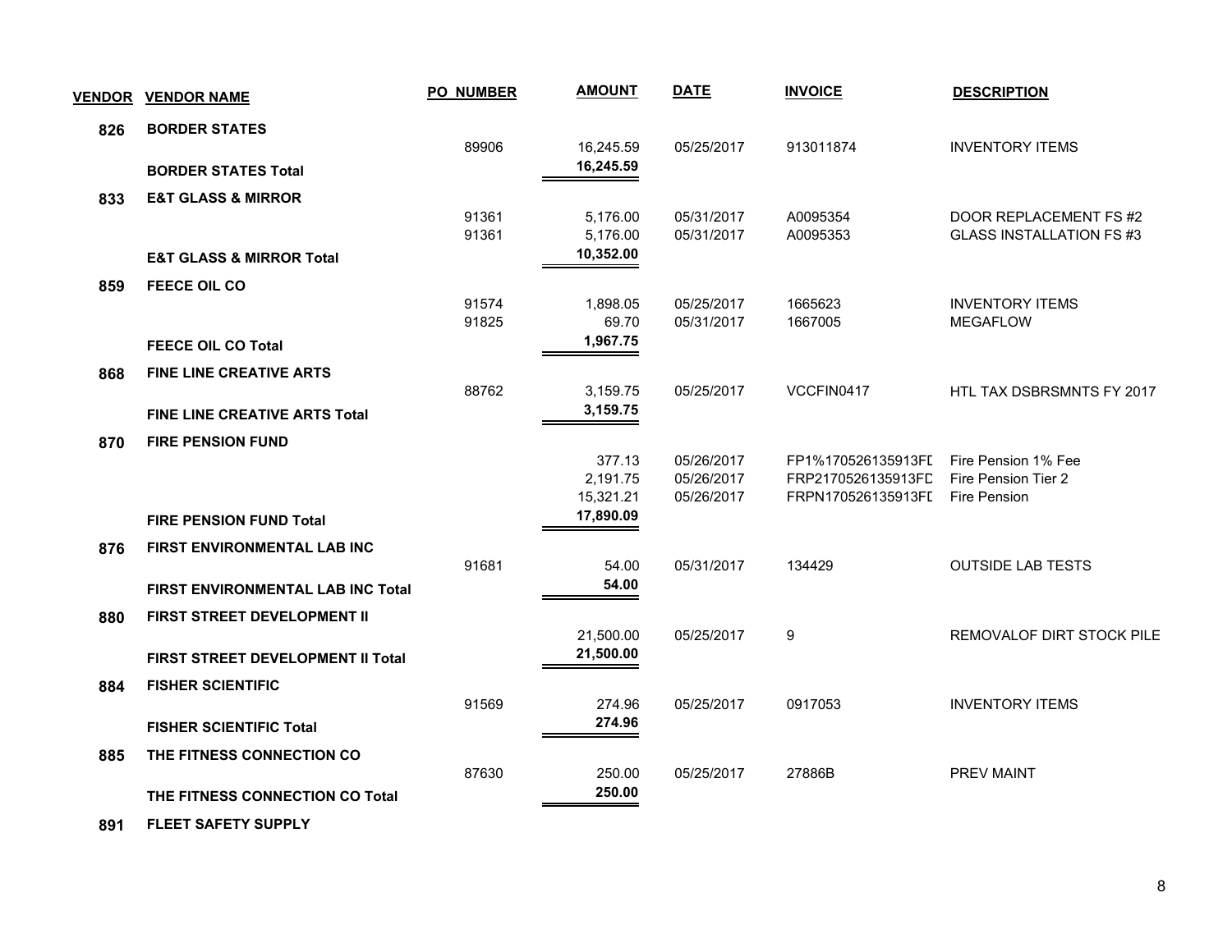| VENDOR | VENDOR NAME | PO NUMBER | AMOUNT | DATE | INVOICE | DESCRIPTION |
|---|---|---|---|---|---|---|
| **826** | **BORDER STATES** | | | | | |
| | | 89906 | 16,245.59 | 05/25/2017 | 913011874 | INVENTORY ITEMS |
| | **BORDER STATES Total** | | **16,245.59** | | | |
| **833** | **E&T GLASS & MIRROR** | | | | | |
| | | 91361 | 5,176.00 | 05/31/2017 | A0095354 | DOOR REPLACEMENT FS #2 |
| | | 91361 | 5,176.00 | 05/31/2017 | A0095353 | GLASS INSTALLATION FS #3 |
| | **E&T GLASS & MIRROR Total** | | **10,352.00** | | | |
| **859** | **FEECE OIL CO** | | | | | |
| | | 91574 | 1,898.05 | 05/25/2017 | 1665623 | INVENTORY ITEMS |
| | | 91825 | 69.70 | 05/31/2017 | 1667005 | MEGAFLOW |
| | **FEECE OIL CO Total** | | **1,967.75** | | | |
| **868** | **FINE LINE CREATIVE ARTS** | | | | | |
| | | 88762 | 3,159.75 | 05/25/2017 | VCCFIN0417 | HTL TAX DSBRSMNTS FY 2017 |
| | **FINE LINE CREATIVE ARTS Total** | | **3,159.75** | | | |
| **870** | **FIRE PENSION FUND** | | | | | |
| | | | 377.13 | 05/26/2017 | FP1%170526135913FD | Fire Pension 1% Fee |
| | | | 2,191.75 | 05/26/2017 | FRP2170526135913FD | Fire Pension Tier 2 |
| | | | 15,321.21 | 05/26/2017 | FRPN170526135913FD | Fire Pension |
| | **FIRE PENSION FUND Total** | | **17,890.09** | | | |
| **876** | **FIRST ENVIRONMENTAL LAB INC** | | | | | |
| | | 91681 | 54.00 | 05/31/2017 | 134429 | OUTSIDE LAB TESTS |
| | **FIRST ENVIRONMENTAL LAB INC Total** | | **54.00** | | | |
| **880** | **FIRST STREET DEVELOPMENT II** | | | | | |
| | | | 21,500.00 | 05/25/2017 | 9 | REMOVALOF DIRT STOCK PILE |
| | **FIRST STREET DEVELOPMENT II Total** | | **21,500.00** | | | |
| **884** | **FISHER SCIENTIFIC** | | | | | |
| | | 91569 | 274.96 | 05/25/2017 | 0917053 | INVENTORY ITEMS |
| | **FISHER SCIENTIFIC Total** | | **274.96** | | | |
| **885** | **THE FITNESS CONNECTION CO** | | | | | |
| | | 87630 | 250.00 | 05/25/2017 | 27886B | PREV MAINT |
| | **THE FITNESS CONNECTION CO Total** | | **250.00** | | | |
| **891** | **FLEET SAFETY SUPPLY** | | | | | |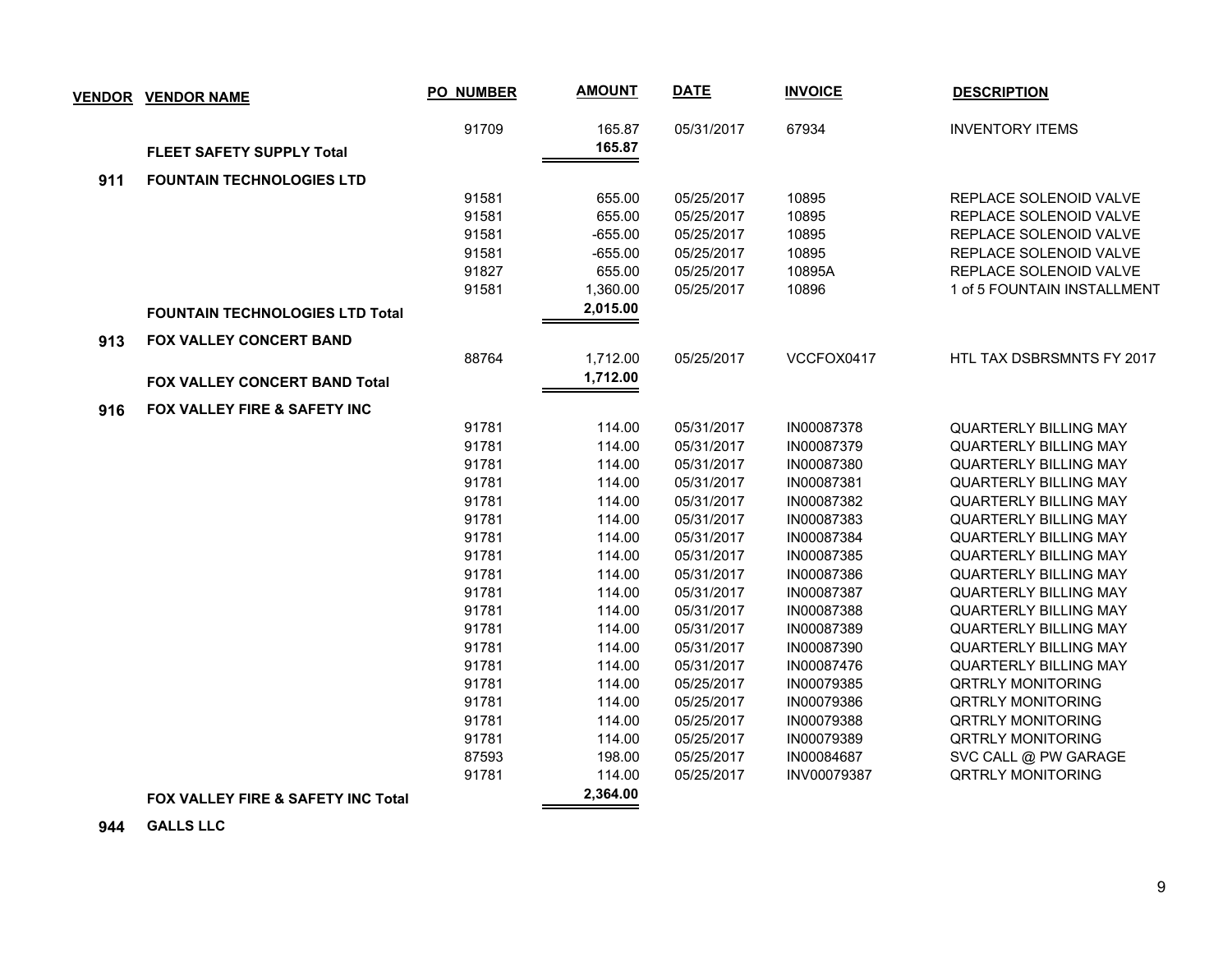| VENDOR | VENDOR NAME | PO_NUMBER | AMOUNT | DATE | INVOICE | DESCRIPTION |
|---|---|---|---|---|---|---|
| | | 91709 | 165.87 | 05/31/2017 | 67934 | INVENTORY ITEMS |
| | **FLEET SAFETY SUPPLY Total** | | **165.87** | | | |
| **911** | **FOUNTAIN TECHNOLOGIES LTD** | | | | | |
| | | 91581 | 655.00 | 05/25/2017 | 10895 | REPLACE SOLENOID VALVE |
| | | 91581 | 655.00 | 05/25/2017 | 10895 | REPLACE SOLENOID VALVE |
| | | 91581 | -655.00 | 05/25/2017 | 10895 | REPLACE SOLENOID VALVE |
| | | 91581 | -655.00 | 05/25/2017 | 10895 | REPLACE SOLENOID VALVE |
| | | 91827 | 655.00 | 05/25/2017 | 10895A | REPLACE SOLENOID VALVE |
| | | 91581 | 1,360.00 | 05/25/2017 | 10896 | 1 of 5 FOUNTAIN INSTALLMENT |
| | **FOUNTAIN TECHNOLOGIES LTD Total** | | **2,015.00** | | | |
| **913** | **FOX VALLEY CONCERT BAND** | | | | | |
| | | 88764 | 1,712.00 | 05/25/2017 | VCCFOX0417 | HTL TAX DSBRSMNTS FY 2017 |
| | **FOX VALLEY CONCERT BAND Total** | | **1,712.00** | | | |
| **916** | **FOX VALLEY FIRE & SAFETY INC** | | | | | |
| | | 91781 | 114.00 | 05/31/2017 | IN00087378 | QUARTERLY BILLING MAY |
| | | 91781 | 114.00 | 05/31/2017 | IN00087379 | QUARTERLY BILLING MAY |
| | | 91781 | 114.00 | 05/31/2017 | IN00087380 | QUARTERLY BILLING MAY |
| | | 91781 | 114.00 | 05/31/2017 | IN00087381 | QUARTERLY BILLING MAY |
| | | 91781 | 114.00 | 05/31/2017 | IN00087382 | QUARTERLY BILLING MAY |
| | | 91781 | 114.00 | 05/31/2017 | IN00087383 | QUARTERLY BILLING MAY |
| | | 91781 | 114.00 | 05/31/2017 | IN00087384 | QUARTERLY BILLING MAY |
| | | 91781 | 114.00 | 05/31/2017 | IN00087385 | QUARTERLY BILLING MAY |
| | | 91781 | 114.00 | 05/31/2017 | IN00087386 | QUARTERLY BILLING MAY |
| | | 91781 | 114.00 | 05/31/2017 | IN00087387 | QUARTERLY BILLING MAY |
| | | 91781 | 114.00 | 05/31/2017 | IN00087388 | QUARTERLY BILLING MAY |
| | | 91781 | 114.00 | 05/31/2017 | IN00087389 | QUARTERLY BILLING MAY |
| | | 91781 | 114.00 | 05/31/2017 | IN00087390 | QUARTERLY BILLING MAY |
| | | 91781 | 114.00 | 05/31/2017 | IN00087476 | QUARTERLY BILLING MAY |
| | | 91781 | 114.00 | 05/25/2017 | IN00079385 | QRTRLY MONITORING |
| | | 91781 | 114.00 | 05/25/2017 | IN00079386 | QRTRLY MONITORING |
| | | 91781 | 114.00 | 05/25/2017 | IN00079388 | QRTRLY MONITORING |
| | | 91781 | 114.00 | 05/25/2017 | IN00079389 | QRTRLY MONITORING |
| | | 87593 | 198.00 | 05/25/2017 | IN00084687 | SVC CALL @ PW GARAGE |
| | | 91781 | 114.00 | 05/25/2017 | INV00079387 | QRTRLY MONITORING |
| | **FOX VALLEY FIRE & SAFETY INC Total** | | **2,364.00** | | | |
| **944** | **GALLS LLC** | | | | | |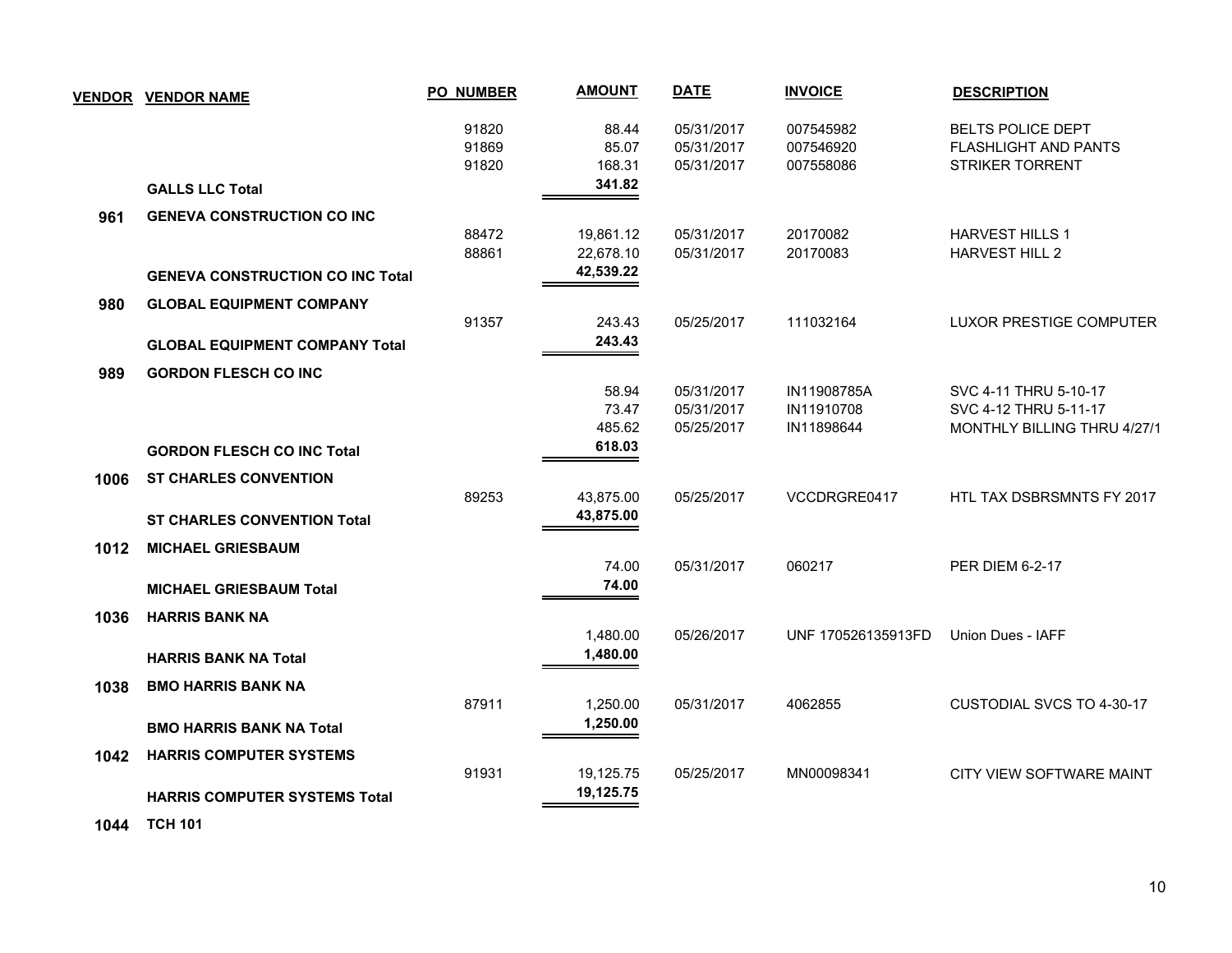| VENDOR | VENDOR NAME | PO NUMBER | AMOUNT | DATE | INVOICE | DESCRIPTION |
|---|---|---|---|---|---|---|
| | | 91820 | 88.44 | 05/31/2017 | 007545982 | BELTS POLICE DEPT |
| | | 91869 | 85.07 | 05/31/2017 | 007546920 | FLASHLIGHT AND PANTS |
| | | 91820 | 168.31 | 05/31/2017 | 007558086 | STRIKER TORRENT |
| | **GALLS LLC Total** | | **341.82** | | | |
| **961** | **GENEVA CONSTRUCTION CO INC** | | | | | |
| | | 88472 | 19,861.12 | 05/31/2017 | 20170082 | HARVEST HILLS 1 |
| | | 88861 | 22,678.10 | 05/31/2017 | 20170083 | HARVEST HILL 2 |
| | **GENEVA CONSTRUCTION CO INC Total** | | **42,539.22** | | | |
| **980** | **GLOBAL EQUIPMENT COMPANY** | | | | | |
| | | 91357 | 243.43 | 05/25/2017 | 111032164 | LUXOR PRESTIGE COMPUTER |
| | **GLOBAL EQUIPMENT COMPANY Total** | | **243.43** | | | |
| **989** | **GORDON FLESCH CO INC** | | | | | |
| | | | 58.94 | 05/31/2017 | IN11908785A | SVC 4-11 THRU 5-10-17 |
| | | | 73.47 | 05/31/2017 | IN11910708 | SVC 4-12 THRU 5-11-17 |
| | | | 485.62 | 05/25/2017 | IN11898644 | MONTHLY BILLING THRU 4/27/1 |
| | **GORDON FLESCH CO INC Total** | | **618.03** | | | |
| **1006** | **ST CHARLES CONVENTION** | | | | | |
| | | 89253 | 43,875.00 | 05/25/2017 | VCCDRGRE0417 | HTL TAX DSBRSMNTS FY 2017 |
| | **ST CHARLES CONVENTION Total** | | **43,875.00** | | | |
| **1012** | **MICHAEL GRIESBAUM** | | | | | |
| | | | 74.00 | 05/31/2017 | 060217 | PER DIEM 6-2-17 |
| | **MICHAEL GRIESBAUM Total** | | **74.00** | | | |
| **1036** | **HARRIS BANK NA** | | | | | |
| | | | 1,480.00 | 05/26/2017 | UNF 170526135913FD | Union Dues - IAFF |
| | **HARRIS BANK NA Total** | | **1,480.00** | | | |
| **1038** | **BMO HARRIS BANK NA** | | | | | |
| | | 87911 | 1,250.00 | 05/31/2017 | 4062855 | CUSTODIAL SVCS TO 4-30-17 |
| | **BMO HARRIS BANK NA Total** | | **1,250.00** | | | |
| **1042** | **HARRIS COMPUTER SYSTEMS** | | | | | |
| | | 91931 | 19,125.75 | 05/25/2017 | MN00098341 | CITY VIEW SOFTWARE MAINT |
| | **HARRIS COMPUTER SYSTEMS Total** | | **19,125.75** | | | |
| **1044** | **TCH 101** | | | | | |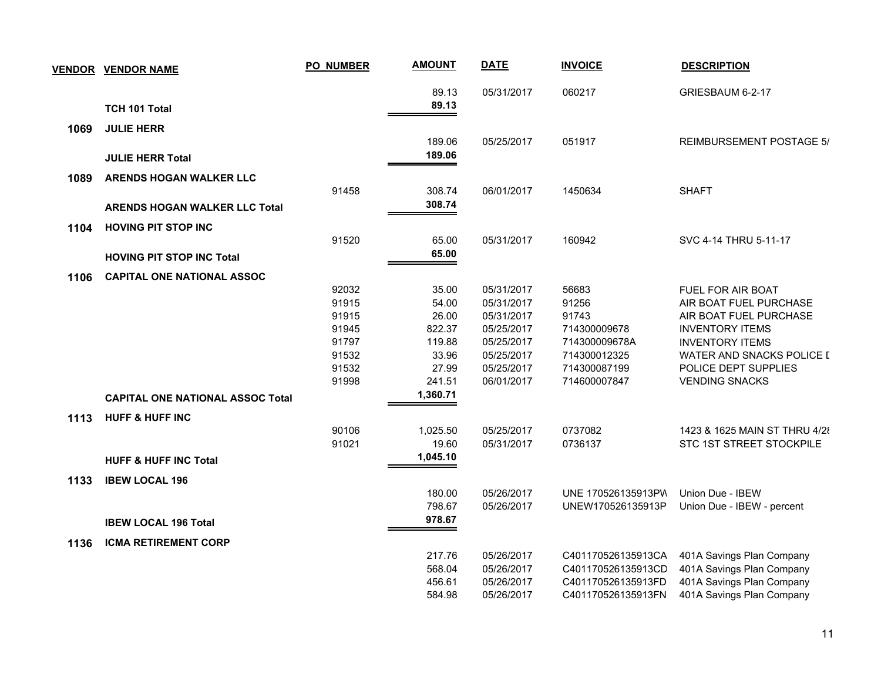| VENDOR | VENDOR NAME | PO_NUMBER | AMOUNT | DATE | INVOICE | DESCRIPTION |
|---|---|---|---|---|---|---|
| | | | 89.13 | 05/31/2017 | 060217 | GRIESBAUM 6-2-17 |
| | **TCH 101 Total** | | **89.13** | | | |
| **1069** | **JULIE HERR** | | | | | |
| | | | 189.06 | 05/25/2017 | 051917 | REIMBURSEMENT POSTAGE 5/ |
| | **JULIE HERR Total** | | **189.06** | | | |
| **1089** | **ARENDS HOGAN WALKER LLC** | | | | | |
| | | 91458 | 308.74 | 06/01/2017 | 1450634 | SHAFT |
| | **ARENDS HOGAN WALKER LLC Total** | | **308.74** | | | |
| **1104** | **HOVING PIT STOP INC** | | | | | |
| | | 91520 | 65.00 | 05/31/2017 | 160942 | SVC 4-14 THRU 5-11-17 |
| | **HOVING PIT STOP INC Total** | | **65.00** | | | |
| **1106** | **CAPITAL ONE NATIONAL ASSOC** | | | | | |
| | | 92032 | 35.00 | 05/31/2017 | 56683 | FUEL FOR AIR BOAT |
| | | 91915 | 54.00 | 05/31/2017 | 91256 | AIR BOAT FUEL PURCHASE |
| | | 91915 | 26.00 | 05/31/2017 | 91743 | AIR BOAT FUEL PURCHASE |
| | | 91945 | 822.37 | 05/25/2017 | 714300009678 | INVENTORY ITEMS |
| | | 91797 | 119.88 | 05/25/2017 | 714300009678A | INVENTORY ITEMS |
| | | 91532 | 33.96 | 05/25/2017 | 714300012325 | WATER AND SNACKS POLICE D |
| | | 91532 | 27.99 | 05/25/2017 | 714300087199 | POLICE DEPT SUPPLIES |
| | | 91998 | 241.51 | 06/01/2017 | 714600007847 | VENDING SNACKS |
| | **CAPITAL ONE NATIONAL ASSOC Total** | | **1,360.71** | | | |
| **1113** | **HUFF & HUFF INC** | | | | | |
| | | 90106 | 1,025.50 | 05/25/2017 | 0737082 | 1423 & 1625 MAIN ST THRU 4/28 |
| | | 91021 | 19.60 | 05/31/2017 | 0736137 | STC 1ST STREET STOCKPILE |
| | **HUFF & HUFF INC Total** | | **1,045.10** | | | |
| **1133** | **IBEW LOCAL 196** | | | | | |
| | | | 180.00 | 05/26/2017 | UNE 170526135913PW | Union Due - IBEW |
| | | | 798.67 | 05/26/2017 | UNEW170526135913P | Union Due - IBEW - percent |
| | **IBEW LOCAL 196 Total** | | **978.67** | | | |
| **1136** | **ICMA RETIREMENT CORP** | | | | | |
| | | | 217.76 | 05/26/2017 | C401170526135913CA | 401A Savings Plan Company |
| | | | 568.04 | 05/26/2017 | C401170526135913CD | 401A Savings Plan Company |
| | | | 456.61 | 05/26/2017 | C401170526135913FD | 401A Savings Plan Company |
| | | | 584.98 | 05/26/2017 | C401170526135913FN | 401A Savings Plan Company |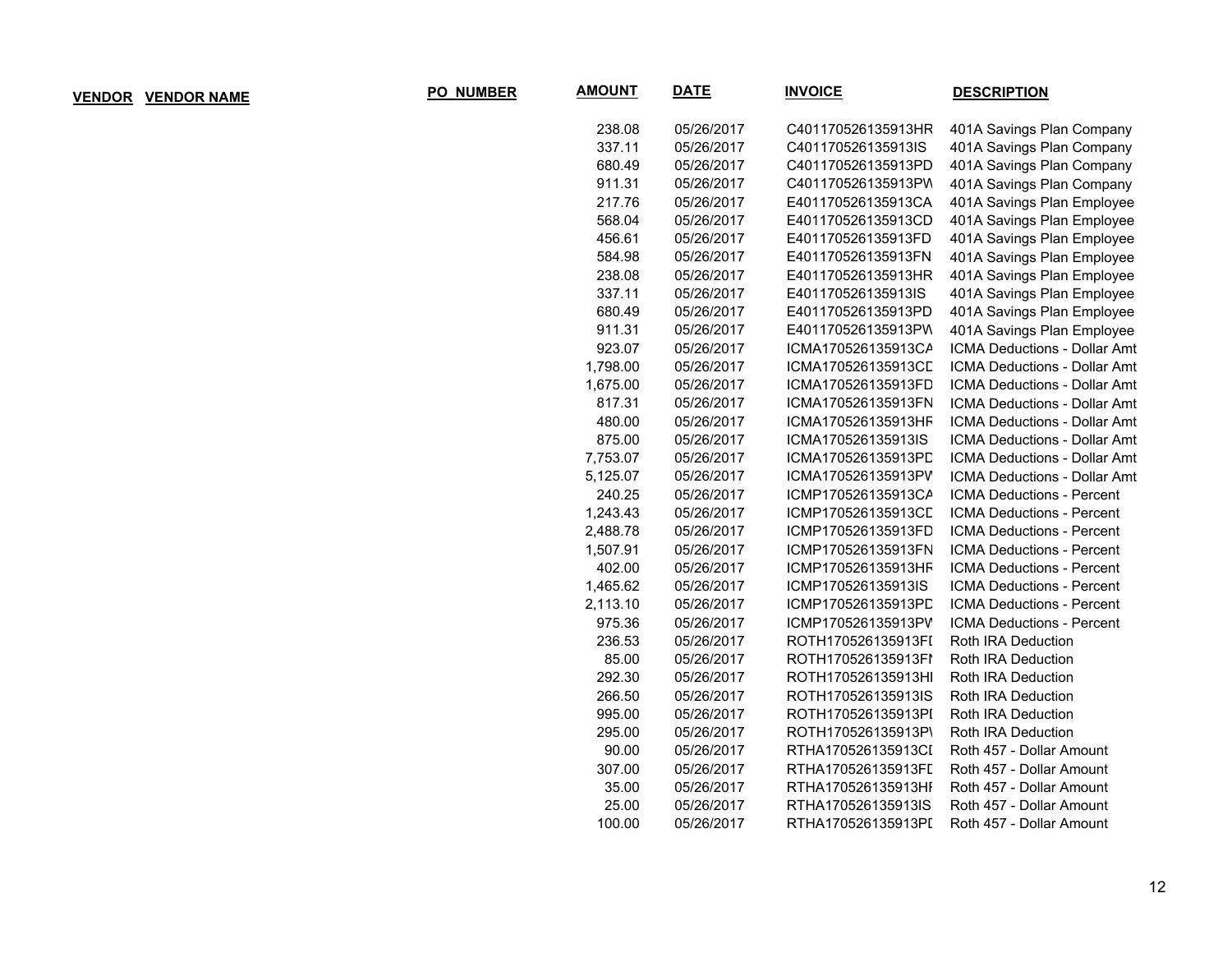| VENDOR | VENDOR NAME | PO_NUMBER | AMOUNT | DATE | INVOICE | DESCRIPTION |
|---|---|---|---|---|---|---|
| | | | 238.08 | 05/26/2017 | C401170526135913HR | 401A Savings Plan Company |
| | | | 337.11 | 05/26/2017 | C401170526135913IS | 401A Savings Plan Company |
| | | | 680.49 | 05/26/2017 | C401170526135913PD | 401A Savings Plan Company |
| | | | 911.31 | 05/26/2017 | C401170526135913PW | 401A Savings Plan Company |
| | | | 217.76 | 05/26/2017 | E401170526135913CA | 401A Savings Plan Employee |
| | | | 568.04 | 05/26/2017 | E401170526135913CD | 401A Savings Plan Employee |
| | | | 456.61 | 05/26/2017 | E401170526135913FD | 401A Savings Plan Employee |
| | | | 584.98 | 05/26/2017 | E401170526135913FN | 401A Savings Plan Employee |
| | | | 238.08 | 05/26/2017 | E401170526135913HR | 401A Savings Plan Employee |
| | | | 337.11 | 05/26/2017 | E401170526135913IS | 401A Savings Plan Employee |
| | | | 680.49 | 05/26/2017 | E401170526135913PD | 401A Savings Plan Employee |
| | | | 911.31 | 05/26/2017 | E401170526135913PW | 401A Savings Plan Employee |
| | | | 923.07 | 05/26/2017 | ICMA170526135913CA | ICMA Deductions - Dollar Amt |
| | | | 1,798.00 | 05/26/2017 | ICMA170526135913CD | ICMA Deductions - Dollar Amt |
| | | | 1,675.00 | 05/26/2017 | ICMA170526135913FD | ICMA Deductions - Dollar Amt |
| | | | 817.31 | 05/26/2017 | ICMA170526135913FN | ICMA Deductions - Dollar Amt |
| | | | 480.00 | 05/26/2017 | ICMA170526135913HR | ICMA Deductions - Dollar Amt |
| | | | 875.00 | 05/26/2017 | ICMA170526135913IS | ICMA Deductions - Dollar Amt |
| | | | 7,753.07 | 05/26/2017 | ICMA170526135913PD | ICMA Deductions - Dollar Amt |
| | | | 5,125.07 | 05/26/2017 | ICMA170526135913PW | ICMA Deductions - Dollar Amt |
| | | | 240.25 | 05/26/2017 | ICMP170526135913CA | ICMA Deductions - Percent |
| | | | 1,243.43 | 05/26/2017 | ICMP170526135913CD | ICMA Deductions - Percent |
| | | | 2,488.78 | 05/26/2017 | ICMP170526135913FD | ICMA Deductions - Percent |
| | | | 1,507.91 | 05/26/2017 | ICMP170526135913FN | ICMA Deductions - Percent |
| | | | 402.00 | 05/26/2017 | ICMP170526135913HR | ICMA Deductions - Percent |
| | | | 1,465.62 | 05/26/2017 | ICMP170526135913IS | ICMA Deductions - Percent |
| | | | 2,113.10 | 05/26/2017 | ICMP170526135913PD | ICMA Deductions - Percent |
| | | | 975.36 | 05/26/2017 | ICMP170526135913PW | ICMA Deductions - Percent |
| | | | 236.53 | 05/26/2017 | ROTH170526135913FD | Roth IRA Deduction |
| | | | 85.00 | 05/26/2017 | ROTH170526135913FN | Roth IRA Deduction |
| | | | 292.30 | 05/26/2017 | ROTH170526135913HR | Roth IRA Deduction |
| | | | 266.50 | 05/26/2017 | ROTH170526135913IS | Roth IRA Deduction |
| | | | 995.00 | 05/26/2017 | ROTH170526135913PD | Roth IRA Deduction |
| | | | 295.00 | 05/26/2017 | ROTH170526135913PW | Roth IRA Deduction |
| | | | 90.00 | 05/26/2017 | RTHA170526135913CD | Roth 457 - Dollar Amount |
| | | | 307.00 | 05/26/2017 | RTHA170526135913FD | Roth 457 - Dollar Amount |
| | | | 35.00 | 05/26/2017 | RTHA170526135913HR | Roth 457 - Dollar Amount |
| | | | 25.00 | 05/26/2017 | RTHA170526135913IS | Roth 457 - Dollar Amount |
| | | | 100.00 | 05/26/2017 | RTHA170526135913PD | Roth 457 - Dollar Amount |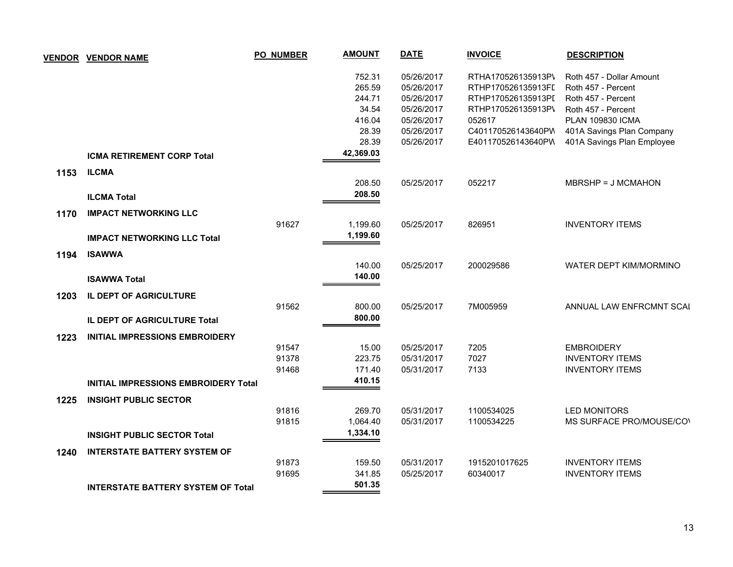| VENDOR | VENDOR NAME | PO NUMBER | AMOUNT | DATE | INVOICE | DESCRIPTION |
|---|---|---|---|---|---|---|
| | | | 752.31 | 05/26/2017 | RTHA170526135913P\ | Roth 457 - Dollar Amount |
| | | | 265.59 | 05/26/2017 | RTHP170526135913FD | Roth 457 - Percent |
| | | | 244.71 | 05/26/2017 | RTHP170526135913PD | Roth 457 - Percent |
| | | | 34.54 | 05/26/2017 | RTHP170526135913P\ | Roth 457 - Percent |
| | | | 416.04 | 05/26/2017 | 052617 | PLAN 109830 ICMA |
| | | | 28.39 | 05/26/2017 | C401170526143640PW | 401A Savings Plan Company |
| | | | 28.39 | 05/26/2017 | E401170526143640PW | 401A Savings Plan Employee |
| | **ICMA RETIREMENT CORP Total** | | **42,369.03** | | | |
| **1153** | **ILCMA** | | | | | |
| | | | 208.50 | 05/25/2017 | 052217 | MBRSHP = J MCMAHON |
| | **ILCMA Total** | | **208.50** | | | |
| **1170** | **IMPACT NETWORKING LLC** | | | | | |
| | | 91627 | 1,199.60 | 05/25/2017 | 826951 | INVENTORY ITEMS |
| | **IMPACT NETWORKING LLC Total** | | **1,199.60** | | | |
| **1194** | **ISAWWA** | | | | | |
| | | | 140.00 | 05/25/2017 | 200029586 | WATER DEPT KIM/MORMINO |
| | **ISAWWA Total** | | **140.00** | | | |
| **1203** | **IL DEPT OF AGRICULTURE** | | | | | |
| | | 91562 | 800.00 | 05/25/2017 | 7M005959 | ANNUAL LAW ENFRCMNT SCAL |
| | **IL DEPT OF AGRICULTURE Total** | | **800.00** | | | |
| **1223** | **INITIAL IMPRESSIONS EMBROIDERY** | | | | | |
| | | 91547 | 15.00 | 05/25/2017 | 7205 | EMBROIDERY |
| | | 91378 | 223.75 | 05/31/2017 | 7027 | INVENTORY ITEMS |
| | | 91468 | 171.40 | 05/31/2017 | 7133 | INVENTORY ITEMS |
| | **INITIAL IMPRESSIONS EMBROIDERY Total** | | **410.15** | | | |
| **1225** | **INSIGHT PUBLIC SECTOR** | | | | | |
| | | 91816 | 269.70 | 05/31/2017 | 1100534025 | LED MONITORS |
| | | 91815 | 1,064.40 | 05/31/2017 | 1100534225 | MS SURFACE PRO/MOUSE/CO\ |
| | **INSIGHT PUBLIC SECTOR Total** | | **1,334.10** | | | |
| **1240** | **INTERSTATE BATTERY SYSTEM OF** | | | | | |
| | | 91873 | 159.50 | 05/31/2017 | 1915201017625 | INVENTORY ITEMS |
| | | 91695 | 341.85 | 05/25/2017 | 60340017 | INVENTORY ITEMS |
| | **INTERSTATE BATTERY SYSTEM OF Total** | | **501.35** | | | |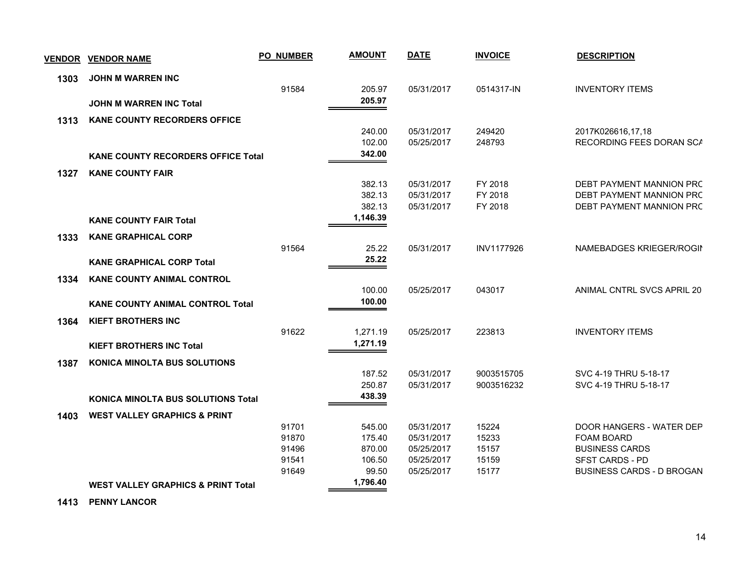| VENDOR | VENDOR NAME | PO NUMBER | AMOUNT | DATE | INVOICE | DESCRIPTION |
|---|---|---|---|---|---|---|
| 1303 | JOHN M WARREN INC | | | | | |
| | | 91584 | 205.97 | 05/31/2017 | 0514317-IN | INVENTORY ITEMS |
| | JOHN M WARREN INC Total | | 205.97 | | | |
| 1313 | KANE COUNTY RECORDERS OFFICE | | | | | |
| | | | 240.00 | 05/31/2017 | 249420 | 2017K026616,17,18 |
| | | | 102.00 | 05/25/2017 | 248793 | RECORDING FEES DORAN SCA |
| | KANE COUNTY RECORDERS OFFICE Total | | 342.00 | | | |
| 1327 | KANE COUNTY FAIR | | | | | |
| | | | 382.13 | 05/31/2017 | FY 2018 | DEBT PAYMENT MANNION PRC |
| | | | 382.13 | 05/31/2017 | FY 2018 | DEBT PAYMENT MANNION PRC |
| | | | 382.13 | 05/31/2017 | FY 2018 | DEBT PAYMENT MANNION PRC |
| | KANE COUNTY FAIR Total | | 1,146.39 | | | |
| 1333 | KANE GRAPHICAL CORP | | | | | |
| | | 91564 | 25.22 | 05/31/2017 | INV1177926 | NAMEBADGES KRIEGER/ROGIN |
| | KANE GRAPHICAL CORP Total | | 25.22 | | | |
| 1334 | KANE COUNTY ANIMAL CONTROL | | | | | |
| | | | 100.00 | 05/25/2017 | 043017 | ANIMAL CNTRL SVCS APRIL 20 |
| | KANE COUNTY ANIMAL CONTROL Total | | 100.00 | | | |
| 1364 | KIEFT BROTHERS INC | | | | | |
| | | 91622 | 1,271.19 | 05/25/2017 | 223813 | INVENTORY ITEMS |
| | KIEFT BROTHERS INC Total | | 1,271.19 | | | |
| 1387 | KONICA MINOLTA BUS SOLUTIONS | | | | | |
| | | | 187.52 | 05/31/2017 | 9003515705 | SVC 4-19 THRU 5-18-17 |
| | | | 250.87 | 05/31/2017 | 9003516232 | SVC 4-19 THRU 5-18-17 |
| | KONICA MINOLTA BUS SOLUTIONS Total | | 438.39 | | | |
| 1403 | WEST VALLEY GRAPHICS & PRINT | | | | | |
| | | 91701 | 545.00 | 05/31/2017 | 15224 | DOOR HANGERS - WATER DEP |
| | | 91870 | 175.40 | 05/31/2017 | 15233 | FOAM BOARD |
| | | 91496 | 870.00 | 05/25/2017 | 15157 | BUSINESS CARDS |
| | | 91541 | 106.50 | 05/25/2017 | 15159 | SFST CARDS - PD |
| | | 91649 | 99.50 | 05/25/2017 | 15177 | BUSINESS CARDS - D BROGAN |
| | WEST VALLEY GRAPHICS & PRINT Total | | 1,796.40 | | | |
| 1413 | PENNY LANCOR | | | | | |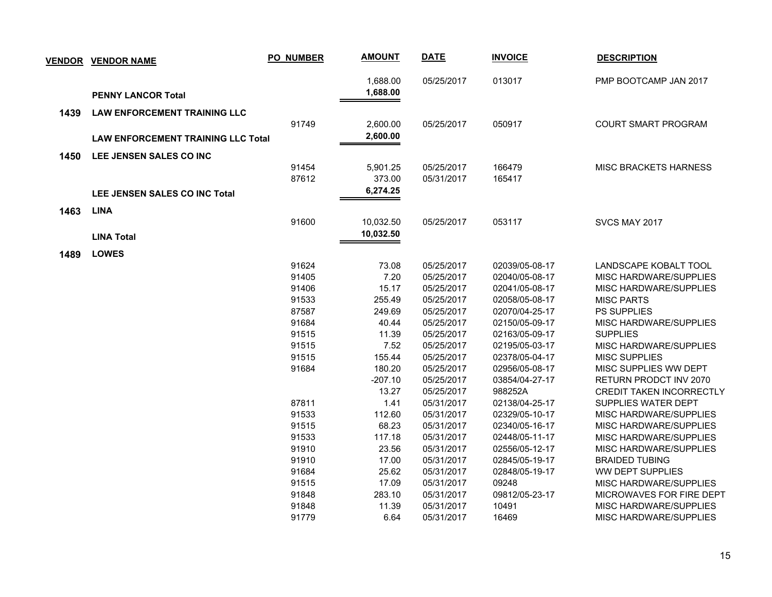| VENDOR | VENDOR NAME | PO NUMBER | AMOUNT | DATE | INVOICE | DESCRIPTION |
|---|---|---|---|---|---|---|
| | | | 1,688.00 | 05/25/2017 | 013017 | PMP BOOTCAMP JAN 2017 |
| | **PENNY LANCOR Total** | | **1,688.00** | | | |
| **1439** | **LAW ENFORCEMENT TRAINING LLC** | | | | | |
| | | 91749 | 2,600.00 | 05/25/2017 | 050917 | COURT SMART PROGRAM |
| | **LAW ENFORCEMENT TRAINING LLC Total** | | **2,600.00** | | | |
| **1450** | **LEE JENSEN SALES CO INC** | | | | | |
| | | 91454 | 5,901.25 | 05/25/2017 | 166479 | MISC BRACKETS HARNESS |
| | | 87612 | 373.00 | 05/31/2017 | 165417 | |
| | **LEE JENSEN SALES CO INC Total** | | **6,274.25** | | | |
| **1463** | **LINA** | | | | | |
| | | 91600 | 10,032.50 | 05/25/2017 | 053117 | SVCS MAY 2017 |
| | **LINA Total** | | **10,032.50** | | | |
| **1489** | **LOWES** | | | | | |
| | | 91624 | 73.08 | 05/25/2017 | 02039/05-08-17 | LANDSCAPE KOBALT TOOL |
| | | 91405 | 7.20 | 05/25/2017 | 02040/05-08-17 | MISC HARDWARE/SUPPLIES |
| | | 91406 | 15.17 | 05/25/2017 | 02041/05-08-17 | MISC HARDWARE/SUPPLIES |
| | | 91533 | 255.49 | 05/25/2017 | 02058/05-08-17 | MISC PARTS |
| | | 87587 | 249.69 | 05/25/2017 | 02070/04-25-17 | PS SUPPLIES |
| | | 91684 | 40.44 | 05/25/2017 | 02150/05-09-17 | MISC HARDWARE/SUPPLIES |
| | | 91515 | 11.39 | 05/25/2017 | 02163/05-09-17 | SUPPLIES |
| | | 91515 | 7.52 | 05/25/2017 | 02195/05-03-17 | MISC HARDWARE/SUPPLIES |
| | | 91515 | 155.44 | 05/25/2017 | 02378/05-04-17 | MISC SUPPLIES |
| | | 91684 | 180.20 | 05/25/2017 | 02956/05-08-17 | MISC SUPPLIES WW DEPT |
| | | | -207.10 | 05/25/2017 | 03854/04-27-17 | RETURN PRODCT INV 2070 |
| | | | 13.27 | 05/25/2017 | 988252A | CREDIT TAKEN INCORRECTLY |
| | | 87811 | 1.41 | 05/31/2017 | 02138/04-25-17 | SUPPLIES WATER DEPT |
| | | 91533 | 112.60 | 05/31/2017 | 02329/05-10-17 | MISC HARDWARE/SUPPLIES |
| | | 91515 | 68.23 | 05/31/2017 | 02340/05-16-17 | MISC HARDWARE/SUPPLIES |
| | | 91533 | 117.18 | 05/31/2017 | 02448/05-11-17 | MISC HARDWARE/SUPPLIES |
| | | 91910 | 23.56 | 05/31/2017 | 02556/05-12-17 | MISC HARDWARE/SUPPLIES |
| | | 91910 | 17.00 | 05/31/2017 | 02845/05-19-17 | BRAIDED TUBING |
| | | 91684 | 25.62 | 05/31/2017 | 02848/05-19-17 | WW DEPT SUPPLIES |
| | | 91515 | 17.09 | 05/31/2017 | 09248 | MISC HARDWARE/SUPPLIES |
| | | 91848 | 283.10 | 05/31/2017 | 09812/05-23-17 | MICROWAVES FOR FIRE DEPT |
| | | 91848 | 11.39 | 05/31/2017 | 10491 | MISC HARDWARE/SUPPLIES |
| | | 91779 | 6.64 | 05/31/2017 | 16469 | MISC HARDWARE/SUPPLIES |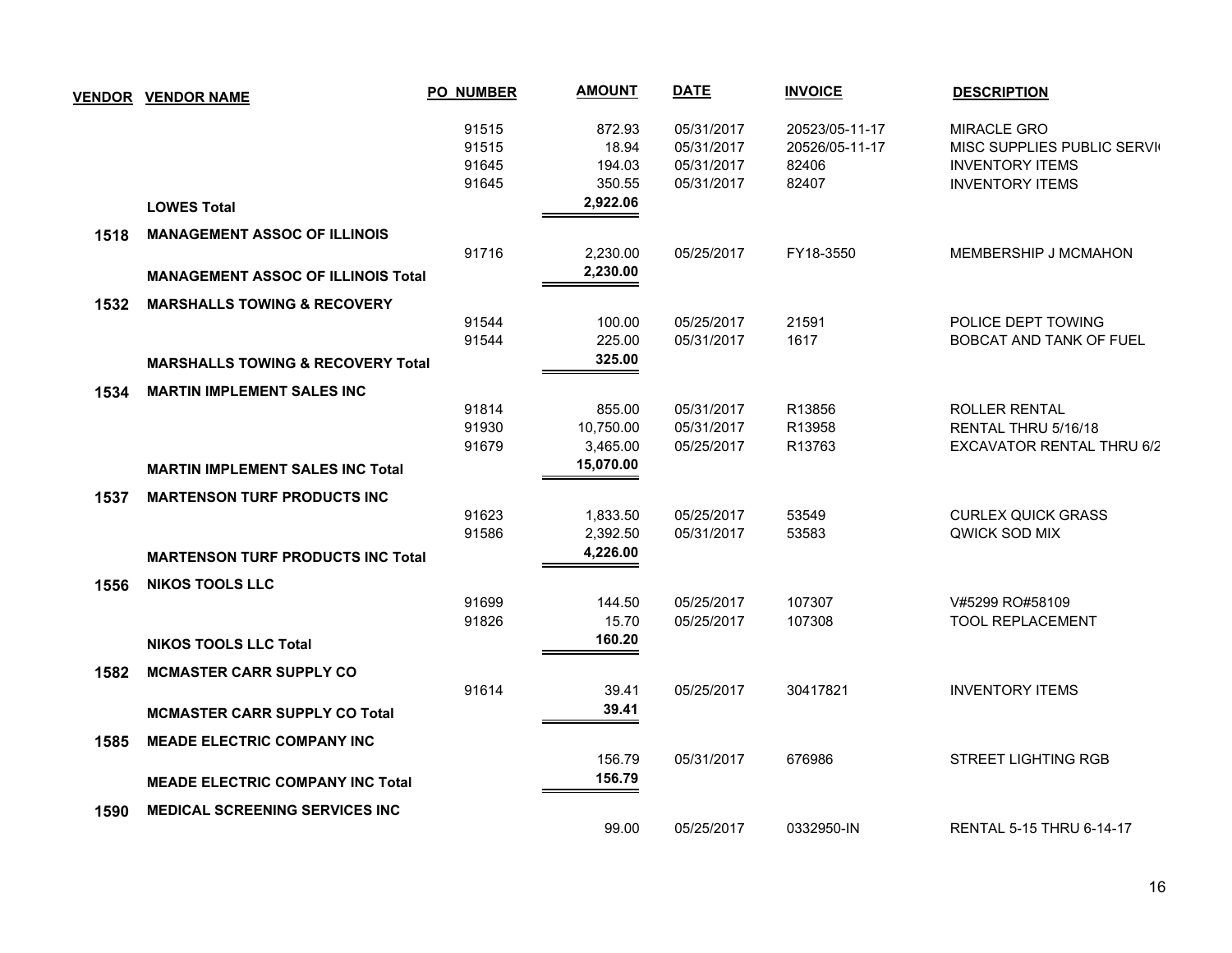| VENDOR | VENDOR NAME | PO NUMBER | AMOUNT | DATE | INVOICE | DESCRIPTION |
|---|---|---|---|---|---|---|
| | | 91515 | 872.93 | 05/31/2017 | 20523/05-11-17 | MIRACLE GRO |
| | | 91515 | 18.94 | 05/31/2017 | 20526/05-11-17 | MISC SUPPLIES PUBLIC SERVI |
| | | 91645 | 194.03 | 05/31/2017 | 82406 | INVENTORY ITEMS |
| | | 91645 | 350.55 | 05/31/2017 | 82407 | INVENTORY ITEMS |
| | **LOWES Total** | | **2,922.06** | | | |
| **1518** | **MANAGEMENT ASSOC OF ILLINOIS** | | | | | |
| | | 91716 | 2,230.00 | 05/25/2017 | FY18-3550 | MEMBERSHIP J MCMAHON |
| | **MANAGEMENT ASSOC OF ILLINOIS Total** | | **2,230.00** | | | |
| **1532** | **MARSHALLS TOWING & RECOVERY** | | | | | |
| | | 91544 | 100.00 | 05/25/2017 | 21591 | POLICE DEPT TOWING |
| | | 91544 | 225.00 | 05/31/2017 | 1617 | BOBCAT AND TANK OF FUEL |
| | **MARSHALLS TOWING & RECOVERY Total** | | **325.00** | | | |
| **1534** | **MARTIN IMPLEMENT SALES INC** | | | | | |
| | | 91814 | 855.00 | 05/31/2017 | R13856 | ROLLER RENTAL |
| | | 91930 | 10,750.00 | 05/31/2017 | R13958 | RENTAL THRU 5/16/18 |
| | | 91679 | 3,465.00 | 05/25/2017 | R13763 | EXCAVATOR RENTAL THRU 6/2 |
| | **MARTIN IMPLEMENT SALES INC Total** | | **15,070.00** | | | |
| **1537** | **MARTENSON TURF PRODUCTS INC** | | | | | |
| | | 91623 | 1,833.50 | 05/25/2017 | 53549 | CURLEX QUICK GRASS |
| | | 91586 | 2,392.50 | 05/31/2017 | 53583 | QWICK SOD MIX |
| | **MARTENSON TURF PRODUCTS INC Total** | | **4,226.00** | | | |
| **1556** | **NIKOS TOOLS LLC** | | | | | |
| | | 91699 | 144.50 | 05/25/2017 | 107307 | V#5299 RO#58109 |
| | | 91826 | 15.70 | 05/25/2017 | 107308 | TOOL REPLACEMENT |
| | **NIKOS TOOLS LLC Total** | | **160.20** | | | |
| **1582** | **MCMASTER CARR SUPPLY CO** | | | | | |
| | | 91614 | 39.41 | 05/25/2017 | 30417821 | INVENTORY ITEMS |
| | **MCMASTER CARR SUPPLY CO Total** | | **39.41** | | | |
| **1585** | **MEADE ELECTRIC COMPANY INC** | | | | | |
| | | | 156.79 | 05/31/2017 | 676986 | STREET LIGHTING RGB |
| | **MEADE ELECTRIC COMPANY INC Total** | | **156.79** | | | |
| **1590** | **MEDICAL SCREENING SERVICES INC** | | | | | |
| | | | 99.00 | 05/25/2017 | 0332950-IN | RENTAL 5-15 THRU 6-14-17 |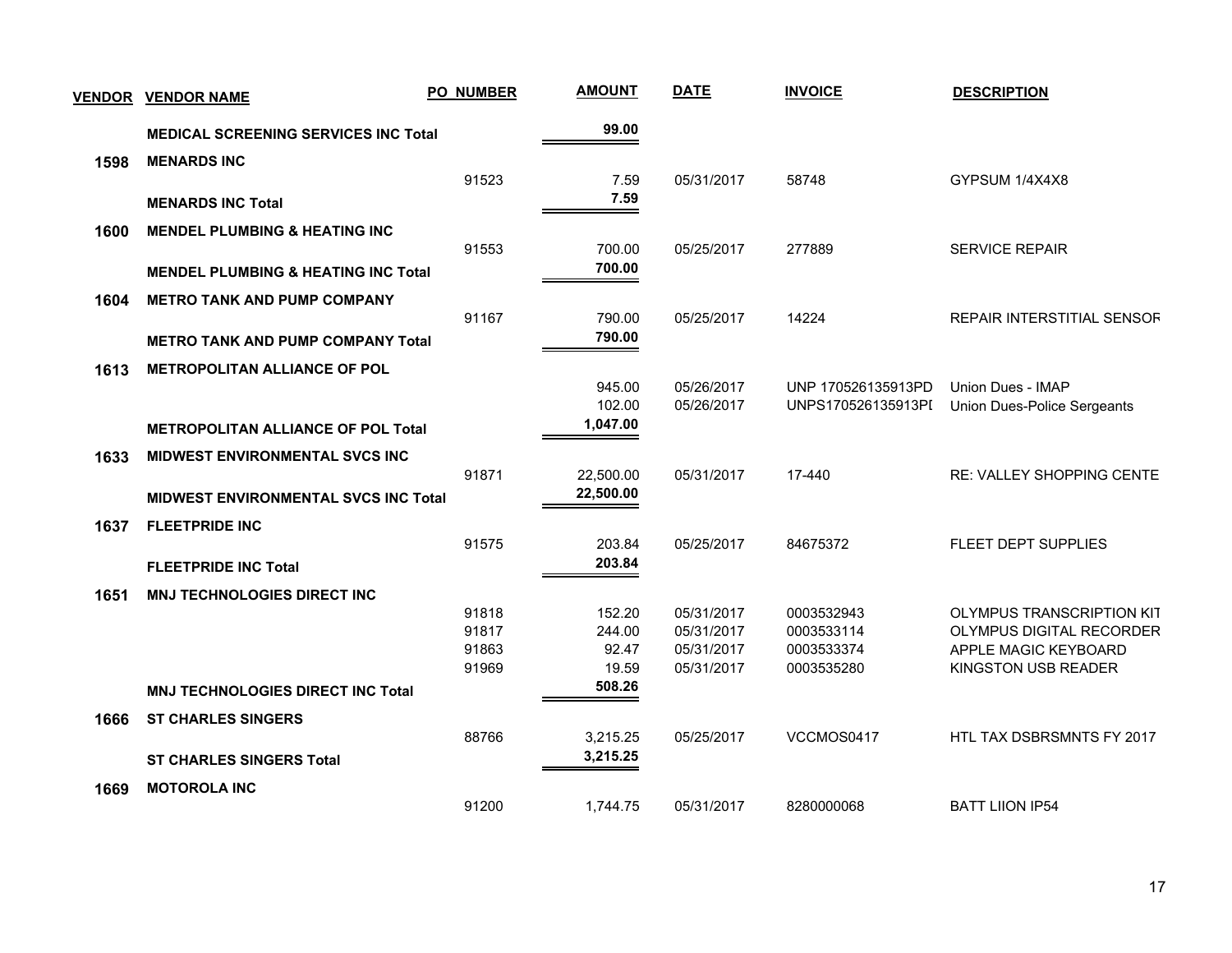| VENDOR | VENDOR NAME | PO_NUMBER | AMOUNT | DATE | INVOICE | DESCRIPTION |
|---|---|---|---|---|---|---|
| | **MEDICAL SCREENING SERVICES INC Total** | | **99.00** | | | |
| **1598** | **MENARDS INC** | | | | | |
| | | 91523 | 7.59 | 05/31/2017 | 58748 | GYPSUM 1/4X4X8 |
| | **MENARDS INC Total** | | **7.59** | | | |
| **1600** | **MENDEL PLUMBING & HEATING INC** | | | | | |
| | | 91553 | 700.00 | 05/25/2017 | 277889 | SERVICE REPAIR |
| | **MENDEL PLUMBING & HEATING INC Total** | | **700.00** | | | |
| **1604** | **METRO TANK AND PUMP COMPANY** | | | | | |
| | | 91167 | 790.00 | 05/25/2017 | 14224 | REPAIR INTERSTITIAL SENSOR |
| | **METRO TANK AND PUMP COMPANY Total** | | **790.00** | | | |
| **1613** | **METROPOLITAN ALLIANCE OF POL** | | | | | |
| | | | 945.00 | 05/26/2017 | UNP 170526135913PD | Union Dues - IMAP |
| | | | 102.00 | 05/26/2017 | UNPS170526135913PI | Union Dues-Police Sergeants |
| | **METROPOLITAN ALLIANCE OF POL Total** | | **1,047.00** | | | |
| **1633** | **MIDWEST ENVIRONMENTAL SVCS INC** | | | | | |
| | | 91871 | 22,500.00 | 05/31/2017 | 17-440 | RE: VALLEY SHOPPING CENTE |
| | **MIDWEST ENVIRONMENTAL SVCS INC Total** | | **22,500.00** | | | |
| **1637** | **FLEETPRIDE INC** | | | | | |
| | | 91575 | 203.84 | 05/25/2017 | 84675372 | FLEET DEPT SUPPLIES |
| | **FLEETPRIDE INC Total** | | **203.84** | | | |
| **1651** | **MNJ TECHNOLOGIES DIRECT INC** | | | | | |
| | | 91818 | 152.20 | 05/31/2017 | 0003532943 | OLYMPUS TRANSCRIPTION KIT |
| | | 91817 | 244.00 | 05/31/2017 | 0003533114 | OLYMPUS DIGITAL RECORDER |
| | | 91863 | 92.47 | 05/31/2017 | 0003533374 | APPLE MAGIC KEYBOARD |
| | | 91969 | 19.59 | 05/31/2017 | 0003535280 | KINGSTON USB READER |
| | **MNJ TECHNOLOGIES DIRECT INC Total** | | **508.26** | | | |
| **1666** | **ST CHARLES SINGERS** | | | | | |
| | | 88766 | 3,215.25 | 05/25/2017 | VCCMOS0417 | HTL TAX DSBRSMNTS FY 2017 |
| | **ST CHARLES SINGERS Total** | | **3,215.25** | | | |
| **1669** | **MOTOROLA INC** | | | | | |
| | | 91200 | 1,744.75 | 05/31/2017 | 8280000068 | BATT LIION IP54 |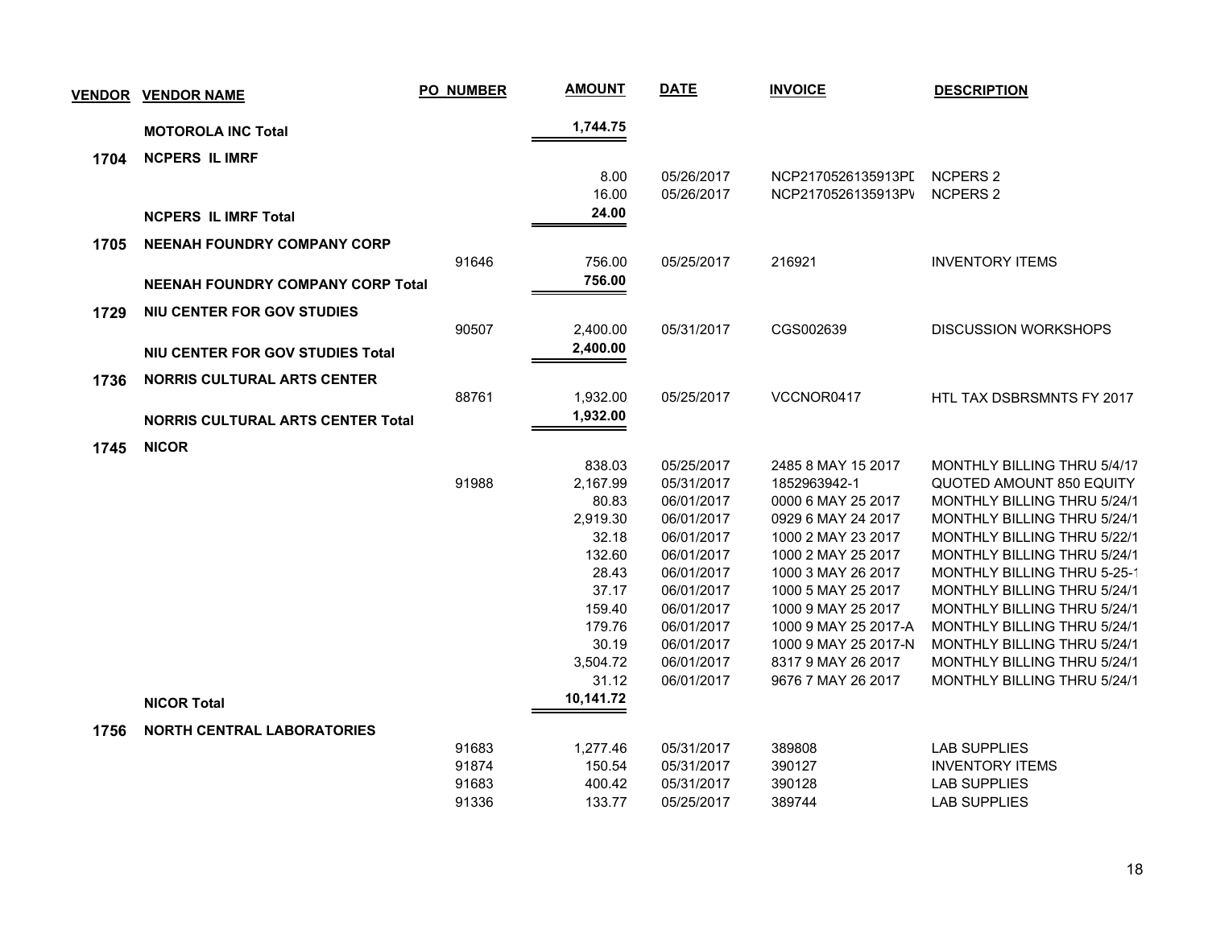| VENDOR | VENDOR NAME | PO NUMBER | AMOUNT | DATE | INVOICE | DESCRIPTION |
|---|---|---|---|---|---|---|
| | **MOTOROLA INC Total** | | **1,744.75** | | | |
| **1704** | **NCPERS IL IMRF** | | | | | |
| | | | 8.00 | 05/26/2017 | NCP2170526135913PD | NCPERS 2 |
| | | | 16.00 | 05/26/2017 | NCP2170526135913PV | NCPERS 2 |
| | **NCPERS IL IMRF Total** | | **24.00** | | | |
| **1705** | **NEENAH FOUNDRY COMPANY CORP** | | | | | |
| | | 91646 | 756.00 | 05/25/2017 | 216921 | INVENTORY ITEMS |
| | **NEENAH FOUNDRY COMPANY CORP Total** | | **756.00** | | | |
| **1729** | **NIU CENTER FOR GOV STUDIES** | | | | | |
| | | 90507 | 2,400.00 | 05/31/2017 | CGS002639 | DISCUSSION WORKSHOPS |
| | **NIU CENTER FOR GOV STUDIES Total** | | **2,400.00** | | | |
| **1736** | **NORRIS CULTURAL ARTS CENTER** | | | | | |
| | | 88761 | 1,932.00 | 05/25/2017 | VCCNOR0417 | HTL TAX DSBRSMNTS FY 2017 |
| | **NORRIS CULTURAL ARTS CENTER Total** | | **1,932.00** | | | |
| **1745** | **NICOR** | | | | | |
| | | | 838.03 | 05/25/2017 | 2485 8 MAY 15 2017 | MONTHLY BILLING THRU 5/4/17 |
| | | 91988 | 2,167.99 | 05/31/2017 | 1852963942-1 | QUOTED AMOUNT 850 EQUITY |
| | | | 80.83 | 06/01/2017 | 0000 6 MAY 25 2017 | MONTHLY BILLING THRU 5/24/1 |
| | | | 2,919.30 | 06/01/2017 | 0929 6 MAY 24 2017 | MONTHLY BILLING THRU 5/24/1 |
| | | | 32.18 | 06/01/2017 | 1000 2 MAY 23 2017 | MONTHLY BILLING THRU 5/22/1 |
| | | | 132.60 | 06/01/2017 | 1000 2 MAY 25 2017 | MONTHLY BILLING THRU 5/24/1 |
| | | | 28.43 | 06/01/2017 | 1000 3 MAY 26 2017 | MONTHLY BILLING THRU 5-25-1 |
| | | | 37.17 | 06/01/2017 | 1000 5 MAY 25 2017 | MONTHLY BILLING THRU 5/24/1 |
| | | | 159.40 | 06/01/2017 | 1000 9 MAY 25 2017 | MONTHLY BILLING THRU 5/24/1 |
| | | | 179.76 | 06/01/2017 | 1000 9 MAY 25 2017-A | MONTHLY BILLING THRU 5/24/1 |
| | | | 30.19 | 06/01/2017 | 1000 9 MAY 25 2017-N | MONTHLY BILLING THRU 5/24/1 |
| | | | 3,504.72 | 06/01/2017 | 8317 9 MAY 26 2017 | MONTHLY BILLING THRU 5/24/1 |
| | | | 31.12 | 06/01/2017 | 9676 7 MAY 26 2017 | MONTHLY BILLING THRU 5/24/1 |
| | **NICOR Total** | | **10,141.72** | | | |
| **1756** | **NORTH CENTRAL LABORATORIES** | | | | | |
| | | 91683 | 1,277.46 | 05/31/2017 | 389808 | LAB SUPPLIES |
| | | 91874 | 150.54 | 05/31/2017 | 390127 | INVENTORY ITEMS |
| | | 91683 | 400.42 | 05/31/2017 | 390128 | LAB SUPPLIES |
| | | 91336 | 133.77 | 05/25/2017 | 389744 | LAB SUPPLIES |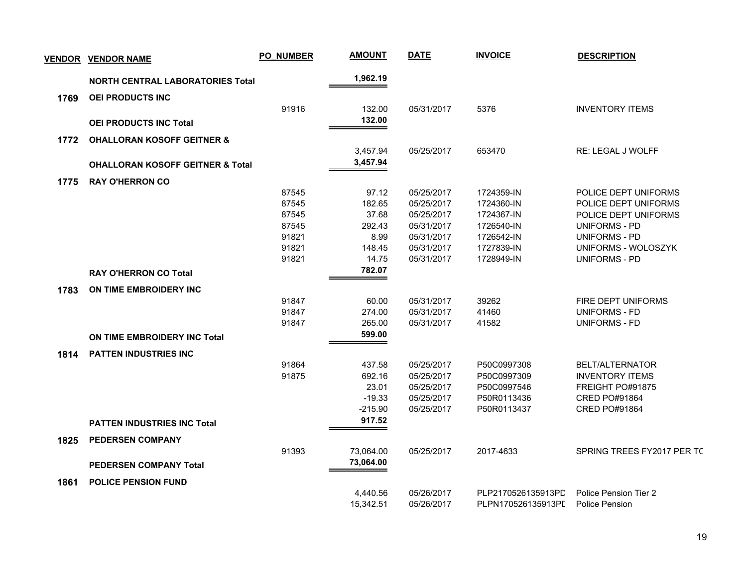| VENDOR | VENDOR NAME | PO_NUMBER | AMOUNT | DATE | INVOICE | DESCRIPTION |
|---|---|---|---|---|---|---|
| | **NORTH CENTRAL LABORATORIES Total** | | **1,962.19** | | | |
| **1769** | **OEI PRODUCTS INC** | | | | | |
| | | 91916 | 132.00 | 05/31/2017 | 5376 | INVENTORY ITEMS |
| | **OEI PRODUCTS INC Total** | | **132.00** | | | |
| **1772** | **OHALLORAN KOSOFF GEITNER &** | | | | | |
| | | | 3,457.94 | 05/25/2017 | 653470 | RE: LEGAL J WOLFF |
| | **OHALLORAN KOSOFF GEITNER & Total** | | **3,457.94** | | | |
| **1775** | **RAY O'HERRON CO** | | | | | |
| | | 87545 | 97.12 | 05/25/2017 | 1724359-IN | POLICE DEPT UNIFORMS |
| | | 87545 | 182.65 | 05/25/2017 | 1724360-IN | POLICE DEPT UNIFORMS |
| | | 87545 | 37.68 | 05/25/2017 | 1724367-IN | POLICE DEPT UNIFORMS |
| | | 87545 | 292.43 | 05/31/2017 | 1726540-IN | UNIFORMS - PD |
| | | 91821 | 8.99 | 05/31/2017 | 1726542-IN | UNIFORMS - PD |
| | | 91821 | 148.45 | 05/31/2017 | 1727839-IN | UNIFORMS - WOLOSZYK |
| | | 91821 | 14.75 | 05/31/2017 | 1728949-IN | UNIFORMS - PD |
| | **RAY O'HERRON CO Total** | | **782.07** | | | |
| **1783** | **ON TIME EMBROIDERY INC** | | | | | |
| | | 91847 | 60.00 | 05/31/2017 | 39262 | FIRE DEPT UNIFORMS |
| | | 91847 | 274.00 | 05/31/2017 | 41460 | UNIFORMS - FD |
| | | 91847 | 265.00 | 05/31/2017 | 41582 | UNIFORMS - FD |
| | **ON TIME EMBROIDERY INC Total** | | **599.00** | | | |
| **1814** | **PATTEN INDUSTRIES INC** | | | | | |
| | | 91864 | 437.58 | 05/25/2017 | P50C0997308 | BELT/ALTERNATOR |
| | | 91875 | 692.16 | 05/25/2017 | P50C0997309 | INVENTORY ITEMS |
| | | | 23.01 | 05/25/2017 | P50C0997546 | FREIGHT PO#91875 |
| | | | -19.33 | 05/25/2017 | P50R0113436 | CRED PO#91864 |
| | | | -215.90 | 05/25/2017 | P50R0113437 | CRED PO#91864 |
| | **PATTEN INDUSTRIES INC Total** | | **917.52** | | | |
| **1825** | **PEDERSEN COMPANY** | | | | | |
| | | 91393 | 73,064.00 | 05/25/2017 | 2017-4633 | SPRING TREES FY2017 PER TC |
| | **PEDERSEN COMPANY Total** | | **73,064.00** | | | |
| **1861** | **POLICE PENSION FUND** | | | | | |
| | | | 4,440.56 | 05/26/2017 | PLP2170526135913PD | Police Pension Tier 2 |
| | | | 15,342.51 | 05/26/2017 | PLPN170526135913PD | Police Pension |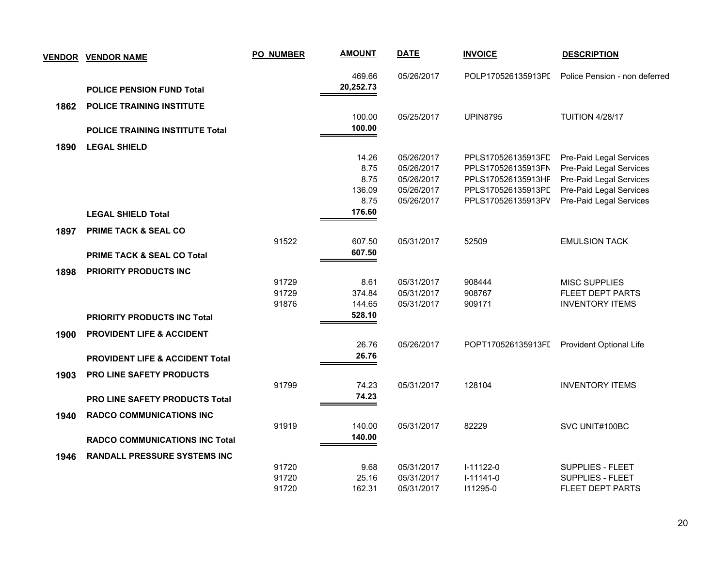| VENDOR | VENDOR NAME | PO NUMBER | AMOUNT | DATE | INVOICE | DESCRIPTION |
|---|---|---|---|---|---|---|
| | | | 469.66 | 05/26/2017 | POLP170526135913PD | Police Pension - non deferred |
| | **POLICE PENSION FUND Total** | | **20,252.73** | | | |
| **1862** | **POLICE TRAINING INSTITUTE** | | | | | |
| | | | 100.00 | 05/25/2017 | UPIN8795 | TUITION 4/28/17 |
| | **POLICE TRAINING INSTITUTE Total** | | **100.00** | | | |
| **1890** | **LEGAL SHIELD** | | | | | |
| | | | 14.26 | 05/26/2017 | PPLS170526135913FD | Pre-Paid Legal Services |
| | | | 8.75 | 05/26/2017 | PPLS170526135913FN | Pre-Paid Legal Services |
| | | | 8.75 | 05/26/2017 | PPLS170526135913HF | Pre-Paid Legal Services |
| | | | 136.09 | 05/26/2017 | PPLS170526135913PD | Pre-Paid Legal Services |
| | | | 8.75 | 05/26/2017 | PPLS170526135913PV | Pre-Paid Legal Services |
| | **LEGAL SHIELD Total** | | **176.60** | | | |
| **1897** | **PRIME TACK & SEAL CO** | | | | | |
| | | 91522 | 607.50 | 05/31/2017 | 52509 | EMULSION TACK |
| | **PRIME TACK & SEAL CO Total** | | **607.50** | | | |
| **1898** | **PRIORITY PRODUCTS INC** | | | | | |
| | | 91729 | 8.61 | 05/31/2017 | 908444 | MISC SUPPLIES |
| | | 91729 | 374.84 | 05/31/2017 | 908767 | FLEET DEPT PARTS |
| | | 91876 | 144.65 | 05/31/2017 | 909171 | INVENTORY ITEMS |
| | **PRIORITY PRODUCTS INC Total** | | **528.10** | | | |
| **1900** | **PROVIDENT LIFE & ACCIDENT** | | | | | |
| | | | 26.76 | 05/26/2017 | POPT170526135913FD | Provident Optional Life |
| | **PROVIDENT LIFE & ACCIDENT Total** | | **26.76** | | | |
| **1903** | **PRO LINE SAFETY PRODUCTS** | | | | | |
| | | 91799 | 74.23 | 05/31/2017 | 128104 | INVENTORY ITEMS |
| | **PRO LINE SAFETY PRODUCTS Total** | | **74.23** | | | |
| **1940** | **RADCO COMMUNICATIONS INC** | | | | | |
| | | 91919 | 140.00 | 05/31/2017 | 82229 | SVC UNIT#100BC |
| | **RADCO COMMUNICATIONS INC Total** | | **140.00** | | | |
| **1946** | **RANDALL PRESSURE SYSTEMS INC** | | | | | |
| | | 91720 | 9.68 | 05/31/2017 | I-11122-0 | SUPPLIES - FLEET |
| | | 91720 | 25.16 | 05/31/2017 | I-11141-0 | SUPPLIES - FLEET |
| | | 91720 | 162.31 | 05/31/2017 | I11295-0 | FLEET DEPT PARTS |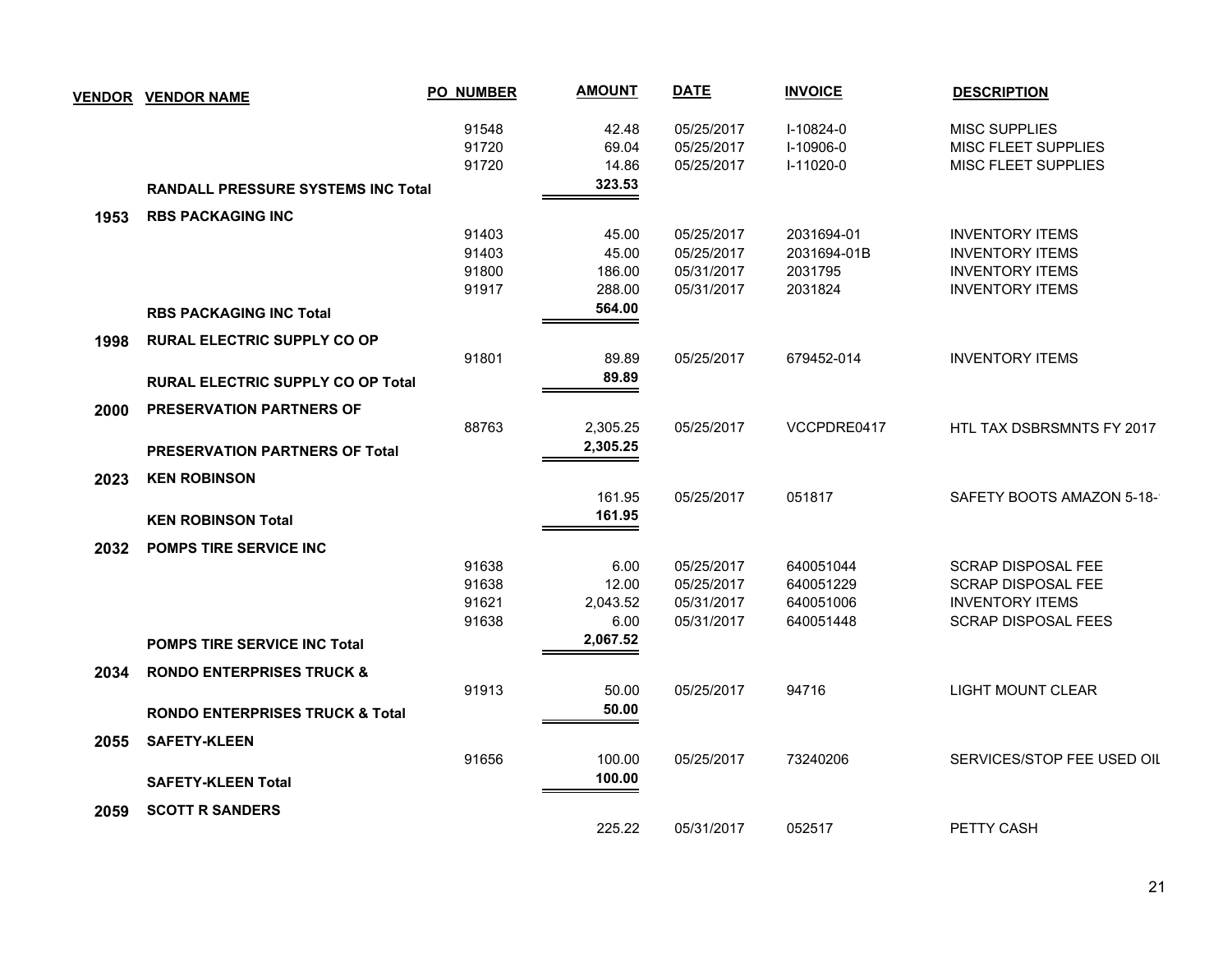| VENDOR | VENDOR NAME | PO NUMBER | AMOUNT | DATE | INVOICE | DESCRIPTION |
|---|---|---|---|---|---|---|
| | | 91548 | 42.48 | 05/25/2017 | I-10824-0 | MISC SUPPLIES |
| | | 91720 | 69.04 | 05/25/2017 | I-10906-0 | MISC FLEET SUPPLIES |
| | | 91720 | 14.86 | 05/25/2017 | I-11020-0 | MISC FLEET SUPPLIES |
| | **RANDALL PRESSURE SYSTEMS INC Total** | | **323.53** | | | |
| **1953** | **RBS PACKAGING INC** | | | | | |
| | | 91403 | 45.00 | 05/25/2017 | 2031694-01 | INVENTORY ITEMS |
| | | 91403 | 45.00 | 05/25/2017 | 2031694-01B | INVENTORY ITEMS |
| | | 91800 | 186.00 | 05/31/2017 | 2031795 | INVENTORY ITEMS |
| | | 91917 | 288.00 | 05/31/2017 | 2031824 | INVENTORY ITEMS |
| | **RBS PACKAGING INC Total** | | **564.00** | | | |
| **1998** | **RURAL ELECTRIC SUPPLY CO OP** | | | | | |
| | | 91801 | 89.89 | 05/25/2017 | 679452-014 | INVENTORY ITEMS |
| | **RURAL ELECTRIC SUPPLY CO OP Total** | | **89.89** | | | |
| **2000** | **PRESERVATION PARTNERS OF** | | | | | |
| | | 88763 | 2,305.25 | 05/25/2017 | VCCPDRE0417 | HTL TAX DSBRSMNTS FY 2017 |
| | **PRESERVATION PARTNERS OF Total** | | **2,305.25** | | | |
| **2023** | **KEN ROBINSON** | | | | | |
| | | | 161.95 | 05/25/2017 | 051817 | SAFETY BOOTS AMAZON 5-18- |
| | **KEN ROBINSON Total** | | **161.95** | | | |
| **2032** | **POMPS TIRE SERVICE INC** | | | | | |
| | | 91638 | 6.00 | 05/25/2017 | 640051044 | SCRAP DISPOSAL FEE |
| | | 91638 | 12.00 | 05/25/2017 | 640051229 | SCRAP DISPOSAL FEE |
| | | 91621 | 2,043.52 | 05/31/2017 | 640051006 | INVENTORY ITEMS |
| | | 91638 | 6.00 | 05/31/2017 | 640051448 | SCRAP DISPOSAL FEES |
| | **POMPS TIRE SERVICE INC Total** | | **2,067.52** | | | |
| **2034** | **RONDO ENTERPRISES TRUCK &** | | | | | |
| | | 91913 | 50.00 | 05/25/2017 | 94716 | LIGHT MOUNT CLEAR |
| | **RONDO ENTERPRISES TRUCK & Total** | | **50.00** | | | |
| **2055** | **SAFETY-KLEEN** | | | | | |
| | | 91656 | 100.00 | 05/25/2017 | 73240206 | SERVICES/STOP FEE USED OIL |
| | **SAFETY-KLEEN Total** | | **100.00** | | | |
| **2059** | **SCOTT R SANDERS** | | | | | |
| | | | 225.22 | 05/31/2017 | 052517 | PETTY CASH |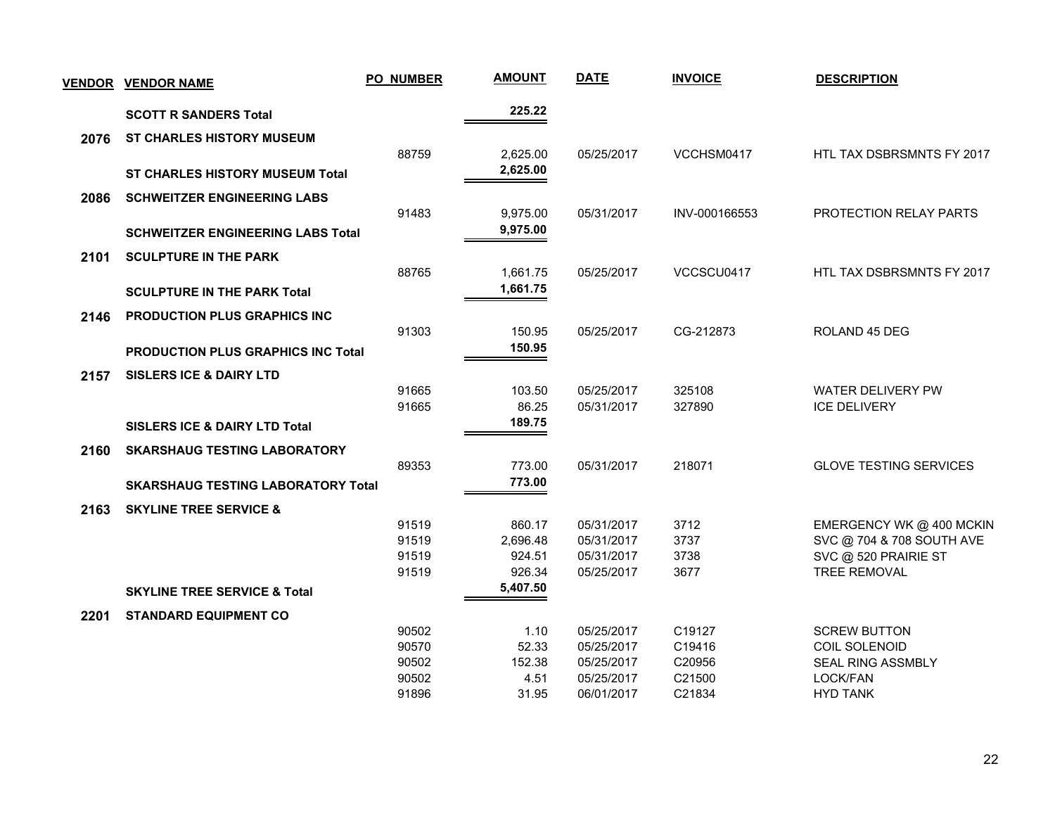| VENDOR | VENDOR NAME | PO_NUMBER | AMOUNT | DATE | INVOICE | DESCRIPTION |
|---|---|---|---|---|---|---|
| | **SCOTT R SANDERS Total** | | **225.22** | | | |
| **2076** | **ST CHARLES HISTORY MUSEUM** | | | | | |
| | | 88759 | 2,625.00 | 05/25/2017 | VCCHSM0417 | HTL TAX DSBRSMNTS FY 2017 |
| | **ST CHARLES HISTORY MUSEUM Total** | | **2,625.00** | | | |
| **2086** | **SCHWEITZER ENGINEERING LABS** | | | | | |
| | | 91483 | 9,975.00 | 05/31/2017 | INV-000166553 | PROTECTION RELAY PARTS |
| | **SCHWEITZER ENGINEERING LABS Total** | | **9,975.00** | | | |
| **2101** | **SCULPTURE IN THE PARK** | | | | | |
| | | 88765 | 1,661.75 | 05/25/2017 | VCCSCU0417 | HTL TAX DSBRSMNTS FY 2017 |
| | **SCULPTURE IN THE PARK Total** | | **1,661.75** | | | |
| **2146** | **PRODUCTION PLUS GRAPHICS INC** | | | | | |
| | | 91303 | 150.95 | 05/25/2017 | CG-212873 | ROLAND 45 DEG |
| | **PRODUCTION PLUS GRAPHICS INC Total** | | **150.95** | | | |
| **2157** | **SISLERS ICE & DAIRY LTD** | | | | | |
| | | 91665 | 103.50 | 05/25/2017 | 325108 | WATER DELIVERY PW |
| | | 91665 | 86.25 | 05/31/2017 | 327890 | ICE DELIVERY |
| | **SISLERS ICE & DAIRY LTD Total** | | **189.75** | | | |
| **2160** | **SKARSHAUG TESTING LABORATORY** | | | | | |
| | | 89353 | 773.00 | 05/31/2017 | 218071 | GLOVE TESTING SERVICES |
| | **SKARSHAUG TESTING LABORATORY Total** | | **773.00** | | | |
| **2163** | **SKYLINE TREE SERVICE &** | | | | | |
| | | 91519 | 860.17 | 05/31/2017 | 3712 | EMERGENCY WK @ 400 MCKIN |
| | | 91519 | 2,696.48 | 05/31/2017 | 3737 | SVC @ 704 & 708 SOUTH AVE |
| | | 91519 | 924.51 | 05/31/2017 | 3738 | SVC @ 520 PRAIRIE ST |
| | | 91519 | 926.34 | 05/25/2017 | 3677 | TREE REMOVAL |
| | **SKYLINE TREE SERVICE & Total** | | **5,407.50** | | | |
| **2201** | **STANDARD EQUIPMENT CO** | | | | | |
| | | 90502 | 1.10 | 05/25/2017 | C19127 | SCREW BUTTON |
| | | 90570 | 52.33 | 05/25/2017 | C19416 | COIL SOLENOID |
| | | 90502 | 152.38 | 05/25/2017 | C20956 | SEAL RING ASSMBLY |
| | | 90502 | 4.51 | 05/25/2017 | C21500 | LOCK/FAN |
| | | 91896 | 31.95 | 06/01/2017 | C21834 | HYD TANK |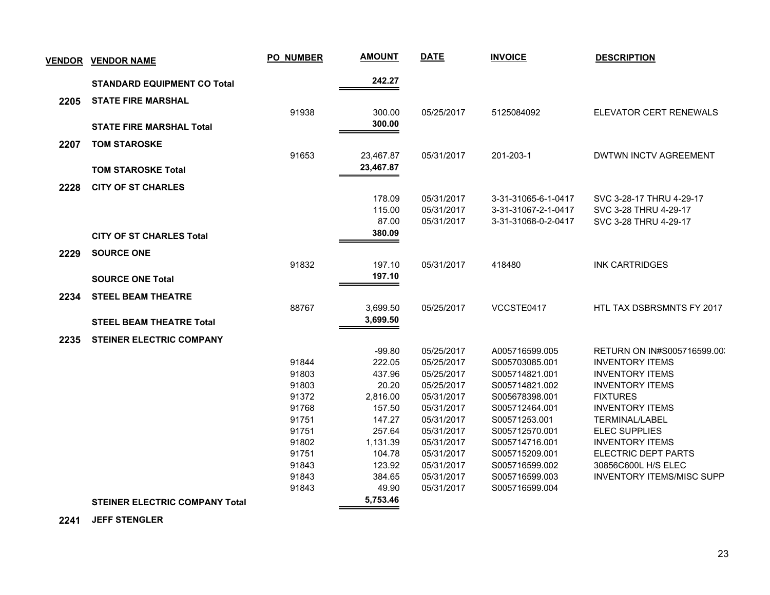| VENDOR | VENDOR NAME | PO NUMBER | AMOUNT | DATE | INVOICE | DESCRIPTION |
|---|---|---|---|---|---|---|
| | **STANDARD EQUIPMENT CO Total** | | **242.27** | | | |
| **2205** | **STATE FIRE MARSHAL** | | | | | |
| | | 91938 | 300.00 | 05/25/2017 | 5125084092 | ELEVATOR CERT RENEWALS |
| | **STATE FIRE MARSHAL Total** | | **300.00** | | | |
| **2207** | **TOM STAROSKE** | | | | | |
| | | 91653 | 23,467.87 | 05/31/2017 | 201-203-1 | DWTWN INCTV AGREEMENT |
| | **TOM STAROSKE Total** | | **23,467.87** | | | |
| **2228** | **CITY OF ST CHARLES** | | | | | |
| | | | 178.09 | 05/31/2017 | 3-31-31065-6-1-0417 | SVC 3-28-17 THRU 4-29-17 |
| | | | 115.00 | 05/31/2017 | 3-31-31067-2-1-0417 | SVC 3-28 THRU 4-29-17 |
| | | | 87.00 | 05/31/2017 | 3-31-31068-0-2-0417 | SVC 3-28 THRU 4-29-17 |
| | **CITY OF ST CHARLES Total** | | **380.09** | | | |
| **2229** | **SOURCE ONE** | | | | | |
| | | 91832 | 197.10 | 05/31/2017 | 418480 | INK CARTRIDGES |
| | **SOURCE ONE Total** | | **197.10** | | | |
| **2234** | **STEEL BEAM THEATRE** | | | | | |
| | | 88767 | 3,699.50 | 05/25/2017 | VCCSTE0417 | HTL TAX DSBRSMNTS FY 2017 |
| | **STEEL BEAM THEATRE Total** | | **3,699.50** | | | |
| **2235** | **STEINER ELECTRIC COMPANY** | | | | | |
| | | | -99.80 | 05/25/2017 | A005716599.005 | RETURN ON IN#S005716599.00 |
| | | 91844 | 222.05 | 05/25/2017 | S005703085.001 | INVENTORY ITEMS |
| | | 91803 | 437.96 | 05/25/2017 | S005714821.001 | INVENTORY ITEMS |
| | | 91803 | 20.20 | 05/25/2017 | S005714821.002 | INVENTORY ITEMS |
| | | 91372 | 2,816.00 | 05/31/2017 | S005678398.001 | FIXTURES |
| | | 91768 | 157.50 | 05/31/2017 | S005712464.001 | INVENTORY ITEMS |
| | | 91751 | 147.27 | 05/31/2017 | S00571253.001 | TERMINAL/LABEL |
| | | 91751 | 257.64 | 05/31/2017 | S005712570.001 | ELEC SUPPLIES |
| | | 91802 | 1,131.39 | 05/31/2017 | S005714716.001 | INVENTORY ITEMS |
| | | 91751 | 104.78 | 05/31/2017 | S005715209.001 | ELECTRIC DEPT PARTS |
| | | 91843 | 123.92 | 05/31/2017 | S005716599.002 | 30856C600L H/S ELEC |
| | | 91843 | 384.65 | 05/31/2017 | S005716599.003 | INVENTORY ITEMS/MISC SUPP |
| | | 91843 | 49.90 | 05/31/2017 | S005716599.004 | |
| | **STEINER ELECTRIC COMPANY Total** | | **5,753.46** | | | |
| **2241** | **JEFF STENGLER** | | | | | |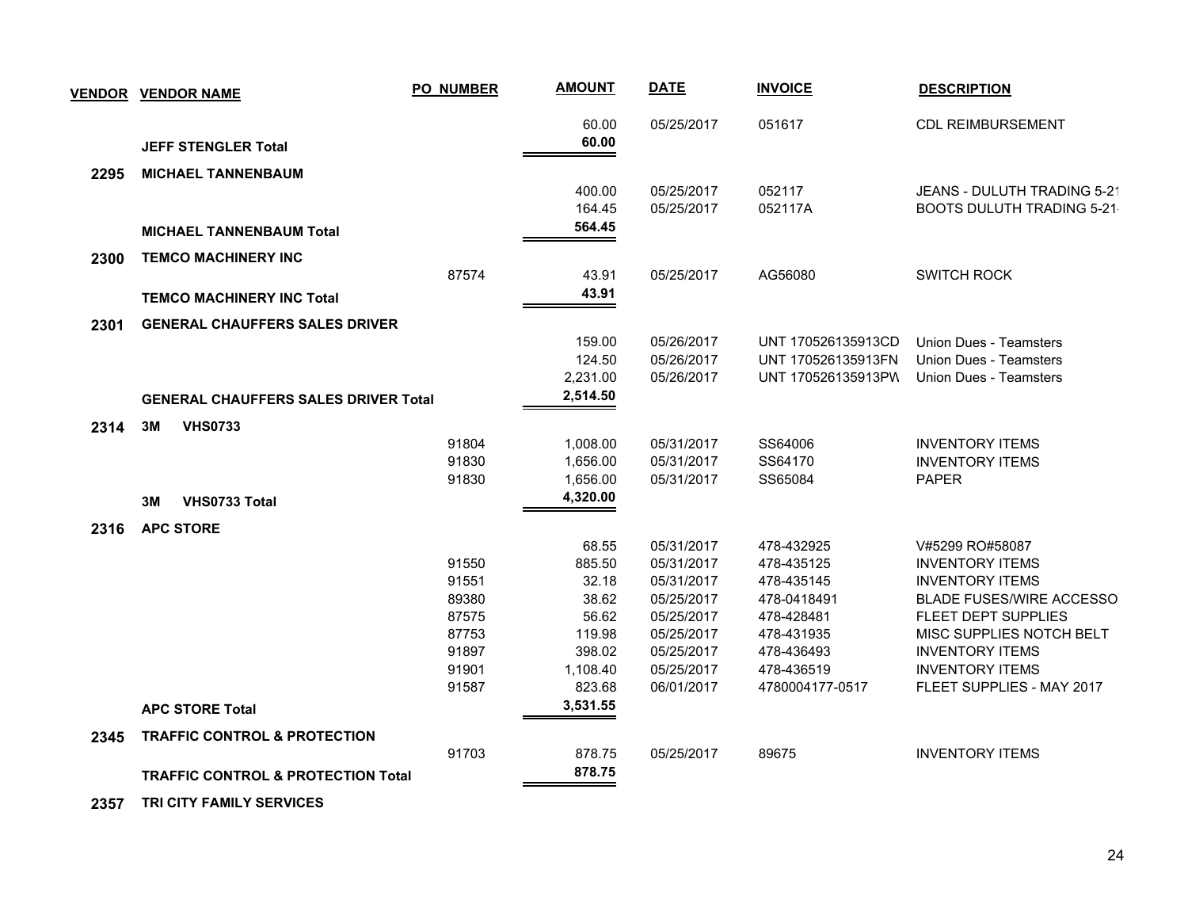| VENDOR | VENDOR NAME | PO NUMBER | AMOUNT | DATE | INVOICE | DESCRIPTION |
|---|---|---|---|---|---|---|
| | | | 60.00 | 05/25/2017 | 051617 | CDL REIMBURSEMENT |
| | **JEFF STENGLER Total** | | **60.00** | | | |
| **2295** | **MICHAEL TANNENBAUM** | | | | | |
| | | | 400.00 | 05/25/2017 | 052117 | JEANS - DULUTH TRADING 5-21 |
| | | | 164.45 | 05/25/2017 | 052117A | BOOTS DULUTH TRADING 5-21 |
| | **MICHAEL TANNENBAUM Total** | | **564.45** | | | |
| **2300** | **TEMCO MACHINERY INC** | | | | | |
| | | 87574 | 43.91 | 05/25/2017 | AG56080 | SWITCH ROCK |
| | **TEMCO MACHINERY INC Total** | | **43.91** | | | |
| **2301** | **GENERAL CHAUFFERS SALES DRIVER** | | | | | |
| | | | 159.00 | 05/26/2017 | UNT 170526135913CD | Union Dues - Teamsters |
| | | | 124.50 | 05/26/2017 | UNT 170526135913FN | Union Dues - Teamsters |
| | | | 2,231.00 | 05/26/2017 | UNT 170526135913PW | Union Dues - Teamsters |
| | **GENERAL CHAUFFERS SALES DRIVER Total** | | **2,514.50** | | | |
| **2314** | **3M VHS0733** | | | | | |
| | | 91804 | 1,008.00 | 05/31/2017 | SS64006 | INVENTORY ITEMS |
| | | 91830 | 1,656.00 | 05/31/2017 | SS64170 | INVENTORY ITEMS |
| | | 91830 | 1,656.00 | 05/31/2017 | SS65084 | PAPER |
| | **3M VHS0733 Total** | | **4,320.00** | | | |
| **2316** | **APC STORE** | | | | | |
| | | | 68.55 | 05/31/2017 | 478-432925 | V#5299 RO#58087 |
| | | 91550 | 885.50 | 05/31/2017 | 478-435125 | INVENTORY ITEMS |
| | | 91551 | 32.18 | 05/31/2017 | 478-435145 | INVENTORY ITEMS |
| | | 89380 | 38.62 | 05/25/2017 | 478-0418491 | BLADE FUSES/WIRE ACCESSO |
| | | 87575 | 56.62 | 05/25/2017 | 478-428481 | FLEET DEPT SUPPLIES |
| | | 87753 | 119.98 | 05/25/2017 | 478-431935 | MISC SUPPLIES NOTCH BELT |
| | | 91897 | 398.02 | 05/25/2017 | 478-436493 | INVENTORY ITEMS |
| | | 91901 | 1,108.40 | 05/25/2017 | 478-436519 | INVENTORY ITEMS |
| | | 91587 | 823.68 | 06/01/2017 | 4780004177-0517 | FLEET SUPPLIES - MAY 2017 |
| | **APC STORE Total** | | **3,531.55** | | | |
| **2345** | **TRAFFIC CONTROL & PROTECTION** | | | | | |
| | | 91703 | 878.75 | 05/25/2017 | 89675 | INVENTORY ITEMS |
| | **TRAFFIC CONTROL & PROTECTION Total** | | **878.75** | | | |
| **2357** | **TRI CITY FAMILY SERVICES** | | | | | |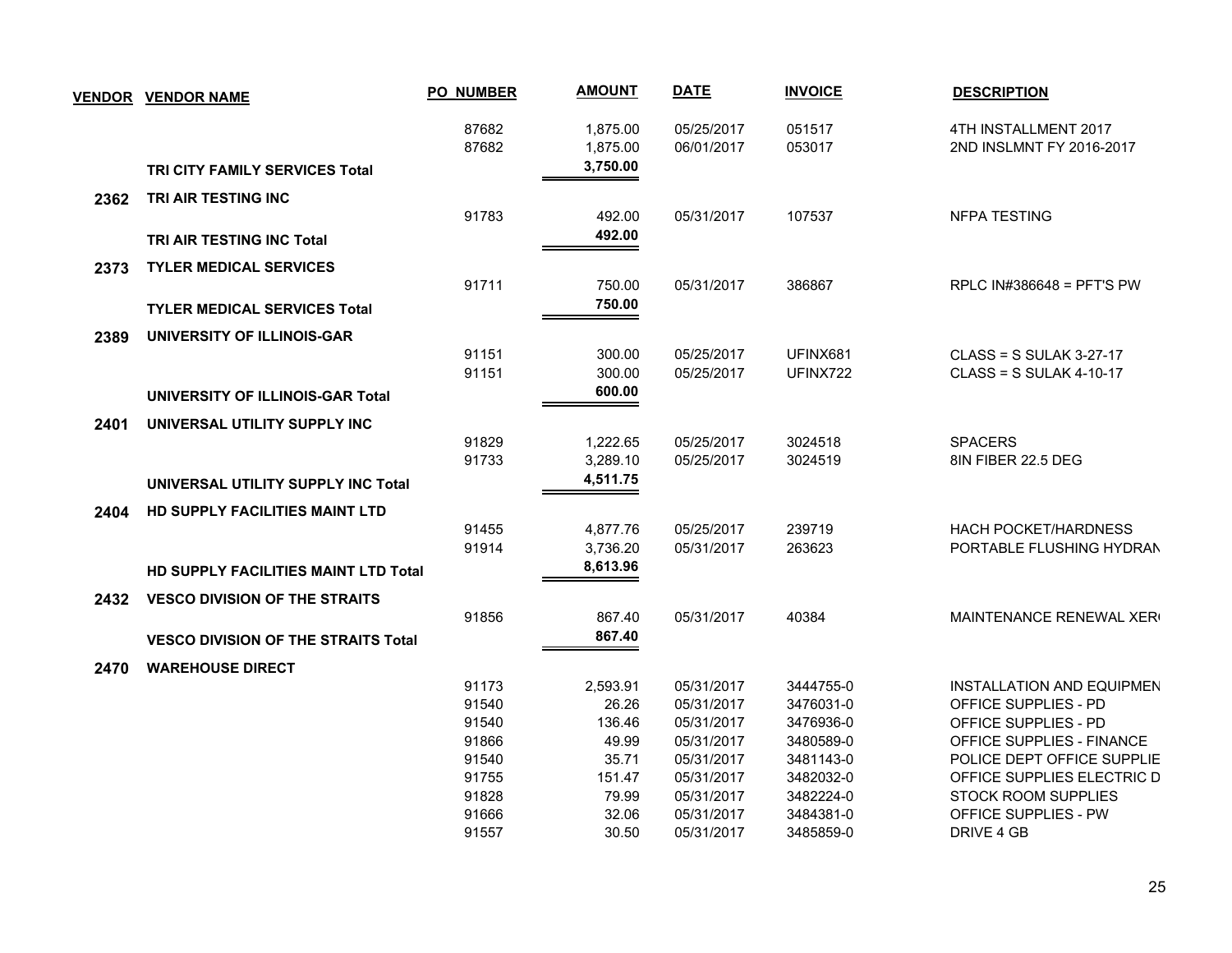| VENDOR | VENDOR NAME | PO NUMBER | AMOUNT | DATE | INVOICE | DESCRIPTION |
|---|---|---|---|---|---|---|
| | | 87682 | 1,875.00 | 05/25/2017 | 051517 | 4TH INSTALLMENT 2017 |
| | | 87682 | 1,875.00 | 06/01/2017 | 053017 | 2ND INSLMNT FY 2016-2017 |
| | **TRI CITY FAMILY SERVICES Total** | | **3,750.00** | | | |
| **2362** | **TRI AIR TESTING INC** | | | | | |
| | | 91783 | 492.00 | 05/31/2017 | 107537 | NFPA TESTING |
| | **TRI AIR TESTING INC Total** | | **492.00** | | | |
| **2373** | **TYLER MEDICAL SERVICES** | | | | | |
| | | 91711 | 750.00 | 05/31/2017 | 386867 | RPLC IN#386648 = PFT'S PW |
| | **TYLER MEDICAL SERVICES Total** | | **750.00** | | | |
| **2389** | **UNIVERSITY OF ILLINOIS-GAR** | | | | | |
| | | 91151 | 300.00 | 05/25/2017 | UFINX681 | CLASS = S SULAK 3-27-17 |
| | | 91151 | 300.00 | 05/25/2017 | UFINX722 | CLASS = S SULAK 4-10-17 |
| | **UNIVERSITY OF ILLINOIS-GAR Total** | | **600.00** | | | |
| **2401** | **UNIVERSAL UTILITY SUPPLY INC** | | | | | |
| | | 91829 | 1,222.65 | 05/25/2017 | 3024518 | SPACERS |
| | | 91733 | 3,289.10 | 05/25/2017 | 3024519 | 8IN FIBER 22.5 DEG |
| | **UNIVERSAL UTILITY SUPPLY INC Total** | | **4,511.75** | | | |
| **2404** | **HD SUPPLY FACILITIES MAINT LTD** | | | | | |
| | | 91455 | 4,877.76 | 05/25/2017 | 239719 | HACH POCKET/HARDNESS |
| | | 91914 | 3,736.20 | 05/31/2017 | 263623 | PORTABLE FLUSHING HYDRAN |
| | **HD SUPPLY FACILITIES MAINT LTD Total** | | **8,613.96** | | | |
| **2432** | **VESCO DIVISION OF THE STRAITS** | | | | | |
| | | 91856 | 867.40 | 05/31/2017 | 40384 | MAINTENANCE RENEWAL XER |
| | **VESCO DIVISION OF THE STRAITS Total** | | **867.40** | | | |
| **2470** | **WAREHOUSE DIRECT** | | | | | |
| | | 91173 | 2,593.91 | 05/31/2017 | 3444755-0 | INSTALLATION AND EQUIPMEN |
| | | 91540 | 26.26 | 05/31/2017 | 3476031-0 | OFFICE SUPPLIES - PD |
| | | 91540 | 136.46 | 05/31/2017 | 3476936-0 | OFFICE SUPPLIES - PD |
| | | 91866 | 49.99 | 05/31/2017 | 3480589-0 | OFFICE SUPPLIES - FINANCE |
| | | 91540 | 35.71 | 05/31/2017 | 3481143-0 | POLICE DEPT OFFICE SUPPLIE |
| | | 91755 | 151.47 | 05/31/2017 | 3482032-0 | OFFICE SUPPLIES ELECTRIC D |
| | | 91828 | 79.99 | 05/31/2017 | 3482224-0 | STOCK ROOM SUPPLIES |
| | | 91666 | 32.06 | 05/31/2017 | 3484381-0 | OFFICE SUPPLIES - PW |
| | | 91557 | 30.50 | 05/31/2017 | 3485859-0 | DRIVE 4 GB |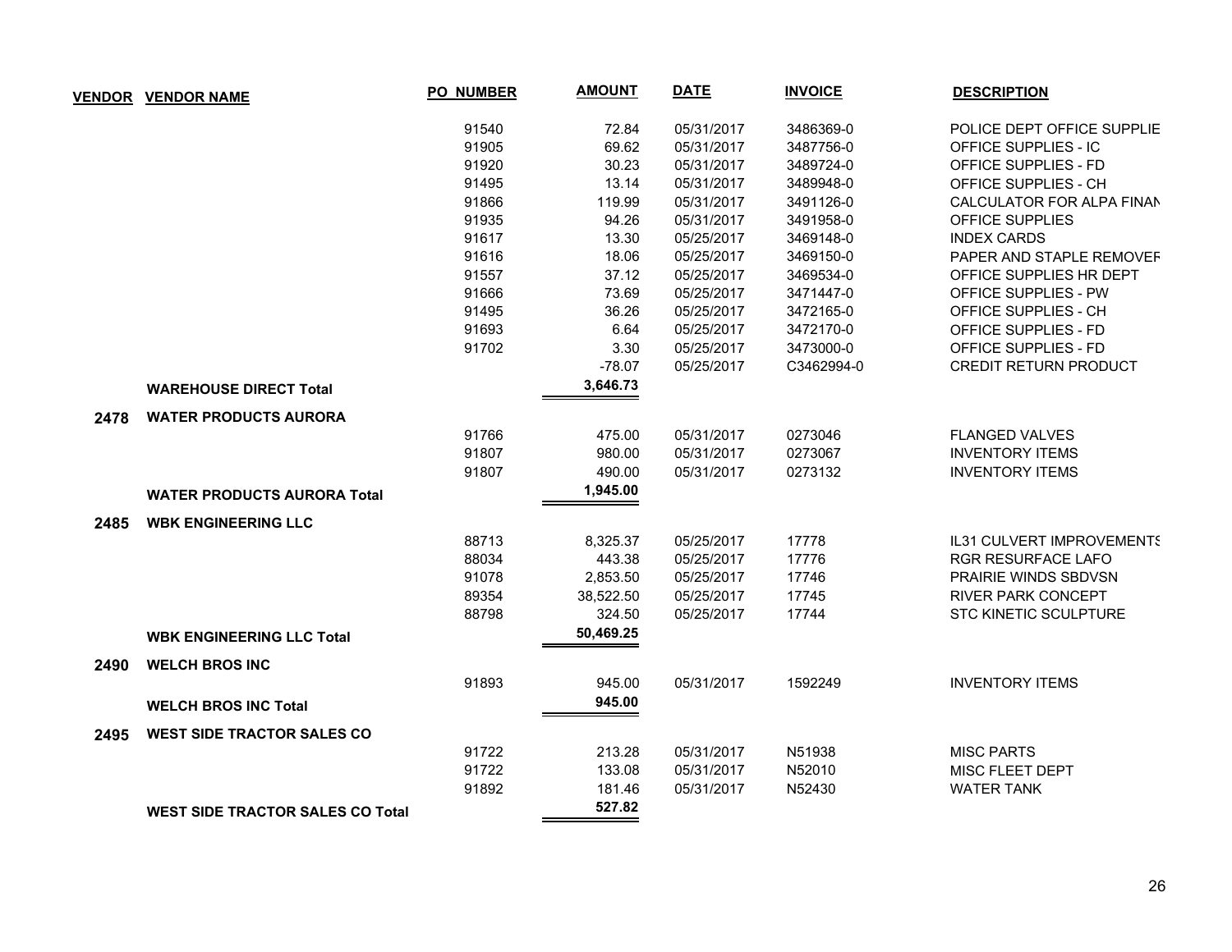| VENDOR | VENDOR NAME | PO NUMBER | AMOUNT | DATE | INVOICE | DESCRIPTION |
|---|---|---|---|---|---|---|
| | | 91540 | 72.84 | 05/31/2017 | 3486369-0 | POLICE DEPT OFFICE SUPPLIE |
| | | 91905 | 69.62 | 05/31/2017 | 3487756-0 | OFFICE SUPPLIES - IC |
| | | 91920 | 30.23 | 05/31/2017 | 3489724-0 | OFFICE SUPPLIES - FD |
| | | 91495 | 13.14 | 05/31/2017 | 3489948-0 | OFFICE SUPPLIES - CH |
| | | 91866 | 119.99 | 05/31/2017 | 3491126-0 | CALCULATOR FOR ALPA FINAN |
| | | 91935 | 94.26 | 05/31/2017 | 3491958-0 | OFFICE SUPPLIES |
| | | 91617 | 13.30 | 05/25/2017 | 3469148-0 | INDEX CARDS |
| | | 91616 | 18.06 | 05/25/2017 | 3469150-0 | PAPER AND STAPLE REMOVER |
| | | 91557 | 37.12 | 05/25/2017 | 3469534-0 | OFFICE SUPPLIES HR DEPT |
| | | 91666 | 73.69 | 05/25/2017 | 3471447-0 | OFFICE SUPPLIES - PW |
| | | 91495 | 36.26 | 05/25/2017 | 3472165-0 | OFFICE SUPPLIES - CH |
| | | 91693 | 6.64 | 05/25/2017 | 3472170-0 | OFFICE SUPPLIES - FD |
| | | 91702 | 3.30 | 05/25/2017 | 3473000-0 | OFFICE SUPPLIES - FD |
| | | | -78.07 | 05/25/2017 | C3462994-0 | CREDIT RETURN PRODUCT |
| | **WAREHOUSE DIRECT Total** | | **3,646.73** | | | |
| **2478** | **WATER PRODUCTS AURORA** | | | | | |
| | | 91766 | 475.00 | 05/31/2017 | 0273046 | FLANGED VALVES |
| | | 91807 | 980.00 | 05/31/2017 | 0273067 | INVENTORY ITEMS |
| | | 91807 | 490.00 | 05/31/2017 | 0273132 | INVENTORY ITEMS |
| | **WATER PRODUCTS AURORA Total** | | **1,945.00** | | | |
| **2485** | **WBK ENGINEERING LLC** | | | | | |
| | | 88713 | 8,325.37 | 05/25/2017 | 17778 | IL31 CULVERT IMPROVEMENTS |
| | | 88034 | 443.38 | 05/25/2017 | 17776 | RGR RESURFACE LAFO |
| | | 91078 | 2,853.50 | 05/25/2017 | 17746 | PRAIRIE WINDS SBDVSN |
| | | 89354 | 38,522.50 | 05/25/2017 | 17745 | RIVER PARK CONCEPT |
| | | 88798 | 324.50 | 05/25/2017 | 17744 | STC KINETIC SCULPTURE |
| | **WBK ENGINEERING LLC Total** | | **50,469.25** | | | |
| **2490** | **WELCH BROS INC** | | | | | |
| | | 91893 | 945.00 | 05/31/2017 | 1592249 | INVENTORY ITEMS |
| | **WELCH BROS INC Total** | | **945.00** | | | |
| **2495** | **WEST SIDE TRACTOR SALES CO** | | | | | |
| | | 91722 | 213.28 | 05/31/2017 | N51938 | MISC PARTS |
| | | 91722 | 133.08 | 05/31/2017 | N52010 | MISC FLEET DEPT |
| | | 91892 | 181.46 | 05/31/2017 | N52430 | WATER TANK |
| | **WEST SIDE TRACTOR SALES CO Total** | | **527.82** | | | |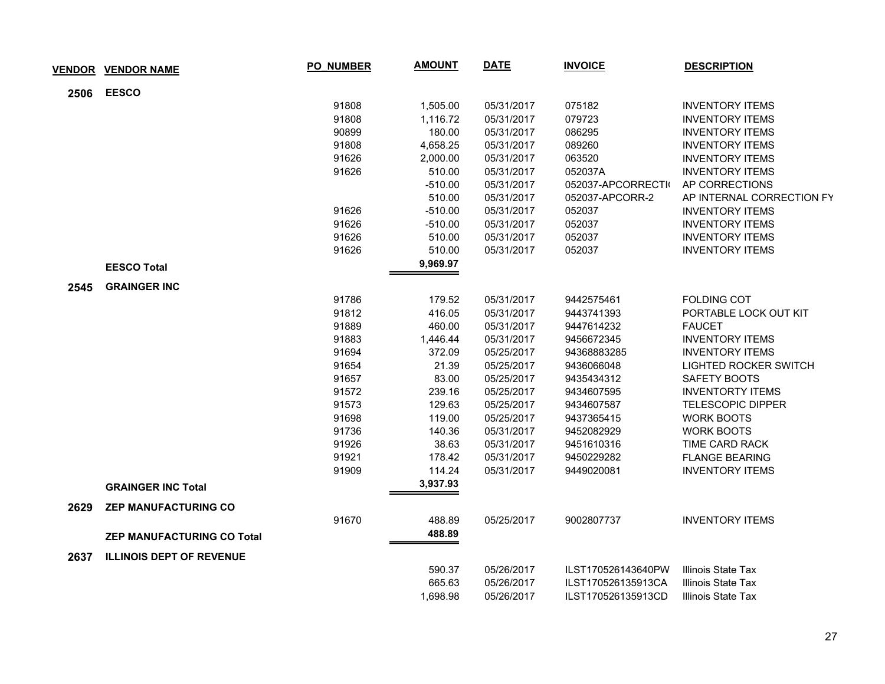| VENDOR | VENDOR NAME | PO_NUMBER | AMOUNT | DATE | INVOICE | DESCRIPTION |
|---|---|---|---|---|---|---|
| 2506 | EESCO | | | | | |
| | | 91808 | 1,505.00 | 05/31/2017 | 075182 | INVENTORY ITEMS |
| | | 91808 | 1,116.72 | 05/31/2017 | 079723 | INVENTORY ITEMS |
| | | 90899 | 180.00 | 05/31/2017 | 086295 | INVENTORY ITEMS |
| | | 91808 | 4,658.25 | 05/31/2017 | 089260 | INVENTORY ITEMS |
| | | 91626 | 2,000.00 | 05/31/2017 | 063520 | INVENTORY ITEMS |
| | | 91626 | 510.00 | 05/31/2017 | 052037A | INVENTORY ITEMS |
| | | | -510.00 | 05/31/2017 | 052037-APCORRECTI | AP CORRECTIONS |
| | | | 510.00 | 05/31/2017 | 052037-APCORR-2 | AP INTERNAL CORRECTION FY |
| | | 91626 | -510.00 | 05/31/2017 | 052037 | INVENTORY ITEMS |
| | | 91626 | -510.00 | 05/31/2017 | 052037 | INVENTORY ITEMS |
| | | 91626 | 510.00 | 05/31/2017 | 052037 | INVENTORY ITEMS |
| | | 91626 | 510.00 | 05/31/2017 | 052037 | INVENTORY ITEMS |
| | **EESCO Total** | | **9,969.97** | | | |
| 2545 | GRAINGER INC | | | | | |
| | | 91786 | 179.52 | 05/31/2017 | 9442575461 | FOLDING COT |
| | | 91812 | 416.05 | 05/31/2017 | 9443741393 | PORTABLE LOCK OUT KIT |
| | | 91889 | 460.00 | 05/31/2017 | 9447614232 | FAUCET |
| | | 91883 | 1,446.44 | 05/31/2017 | 9456672345 | INVENTORY ITEMS |
| | | 91694 | 372.09 | 05/25/2017 | 94368883285 | INVENTORY ITEMS |
| | | 91654 | 21.39 | 05/25/2017 | 9436066048 | LIGHTED ROCKER SWITCH |
| | | 91657 | 83.00 | 05/25/2017 | 9435434312 | SAFETY BOOTS |
| | | 91572 | 239.16 | 05/25/2017 | 9434607595 | INVENTORTY ITEMS |
| | | 91573 | 129.63 | 05/25/2017 | 9434607587 | TELESCOPIC DIPPER |
| | | 91698 | 119.00 | 05/25/2017 | 9437365415 | WORK BOOTS |
| | | 91736 | 140.36 | 05/31/2017 | 9452082929 | WORK BOOTS |
| | | 91926 | 38.63 | 05/31/2017 | 9451610316 | TIME CARD RACK |
| | | 91921 | 178.42 | 05/31/2017 | 9450229282 | FLANGE BEARING |
| | | 91909 | 114.24 | 05/31/2017 | 9449020081 | INVENTORY ITEMS |
| | **GRAINGER INC Total** | | **3,937.93** | | | |
| 2629 | ZEP MANUFACTURING CO | | | | | |
| | | 91670 | 488.89 | 05/25/2017 | 9002807737 | INVENTORY ITEMS |
| | **ZEP MANUFACTURING CO Total** | | **488.89** | | | |
| 2637 | ILLINOIS DEPT OF REVENUE | | | | | |
| | | | 590.37 | 05/26/2017 | ILST170526143640PW | Illinois State Tax |
| | | | 665.63 | 05/26/2017 | ILST170526135913CA | Illinois State Tax |
| | | | 1,698.98 | 05/26/2017 | ILST170526135913CD | Illinois State Tax |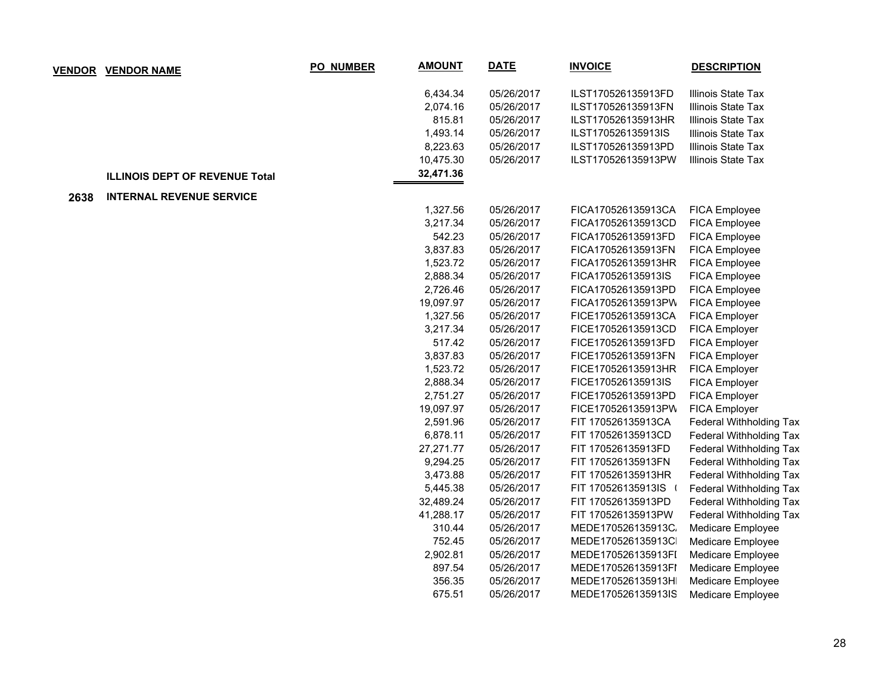| VENDOR | VENDOR NAME | PO_NUMBER | AMOUNT | DATE | INVOICE | DESCRIPTION |
|---|---|---|---|---|---|---|
| | | | 6,434.34 | 05/26/2017 | ILST170526135913FD | Illinois State Tax |
| | | | 2,074.16 | 05/26/2017 | ILST170526135913FN | Illinois State Tax |
| | | | 815.81 | 05/26/2017 | ILST170526135913HR | Illinois State Tax |
| | | | 1,493.14 | 05/26/2017 | ILST170526135913IS | Illinois State Tax |
| | | | 8,223.63 | 05/26/2017 | ILST170526135913PD | Illinois State Tax |
| | | | 10,475.30 | 05/26/2017 | ILST170526135913PW | Illinois State Tax |
| | **ILLINOIS DEPT OF REVENUE Total** | | **32,471.36** | | | |
| **2638** | **INTERNAL REVENUE SERVICE** | | | | | |
| | | | 1,327.56 | 05/26/2017 | FICA170526135913CA | FICA Employee |
| | | | 3,217.34 | 05/26/2017 | FICA170526135913CD | FICA Employee |
| | | | 542.23 | 05/26/2017 | FICA170526135913FD | FICA Employee |
| | | | 3,837.83 | 05/26/2017 | FICA170526135913FN | FICA Employee |
| | | | 1,523.72 | 05/26/2017 | FICA170526135913HR | FICA Employee |
| | | | 2,888.34 | 05/26/2017 | FICA170526135913IS | FICA Employee |
| | | | 2,726.46 | 05/26/2017 | FICA170526135913PD | FICA Employee |
| | | | 19,097.97 | 05/26/2017 | FICA170526135913PW | FICA Employee |
| | | | 1,327.56 | 05/26/2017 | FICE170526135913CA | FICA Employer |
| | | | 3,217.34 | 05/26/2017 | FICE170526135913CD | FICA Employer |
| | | | 517.42 | 05/26/2017 | FICE170526135913FD | FICA Employer |
| | | | 3,837.83 | 05/26/2017 | FICE170526135913FN | FICA Employer |
| | | | 1,523.72 | 05/26/2017 | FICE170526135913HR | FICA Employer |
| | | | 2,888.34 | 05/26/2017 | FICE170526135913IS | FICA Employer |
| | | | 2,751.27 | 05/26/2017 | FICE170526135913PD | FICA Employer |
| | | | 19,097.97 | 05/26/2017 | FICE170526135913PW | FICA Employer |
| | | | 2,591.96 | 05/26/2017 | FIT 170526135913CA | Federal Withholding Tax |
| | | | 6,878.11 | 05/26/2017 | FIT 170526135913CD | Federal Withholding Tax |
| | | | 27,271.77 | 05/26/2017 | FIT 170526135913FD | Federal Withholding Tax |
| | | | 9,294.25 | 05/26/2017 | FIT 170526135913FN | Federal Withholding Tax |
| | | | 3,473.88 | 05/26/2017 | FIT 170526135913HR | Federal Withholding Tax |
| | | | 5,445.38 | 05/26/2017 | FIT 170526135913IS | Federal Withholding Tax |
| | | | 32,489.24 | 05/26/2017 | FIT 170526135913PD | Federal Withholding Tax |
| | | | 41,288.17 | 05/26/2017 | FIT 170526135913PW | Federal Withholding Tax |
| | | | 310.44 | 05/26/2017 | MEDE170526135913C | Medicare Employee |
| | | | 752.45 | 05/26/2017 | MEDE170526135913C | Medicare Employee |
| | | | 2,902.81 | 05/26/2017 | MEDE170526135913F | Medicare Employee |
| | | | 897.54 | 05/26/2017 | MEDE170526135913F | Medicare Employee |
| | | | 356.35 | 05/26/2017 | MEDE170526135913H | Medicare Employee |
| | | | 675.51 | 05/26/2017 | MEDE170526135913IS | Medicare Employee |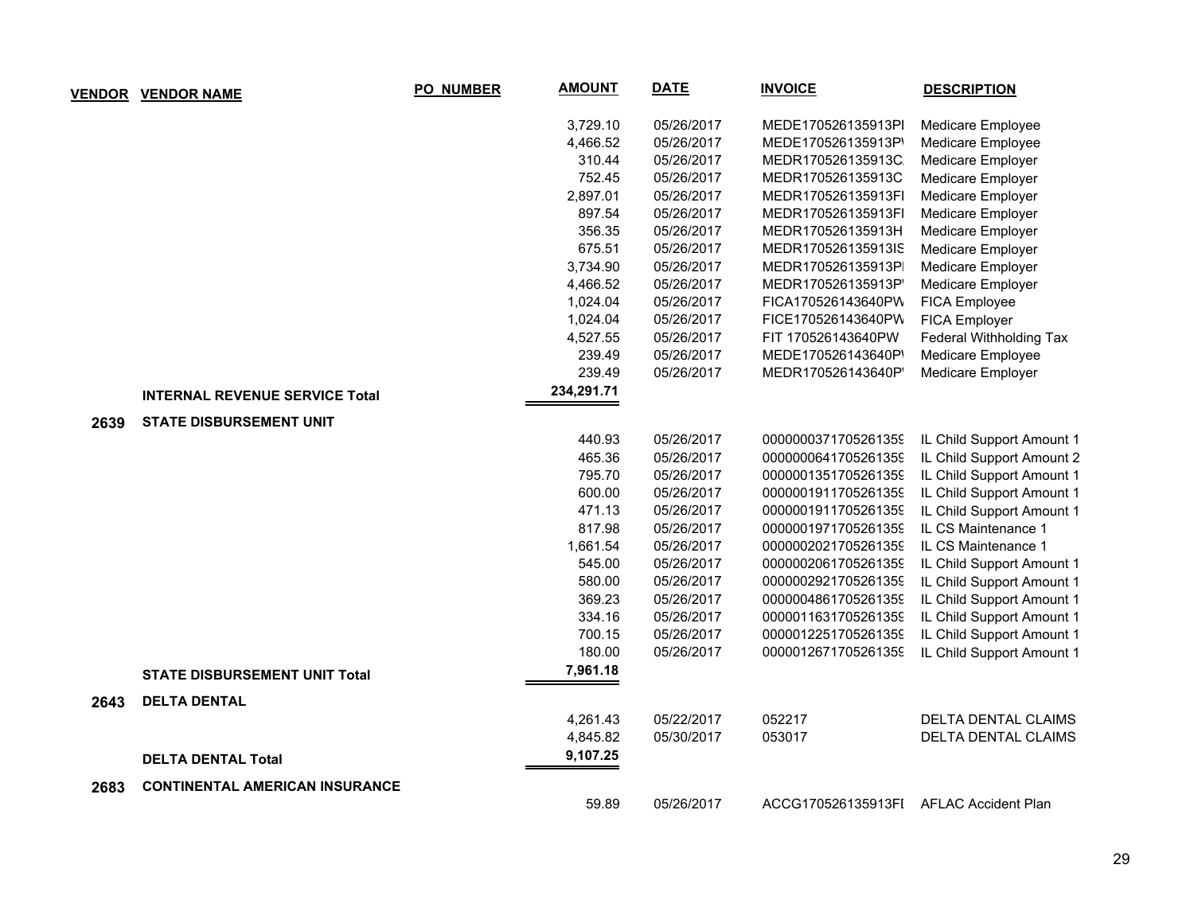| VENDOR | VENDOR NAME | PO_NUMBER | AMOUNT | DATE | INVOICE | DESCRIPTION |
|---|---|---|---|---|---|---|
| | | | 3,729.10 | 05/26/2017 | MEDE170526135913PI | Medicare Employee |
| | | | 4,466.52 | 05/26/2017 | MEDE170526135913P\ | Medicare Employee |
| | | | 310.44 | 05/26/2017 | MEDR170526135913C. | Medicare Employer |
| | | | 752.45 | 05/26/2017 | MEDR170526135913C | Medicare Employer |
| | | | 2,897.01 | 05/26/2017 | MEDR170526135913FI | Medicare Employer |
| | | | 897.54 | 05/26/2017 | MEDR170526135913FI | Medicare Employer |
| | | | 356.35 | 05/26/2017 | MEDR170526135913H | Medicare Employer |
| | | | 675.51 | 05/26/2017 | MEDR170526135913IS | Medicare Employer |
| | | | 3,734.90 | 05/26/2017 | MEDR170526135913PI | Medicare Employer |
| | | | 4,466.52 | 05/26/2017 | MEDR170526135913P' | Medicare Employer |
| | | | 1,024.04 | 05/26/2017 | FICA170526143640PW | FICA Employee |
| | | | 1,024.04 | 05/26/2017 | FICE170526143640PW | FICA Employer |
| | | | 4,527.55 | 05/26/2017 | FIT 170526143640PW | Federal Withholding Tax |
| | | | 239.49 | 05/26/2017 | MEDE170526143640P\ | Medicare Employee |
| | | | 239.49 | 05/26/2017 | MEDR170526143640P' | Medicare Employer |
| | **INTERNAL REVENUE SERVICE Total** | | **234,291.71** | | | |
| **2639** | **STATE DISBURSEMENT UNIT** | | | | | |
| | | | 440.93 | 05/26/2017 | 0000000371705261359 | IL Child Support Amount 1 |
| | | | 465.36 | 05/26/2017 | 0000000641705261359 | IL Child Support Amount 2 |
| | | | 795.70 | 05/26/2017 | 0000001351705261359 | IL Child Support Amount 1 |
| | | | 600.00 | 05/26/2017 | 0000001911705261359 | IL Child Support Amount 1 |
| | | | 471.13 | 05/26/2017 | 0000001911705261359 | IL Child Support Amount 1 |
| | | | 817.98 | 05/26/2017 | 0000001971705261359 | IL CS Maintenance 1 |
| | | | 1,661.54 | 05/26/2017 | 0000002021705261359 | IL CS Maintenance 1 |
| | | | 545.00 | 05/26/2017 | 0000002061705261359 | IL Child Support Amount 1 |
| | | | 580.00 | 05/26/2017 | 0000002921705261359 | IL Child Support Amount 1 |
| | | | 369.23 | 05/26/2017 | 0000004861705261359 | IL Child Support Amount 1 |
| | | | 334.16 | 05/26/2017 | 0000011631705261359 | IL Child Support Amount 1 |
| | | | 700.15 | 05/26/2017 | 0000012251705261359 | IL Child Support Amount 1 |
| | | | 180.00 | 05/26/2017 | 0000012671705261359 | IL Child Support Amount 1 |
| | **STATE DISBURSEMENT UNIT Total** | | **7,961.18** | | | |
| **2643** | **DELTA DENTAL** | | | | | |
| | | | 4,261.43 | 05/22/2017 | 052217 | DELTA DENTAL CLAIMS |
| | | | 4,845.82 | 05/30/2017 | 053017 | DELTA DENTAL CLAIMS |
| | **DELTA DENTAL Total** | | **9,107.25** | | | |
| **2683** | **CONTINENTAL AMERICAN INSURANCE** | | | | | |
| | | | 59.89 | 05/26/2017 | ACCG170526135913FI | AFLAC Accident Plan |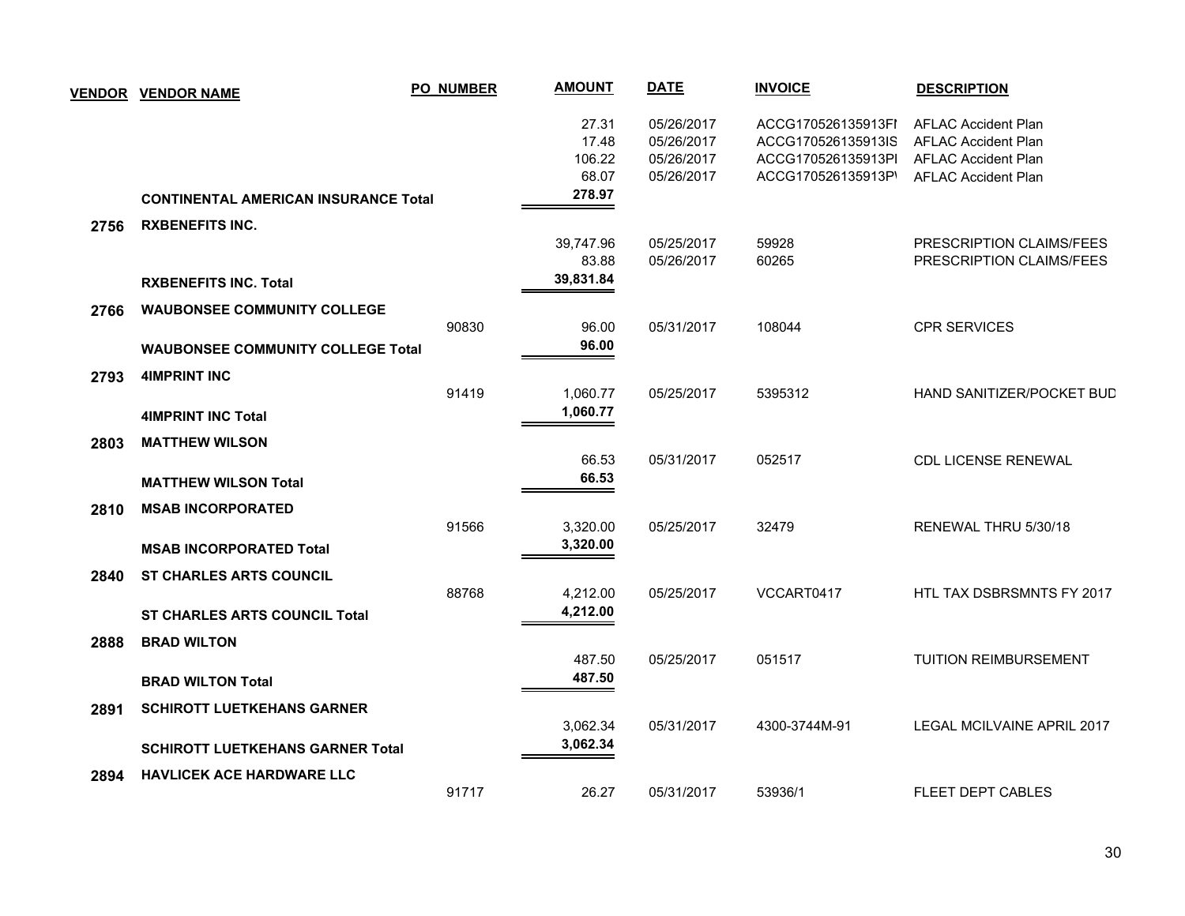| VENDOR | VENDOR NAME | PO_NUMBER | AMOUNT | DATE | INVOICE | DESCRIPTION |
|---|---|---|---|---|---|---|
| | | | 27.31 | 05/26/2017 | ACCG170526135913FI | AFLAC Accident Plan |
| | | | 17.48 | 05/26/2017 | ACCG170526135913IS | AFLAC Accident Plan |
| | | | 106.22 | 05/26/2017 | ACCG170526135913PI | AFLAC Accident Plan |
| | | | 68.07 | 05/26/2017 | ACCG170526135913P\ | AFLAC Accident Plan |
| | **CONTINENTAL AMERICAN INSURANCE Total** | | **278.97** | | | |
| **2756** | **RXBENEFITS INC.** | | | | | |
| | | | 39,747.96 | 05/25/2017 | 59928 | PRESCRIPTION CLAIMS/FEES |
| | | | 83.88 | 05/26/2017 | 60265 | PRESCRIPTION CLAIMS/FEES |
| | **RXBENEFITS INC. Total** | | **39,831.84** | | | |
| **2766** | **WAUBONSEE COMMUNITY COLLEGE** | | | | | |
| | | 90830 | 96.00 | 05/31/2017 | 108044 | CPR SERVICES |
| | **WAUBONSEE COMMUNITY COLLEGE Total** | | **96.00** | | | |
| **2793** | **4IMPRINT INC** | | | | | |
| | | 91419 | 1,060.77 | 05/25/2017 | 5395312 | HAND SANITIZER/POCKET BUD |
| | **4IMPRINT INC Total** | | **1,060.77** | | | |
| **2803** | **MATTHEW WILSON** | | | | | |
| | | | 66.53 | 05/31/2017 | 052517 | CDL LICENSE RENEWAL |
| | **MATTHEW WILSON Total** | | **66.53** | | | |
| **2810** | **MSAB INCORPORATED** | | | | | |
| | | 91566 | 3,320.00 | 05/25/2017 | 32479 | RENEWAL THRU 5/30/18 |
| | **MSAB INCORPORATED Total** | | **3,320.00** | | | |
| **2840** | **ST CHARLES ARTS COUNCIL** | | | | | |
| | | 88768 | 4,212.00 | 05/25/2017 | VCCART0417 | HTL TAX DSBRSMNTS FY 2017 |
| | **ST CHARLES ARTS COUNCIL Total** | | **4,212.00** | | | |
| **2888** | **BRAD WILTON** | | | | | |
| | | | 487.50 | 05/25/2017 | 051517 | TUITION REIMBURSEMENT |
| | **BRAD WILTON Total** | | **487.50** | | | |
| **2891** | **SCHIROTT LUETKEHANS GARNER** | | | | | |
| | | | 3,062.34 | 05/31/2017 | 4300-3744M-91 | LEGAL MCILVAINE APRIL 2017 |
| | **SCHIROTT LUETKEHANS GARNER Total** | | **3,062.34** | | | |
| **2894** | **HAVLICEK ACE HARDWARE LLC** | | | | | |
| | | 91717 | 26.27 | 05/31/2017 | 53936/1 | FLEET DEPT CABLES |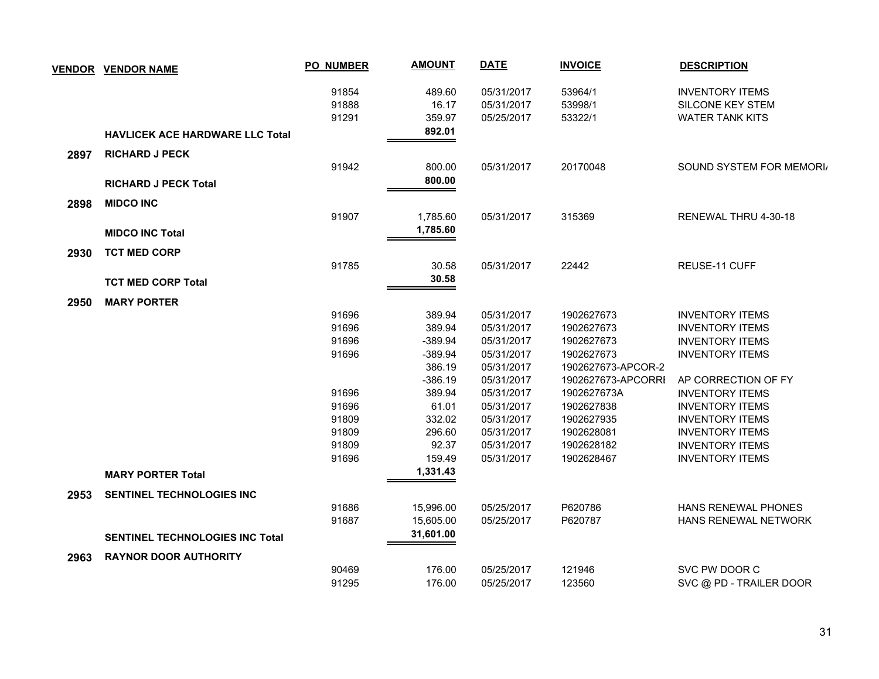| VENDOR | VENDOR NAME | PO_NUMBER | AMOUNT | DATE | INVOICE | DESCRIPTION |
|---|---|---|---|---|---|---|
| | | 91854 | 489.60 | 05/31/2017 | 53964/1 | INVENTORY ITEMS |
| | | 91888 | 16.17 | 05/31/2017 | 53998/1 | SILCONE KEY STEM |
| | | 91291 | 359.97 | 05/25/2017 | 53322/1 | WATER TANK KITS |
| | **HAVLICEK ACE HARDWARE LLC Total** | | **892.01** | | | |
| **2897** | **RICHARD J PECK** | | | | | |
| | | 91942 | 800.00 | 05/31/2017 | 20170048 | SOUND SYSTEM FOR MEMORI/ |
| | **RICHARD J PECK Total** | | **800.00** | | | |
| **2898** | **MIDCO INC** | | | | | |
| | | 91907 | 1,785.60 | 05/31/2017 | 315369 | RENEWAL THRU 4-30-18 |
| | **MIDCO INC Total** | | **1,785.60** | | | |
| **2930** | **TCT MED CORP** | | | | | |
| | | 91785 | 30.58 | 05/31/2017 | 22442 | REUSE-11 CUFF |
| | **TCT MED CORP Total** | | **30.58** | | | |
| **2950** | **MARY PORTER** | | | | | |
| | | 91696 | 389.94 | 05/31/2017 | 1902627673 | INVENTORY ITEMS |
| | | 91696 | 389.94 | 05/31/2017 | 1902627673 | INVENTORY ITEMS |
| | | 91696 | -389.94 | 05/31/2017 | 1902627673 | INVENTORY ITEMS |
| | | 91696 | -389.94 | 05/31/2017 | 1902627673 | INVENTORY ITEMS |
| | | | 386.19 | 05/31/2017 | 1902627673-APCOR-2 | |
| | | | -386.19 | 05/31/2017 | 1902627673-APCORRI | AP CORRECTION OF FY |
| | | 91696 | 389.94 | 05/31/2017 | 1902627673A | INVENTORY ITEMS |
| | | 91696 | 61.01 | 05/31/2017 | 1902627838 | INVENTORY ITEMS |
| | | 91809 | 332.02 | 05/31/2017 | 1902627935 | INVENTORY ITEMS |
| | | 91809 | 296.60 | 05/31/2017 | 1902628081 | INVENTORY ITEMS |
| | | 91809 | 92.37 | 05/31/2017 | 1902628182 | INVENTORY ITEMS |
| | | 91696 | 159.49 | 05/31/2017 | 1902628467 | INVENTORY ITEMS |
| | **MARY PORTER Total** | | **1,331.43** | | | |
| **2953** | **SENTINEL TECHNOLOGIES INC** | | | | | |
| | | 91686 | 15,996.00 | 05/25/2017 | P620786 | HANS RENEWAL PHONES |
| | | 91687 | 15,605.00 | 05/25/2017 | P620787 | HANS RENEWAL NETWORK |
| | **SENTINEL TECHNOLOGIES INC Total** | | **31,601.00** | | | |
| **2963** | **RAYNOR DOOR AUTHORITY** | | | | | |
| | | 90469 | 176.00 | 05/25/2017 | 121946 | SVC PW DOOR C |
| | | 91295 | 176.00 | 05/25/2017 | 123560 | SVC @ PD - TRAILER DOOR |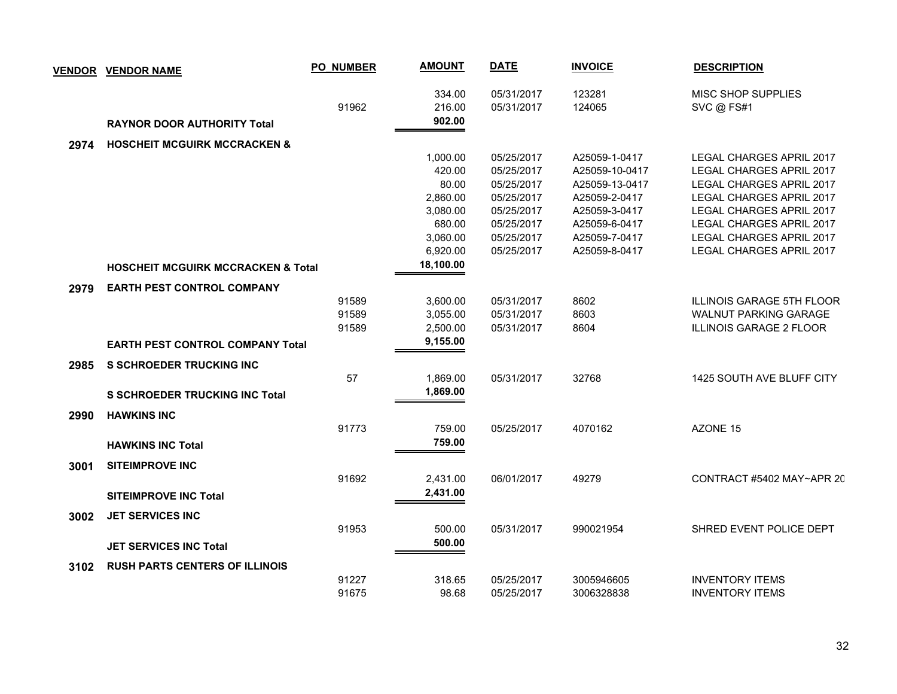| VENDOR | VENDOR NAME | PO NUMBER | AMOUNT | DATE | INVOICE | DESCRIPTION |
|---|---|---|---|---|---|---|
| | | | 334.00 | 05/31/2017 | 123281 | MISC SHOP SUPPLIES |
| | | 91962 | 216.00 | 05/31/2017 | 124065 | SVC @ FS#1 |
| | **RAYNOR DOOR AUTHORITY Total** | | **902.00** | | | |
| **2974** | **HOSCHEIT MCGUIRK MCCRACKEN &** | | | | | |
| | | | 1,000.00 | 05/25/2017 | A25059-1-0417 | LEGAL CHARGES APRIL 2017 |
| | | | 420.00 | 05/25/2017 | A25059-10-0417 | LEGAL CHARGES APRIL 2017 |
| | | | 80.00 | 05/25/2017 | A25059-13-0417 | LEGAL CHARGES APRIL 2017 |
| | | | 2,860.00 | 05/25/2017 | A25059-2-0417 | LEGAL CHARGES APRIL 2017 |
| | | | 3,080.00 | 05/25/2017 | A25059-3-0417 | LEGAL CHARGES APRIL 2017 |
| | | | 680.00 | 05/25/2017 | A25059-6-0417 | LEGAL CHARGES APRIL 2017 |
| | | | 3,060.00 | 05/25/2017 | A25059-7-0417 | LEGAL CHARGES APRIL 2017 |
| | | | 6,920.00 | 05/25/2017 | A25059-8-0417 | LEGAL CHARGES APRIL 2017 |
| | **HOSCHEIT MCGUIRK MCCRACKEN & Total** | | **18,100.00** | | | |
| **2979** | **EARTH PEST CONTROL COMPANY** | | | | | |
| | | 91589 | 3,600.00 | 05/31/2017 | 8602 | ILLINOIS GARAGE 5TH FLOOR |
| | | 91589 | 3,055.00 | 05/31/2017 | 8603 | WALNUT PARKING GARAGE |
| | | 91589 | 2,500.00 | 05/31/2017 | 8604 | ILLINOIS GARAGE 2 FLOOR |
| | **EARTH PEST CONTROL COMPANY Total** | | **9,155.00** | | | |
| **2985** | **S SCHROEDER TRUCKING INC** | | | | | |
| | | 57 | 1,869.00 | 05/31/2017 | 32768 | 1425 SOUTH AVE BLUFF CITY |
| | **S SCHROEDER TRUCKING INC Total** | | **1,869.00** | | | |
| **2990** | **HAWKINS INC** | | | | | |
| | | 91773 | 759.00 | 05/25/2017 | 4070162 | AZONE 15 |
| | **HAWKINS INC Total** | | **759.00** | | | |
| **3001** | **SITEIMPROVE INC** | | | | | |
| | | 91692 | 2,431.00 | 06/01/2017 | 49279 | CONTRACT #5402 MAY~APR 20 |
| | **SITEIMPROVE INC Total** | | **2,431.00** | | | |
| **3002** | **JET SERVICES INC** | | | | | |
| | | 91953 | 500.00 | 05/31/2017 | 990021954 | SHRED EVENT POLICE DEPT |
| | **JET SERVICES INC Total** | | **500.00** | | | |
| **3102** | **RUSH PARTS CENTERS OF ILLINOIS** | | | | | |
| | | 91227 | 318.65 | 05/25/2017 | 3005946605 | INVENTORY ITEMS |
| | | 91675 | 98.68 | 05/25/2017 | 3006328838 | INVENTORY ITEMS |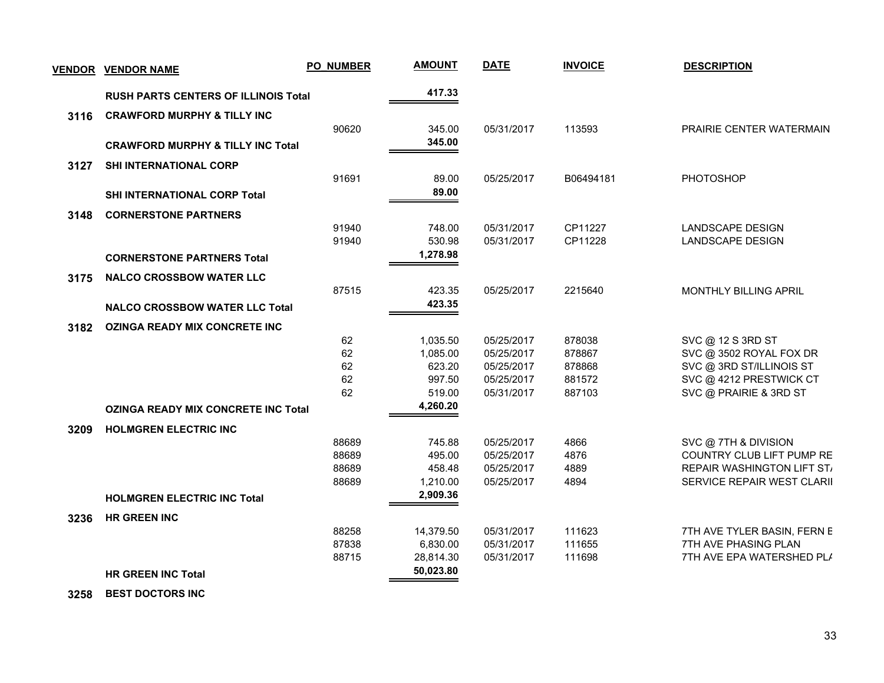| VENDOR | VENDOR NAME | PO_NUMBER | AMOUNT | DATE | INVOICE | DESCRIPTION |
|---|---|---|---|---|---|---|
| | **RUSH PARTS CENTERS OF ILLINOIS Total** | | **417.33** | | | |
| **3116** | **CRAWFORD MURPHY & TILLY INC** | | | | | |
| | | 90620 | 345.00 | 05/31/2017 | 113593 | PRAIRIE CENTER WATERMAIN |
| | **CRAWFORD MURPHY & TILLY INC Total** | | **345.00** | | | |
| **3127** | **SHI INTERNATIONAL CORP** | | | | | |
| | | 91691 | 89.00 | 05/25/2017 | B06494181 | PHOTOSHOP |
| | **SHI INTERNATIONAL CORP Total** | | **89.00** | | | |
| **3148** | **CORNERSTONE PARTNERS** | | | | | |
| | | 91940 | 748.00 | 05/31/2017 | CP11227 | LANDSCAPE DESIGN |
| | | 91940 | 530.98 | 05/31/2017 | CP11228 | LANDSCAPE DESIGN |
| | **CORNERSTONE PARTNERS Total** | | **1,278.98** | | | |
| **3175** | **NALCO CROSSBOW WATER LLC** | | | | | |
| | | 87515 | 423.35 | 05/25/2017 | 2215640 | MONTHLY BILLING APRIL |
| | **NALCO CROSSBOW WATER LLC Total** | | **423.35** | | | |
| **3182** | **OZINGA READY MIX CONCRETE INC** | | | | | |
| | | 62 | 1,035.50 | 05/25/2017 | 878038 | SVC @ 12 S 3RD ST |
| | | 62 | 1,085.00 | 05/25/2017 | 878867 | SVC @ 3502 ROYAL FOX DR |
| | | 62 | 623.20 | 05/25/2017 | 878868 | SVC @ 3RD ST/ILLINOIS ST |
| | | 62 | 997.50 | 05/25/2017 | 881572 | SVC @ 4212 PRESTWICK CT |
| | | 62 | 519.00 | 05/31/2017 | 887103 | SVC @ PRAIRIE & 3RD ST |
| | **OZINGA READY MIX CONCRETE INC Total** | | **4,260.20** | | | |
| **3209** | **HOLMGREN ELECTRIC INC** | | | | | |
| | | 88689 | 745.88 | 05/25/2017 | 4866 | SVC @ 7TH & DIVISION |
| | | 88689 | 495.00 | 05/25/2017 | 4876 | COUNTRY CLUB LIFT PUMP RE |
| | | 88689 | 458.48 | 05/25/2017 | 4889 | REPAIR WASHINGTON LIFT ST/ |
| | | 88689 | 1,210.00 | 05/25/2017 | 4894 | SERVICE REPAIR WEST CLARII |
| | **HOLMGREN ELECTRIC INC Total** | | **2,909.36** | | | |
| **3236** | **HR GREEN INC** | | | | | |
| | | 88258 | 14,379.50 | 05/31/2017 | 111623 | 7TH AVE TYLER BASIN, FERN E |
| | | 87838 | 6,830.00 | 05/31/2017 | 111655 | 7TH AVE PHASING PLAN |
| | | 88715 | 28,814.30 | 05/31/2017 | 111698 | 7TH AVE EPA WATERSHED PL/ |
| | **HR GREEN INC Total** | | **50,023.80** | | | |
| **3258** | **BEST DOCTORS INC** | | | | | |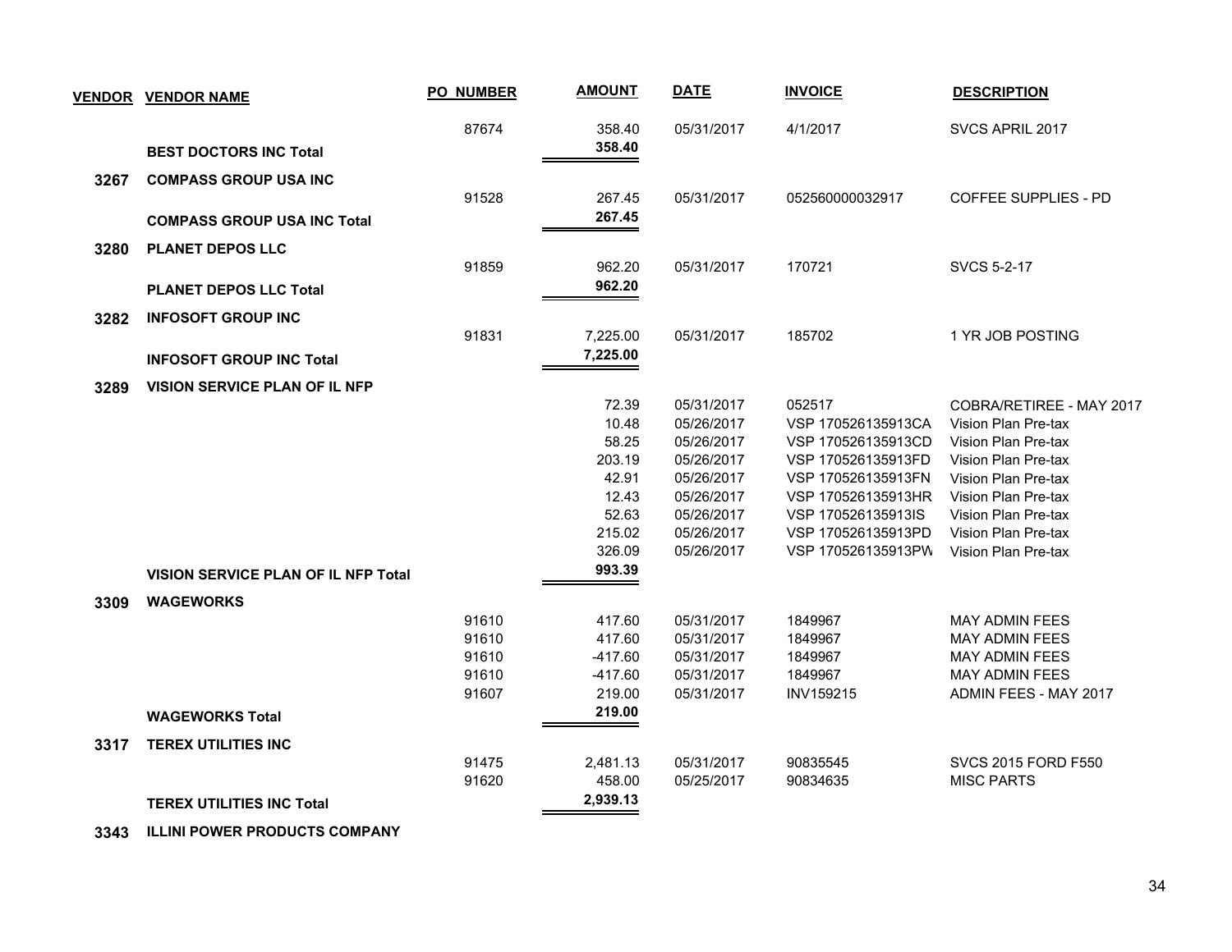| VENDOR | VENDOR NAME | PO NUMBER | AMOUNT | DATE | INVOICE | DESCRIPTION |
|---|---|---|---|---|---|---|
| | | 87674 | 358.40 | 05/31/2017 | 4/1/2017 | SVCS APRIL 2017 |
| | **BEST DOCTORS INC Total** | | **358.40** | | | |
| **3267** | **COMPASS GROUP USA INC** | | | | | |
| | | 91528 | 267.45 | 05/31/2017 | 052560000032917 | COFFEE SUPPLIES - PD |
| | **COMPASS GROUP USA INC Total** | | **267.45** | | | |
| **3280** | **PLANET DEPOS LLC** | | | | | |
| | | 91859 | 962.20 | 05/31/2017 | 170721 | SVCS 5-2-17 |
| | **PLANET DEPOS LLC Total** | | **962.20** | | | |
| **3282** | **INFOSOFT GROUP INC** | | | | | |
| | | 91831 | 7,225.00 | 05/31/2017 | 185702 | 1 YR JOB POSTING |
| | **INFOSOFT GROUP INC Total** | | **7,225.00** | | | |
| **3289** | **VISION SERVICE PLAN OF IL NFP** | | | | | |
| | | | 72.39 | 05/31/2017 | 052517 | COBRA/RETIREE - MAY 2017 |
| | | | 10.48 | 05/26/2017 | VSP 170526135913CA | Vision Plan Pre-tax |
| | | | 58.25 | 05/26/2017 | VSP 170526135913CD | Vision Plan Pre-tax |
| | | | 203.19 | 05/26/2017 | VSP 170526135913FD | Vision Plan Pre-tax |
| | | | 42.91 | 05/26/2017 | VSP 170526135913FN | Vision Plan Pre-tax |
| | | | 12.43 | 05/26/2017 | VSP 170526135913HR | Vision Plan Pre-tax |
| | | | 52.63 | 05/26/2017 | VSP 170526135913IS | Vision Plan Pre-tax |
| | | | 215.02 | 05/26/2017 | VSP 170526135913PD | Vision Plan Pre-tax |
| | | | 326.09 | 05/26/2017 | VSP 170526135913PW | Vision Plan Pre-tax |
| | **VISION SERVICE PLAN OF IL NFP Total** | | **993.39** | | | |
| **3309** | **WAGEWORKS** | | | | | |
| | | 91610 | 417.60 | 05/31/2017 | 1849967 | MAY ADMIN FEES |
| | | 91610 | 417.60 | 05/31/2017 | 1849967 | MAY ADMIN FEES |
| | | 91610 | -417.60 | 05/31/2017 | 1849967 | MAY ADMIN FEES |
| | | 91610 | -417.60 | 05/31/2017 | 1849967 | MAY ADMIN FEES |
| | | 91607 | 219.00 | 05/31/2017 | INV159215 | ADMIN FEES - MAY 2017 |
| | **WAGEWORKS Total** | | **219.00** | | | |
| **3317** | **TEREX UTILITIES INC** | | | | | |
| | | 91475 | 2,481.13 | 05/31/2017 | 90835545 | SVCS 2015 FORD F550 |
| | | 91620 | 458.00 | 05/25/2017 | 90834635 | MISC PARTS |
| | **TEREX UTILITIES INC Total** | | **2,939.13** | | | |
| **3343** | **ILLINI POWER PRODUCTS COMPANY** | | | | | |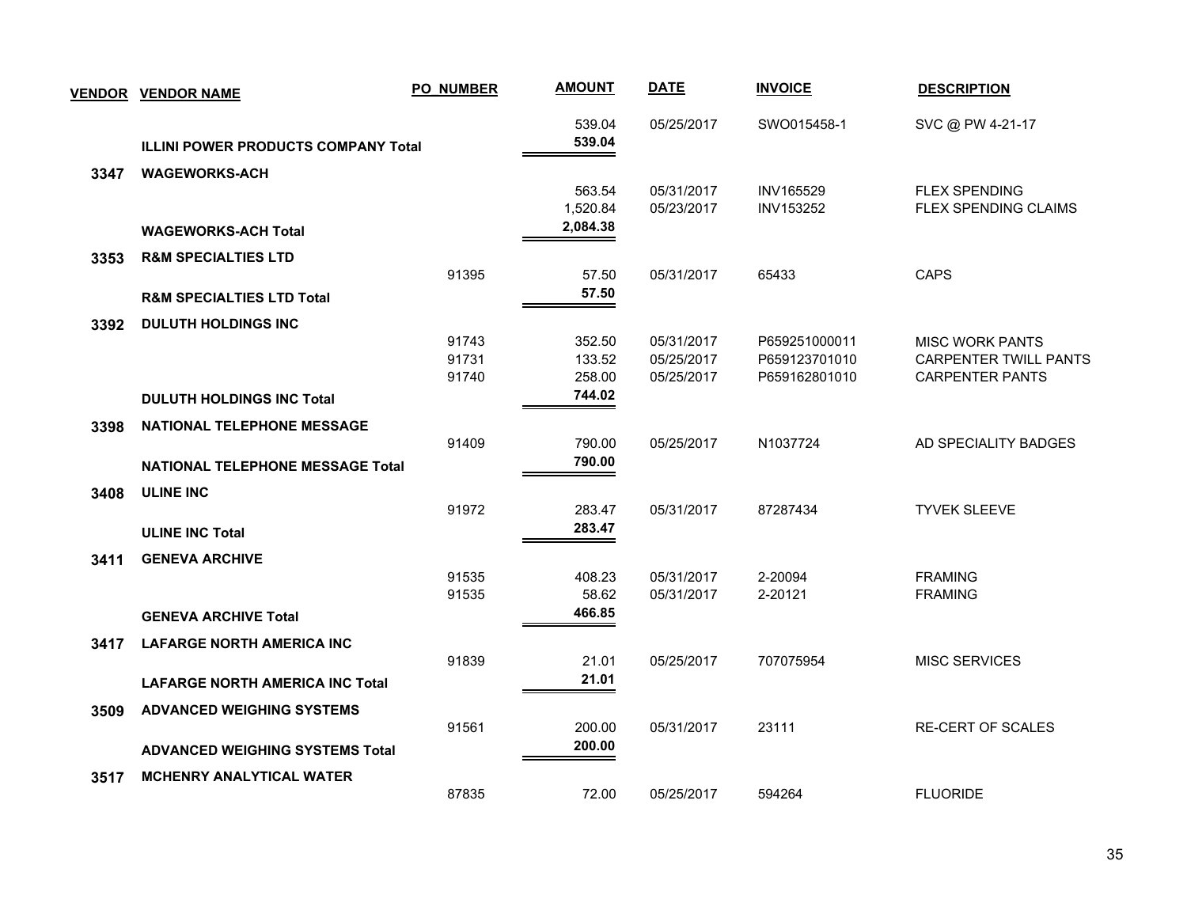| VENDOR | VENDOR NAME | PO NUMBER | AMOUNT | DATE | INVOICE | DESCRIPTION |
|---|---|---|---|---|---|---|
| | | | 539.04 | 05/25/2017 | SWO015458-1 | SVC @ PW 4-21-17 |
| | **ILLINI POWER PRODUCTS COMPANY Total** | | **539.04** | | | |
| **3347** | **WAGEWORKS-ACH** | | | | | |
| | | | 563.54 | 05/31/2017 | INV165529 | FLEX SPENDING |
| | | | 1,520.84 | 05/23/2017 | INV153252 | FLEX SPENDING CLAIMS |
| | **WAGEWORKS-ACH Total** | | **2,084.38** | | | |
| **3353** | **R&M SPECIALTIES LTD** | | | | | |
| | | 91395 | 57.50 | 05/31/2017 | 65433 | CAPS |
| | **R&M SPECIALTIES LTD Total** | | **57.50** | | | |
| **3392** | **DULUTH HOLDINGS INC** | | | | | |
| | | 91743 | 352.50 | 05/31/2017 | P659251000011 | MISC WORK PANTS |
| | | 91731 | 133.52 | 05/25/2017 | P659123701010 | CARPENTER TWILL PANTS |
| | | 91740 | 258.00 | 05/25/2017 | P659162801010 | CARPENTER PANTS |
| | **DULUTH HOLDINGS INC Total** | | **744.02** | | | |
| **3398** | **NATIONAL TELEPHONE MESSAGE** | | | | | |
| | | 91409 | 790.00 | 05/25/2017 | N1037724 | AD SPECIALITY BADGES |
| | **NATIONAL TELEPHONE MESSAGE Total** | | **790.00** | | | |
| **3408** | **ULINE INC** | | | | | |
| | | 91972 | 283.47 | 05/31/2017 | 87287434 | TYVEK SLEEVE |
| | **ULINE INC Total** | | **283.47** | | | |
| **3411** | **GENEVA ARCHIVE** | | | | | |
| | | 91535 | 408.23 | 05/31/2017 | 2-20094 | FRAMING |
| | | 91535 | 58.62 | 05/31/2017 | 2-20121 | FRAMING |
| | **GENEVA ARCHIVE Total** | | **466.85** | | | |
| **3417** | **LAFARGE NORTH AMERICA INC** | | | | | |
| | | 91839 | 21.01 | 05/25/2017 | 707075954 | MISC SERVICES |
| | **LAFARGE NORTH AMERICA INC Total** | | **21.01** | | | |
| **3509** | **ADVANCED WEIGHING SYSTEMS** | | | | | |
| | | 91561 | 200.00 | 05/31/2017 | 23111 | RE-CERT OF SCALES |
| | **ADVANCED WEIGHING SYSTEMS Total** | | **200.00** | | | |
| **3517** | **MCHENRY ANALYTICAL WATER** | | | | | |
| | | 87835 | 72.00 | 05/25/2017 | 594264 | FLUORIDE |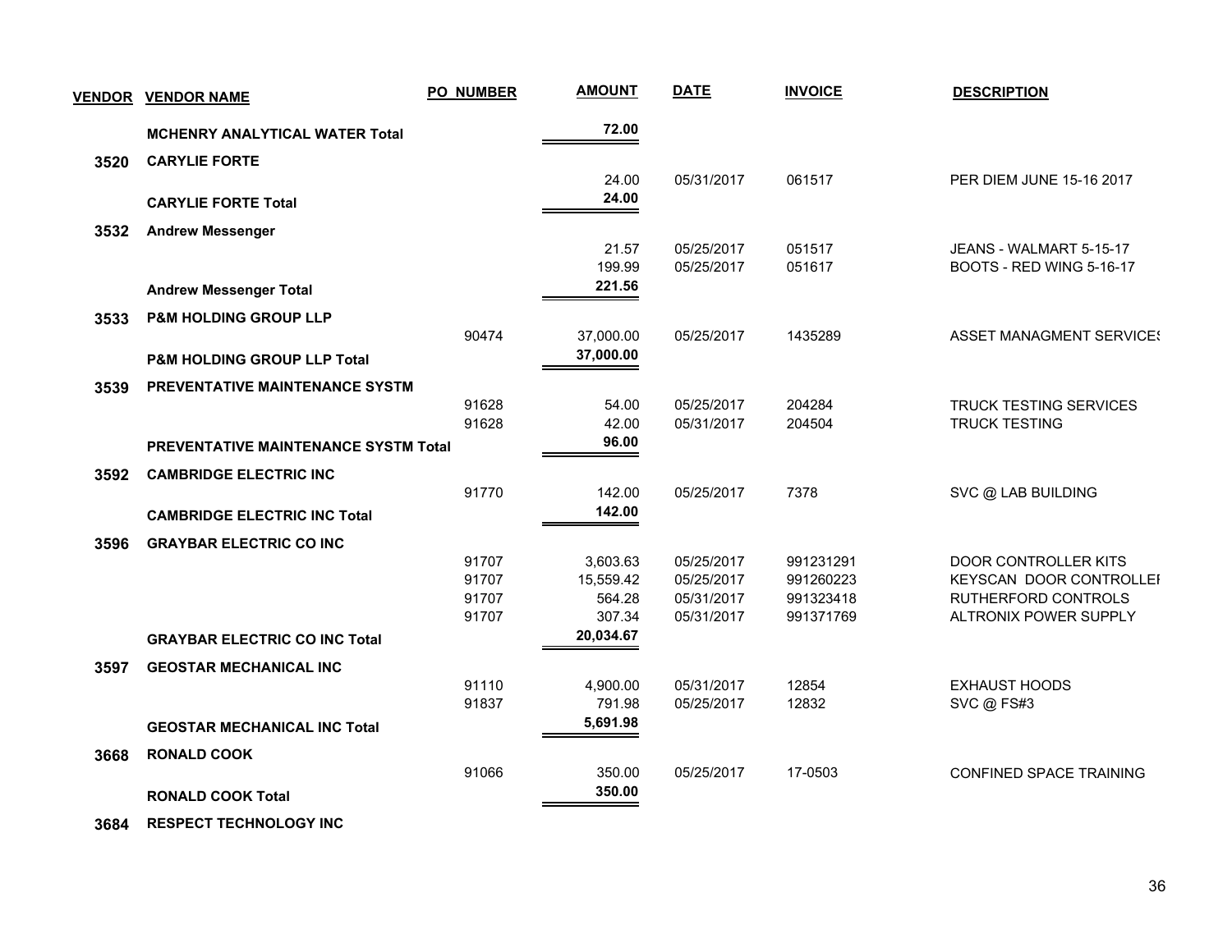| VENDOR | VENDOR NAME | PO_NUMBER | AMOUNT | DATE | INVOICE | DESCRIPTION |
|---|---|---|---|---|---|---|
| | **MCHENRY ANALYTICAL WATER Total** | | **72.00** | | | |
| **3520** | **CARYLIE FORTE** | | | | | |
| | | | 24.00 | 05/31/2017 | 061517 | PER DIEM JUNE 15-16 2017 |
| | **CARYLIE FORTE Total** | | **24.00** | | | |
| **3532** | **Andrew Messenger** | | | | | |
| | | | 21.57 | 05/25/2017 | 051517 | JEANS - WALMART 5-15-17 |
| | | | 199.99 | 05/25/2017 | 051617 | BOOTS - RED WING 5-16-17 |
| | **Andrew Messenger Total** | | **221.56** | | | |
| **3533** | **P&M HOLDING GROUP LLP** | | | | | |
| | | 90474 | 37,000.00 | 05/25/2017 | 1435289 | ASSET MANAGMENT SERVICES |
| | **P&M HOLDING GROUP LLP Total** | | **37,000.00** | | | |
| **3539** | **PREVENTATIVE MAINTENANCE SYSTM** | | | | | |
| | | 91628 | 54.00 | 05/25/2017 | 204284 | TRUCK TESTING SERVICES |
| | | 91628 | 42.00 | 05/31/2017 | 204504 | TRUCK TESTING |
| | **PREVENTATIVE MAINTENANCE SYSTM Total** | | **96.00** | | | |
| **3592** | **CAMBRIDGE ELECTRIC INC** | | | | | |
| | | 91770 | 142.00 | 05/25/2017 | 7378 | SVC @ LAB BUILDING |
| | **CAMBRIDGE ELECTRIC INC Total** | | **142.00** | | | |
| **3596** | **GRAYBAR ELECTRIC CO INC** | | | | | |
| | | 91707 | 3,603.63 | 05/25/2017 | 991231291 | DOOR CONTROLLER KITS |
| | | 91707 | 15,559.42 | 05/25/2017 | 991260223 | KEYSCAN DOOR CONTROLLER |
| | | 91707 | 564.28 | 05/31/2017 | 991323418 | RUTHERFORD CONTROLS |
| | | 91707 | 307.34 | 05/31/2017 | 991371769 | ALTRONIX POWER SUPPLY |
| | **GRAYBAR ELECTRIC CO INC Total** | | **20,034.67** | | | |
| **3597** | **GEOSTAR MECHANICAL INC** | | | | | |
| | | 91110 | 4,900.00 | 05/31/2017 | 12854 | EXHAUST HOODS |
| | | 91837 | 791.98 | 05/25/2017 | 12832 | SVC @ FS#3 |
| | **GEOSTAR MECHANICAL INC Total** | | **5,691.98** | | | |
| **3668** | **RONALD COOK** | | | | | |
| | | 91066 | 350.00 | 05/25/2017 | 17-0503 | CONFINED SPACE TRAINING |
| | **RONALD COOK Total** | | **350.00** | | | |
| **3684** | **RESPECT TECHNOLOGY INC** | | | | | |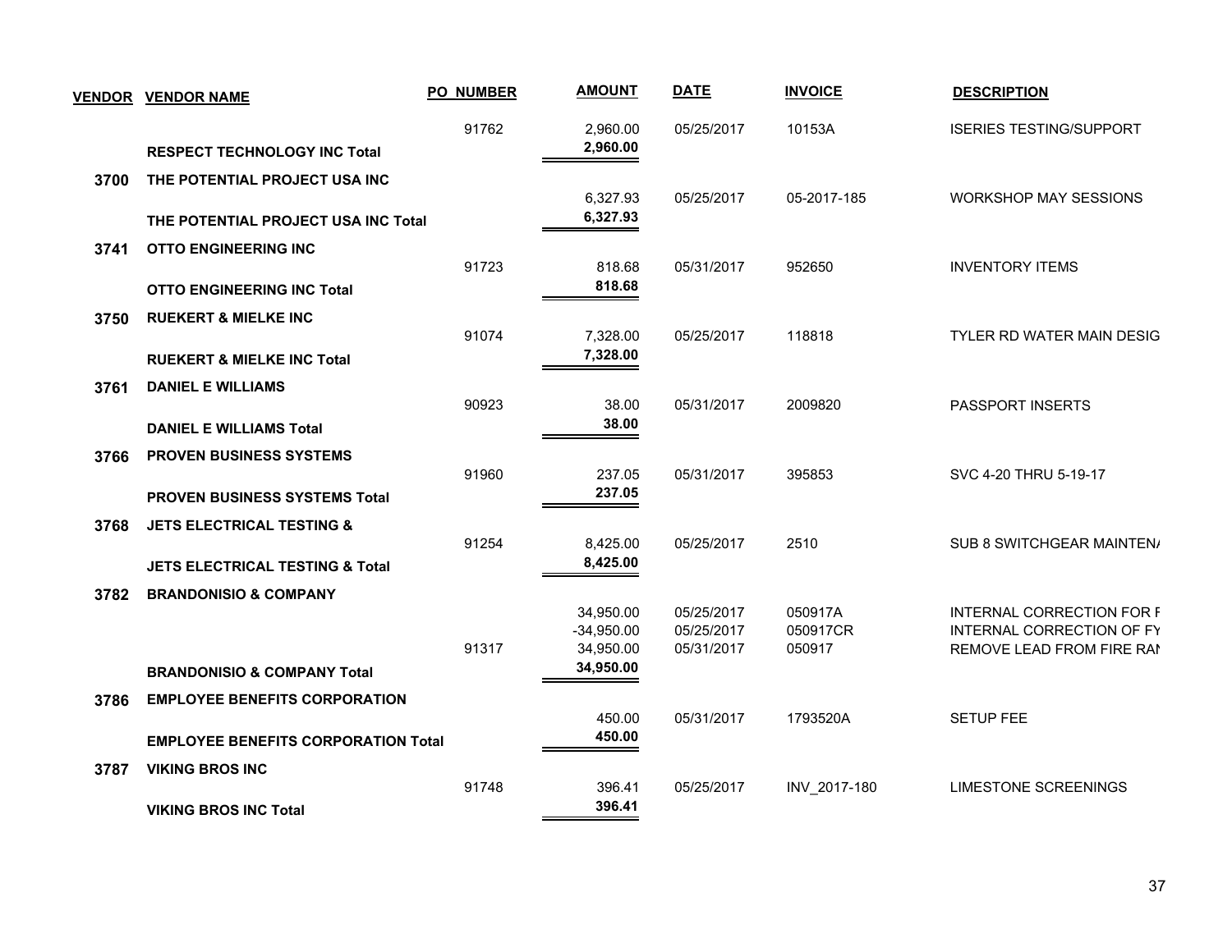| VENDOR | VENDOR NAME | PO_NUMBER | AMOUNT | DATE | INVOICE | DESCRIPTION |
|---|---|---|---|---|---|---|
| | | 91762 | 2,960.00 | 05/25/2017 | 10153A | ISERIES TESTING/SUPPORT |
| | **RESPECT TECHNOLOGY INC Total** | | **2,960.00** | | | |
| **3700** | **THE POTENTIAL PROJECT USA INC** | | | | | |
| | | | 6,327.93 | 05/25/2017 | 05-2017-185 | WORKSHOP MAY SESSIONS |
| | **THE POTENTIAL PROJECT USA INC Total** | | **6,327.93** | | | |
| **3741** | **OTTO ENGINEERING INC** | | | | | |
| | | 91723 | 818.68 | 05/31/2017 | 952650 | INVENTORY ITEMS |
| | **OTTO ENGINEERING INC Total** | | **818.68** | | | |
| **3750** | **RUEKERT & MIELKE INC** | | | | | |
| | | 91074 | 7,328.00 | 05/25/2017 | 118818 | TYLER RD WATER MAIN DESIG |
| | **RUEKERT & MIELKE INC Total** | | **7,328.00** | | | |
| **3761** | **DANIEL E WILLIAMS** | | | | | |
| | | 90923 | 38.00 | 05/31/2017 | 2009820 | PASSPORT INSERTS |
| | **DANIEL E WILLIAMS Total** | | **38.00** | | | |
| **3766** | **PROVEN BUSINESS SYSTEMS** | | | | | |
| | | 91960 | 237.05 | 05/31/2017 | 395853 | SVC 4-20 THRU 5-19-17 |
| | **PROVEN BUSINESS SYSTEMS Total** | | **237.05** | | | |
| **3768** | **JETS ELECTRICAL TESTING &** | | | | | |
| | | 91254 | 8,425.00 | 05/25/2017 | 2510 | SUB 8 SWITCHGEAR MAINTEN/ |
| | **JETS ELECTRICAL TESTING & Total** | | **8,425.00** | | | |
| **3782** | **BRANDONISIO & COMPANY** | | | | | |
| | | | 34,950.00 | 05/25/2017 | 050917A | INTERNAL CORRECTION FOR F |
| | | | -34,950.00 | 05/25/2017 | 050917CR | INTERNAL CORRECTION OF FY |
| | | 91317 | 34,950.00 | 05/31/2017 | 050917 | REMOVE LEAD FROM FIRE RAI |
| | **BRANDONISIO & COMPANY Total** | | **34,950.00** | | | |
| **3786** | **EMPLOYEE BENEFITS CORPORATION** | | | | | |
| | | | 450.00 | 05/31/2017 | 1793520A | SETUP FEE |
| | **EMPLOYEE BENEFITS CORPORATION Total** | | **450.00** | | | |
| **3787** | **VIKING BROS INC** | | | | | |
| | | 91748 | 396.41 | 05/25/2017 | INV_2017-180 | LIMESTONE SCREENINGS |
| | **VIKING BROS INC Total** | | **396.41** | | | |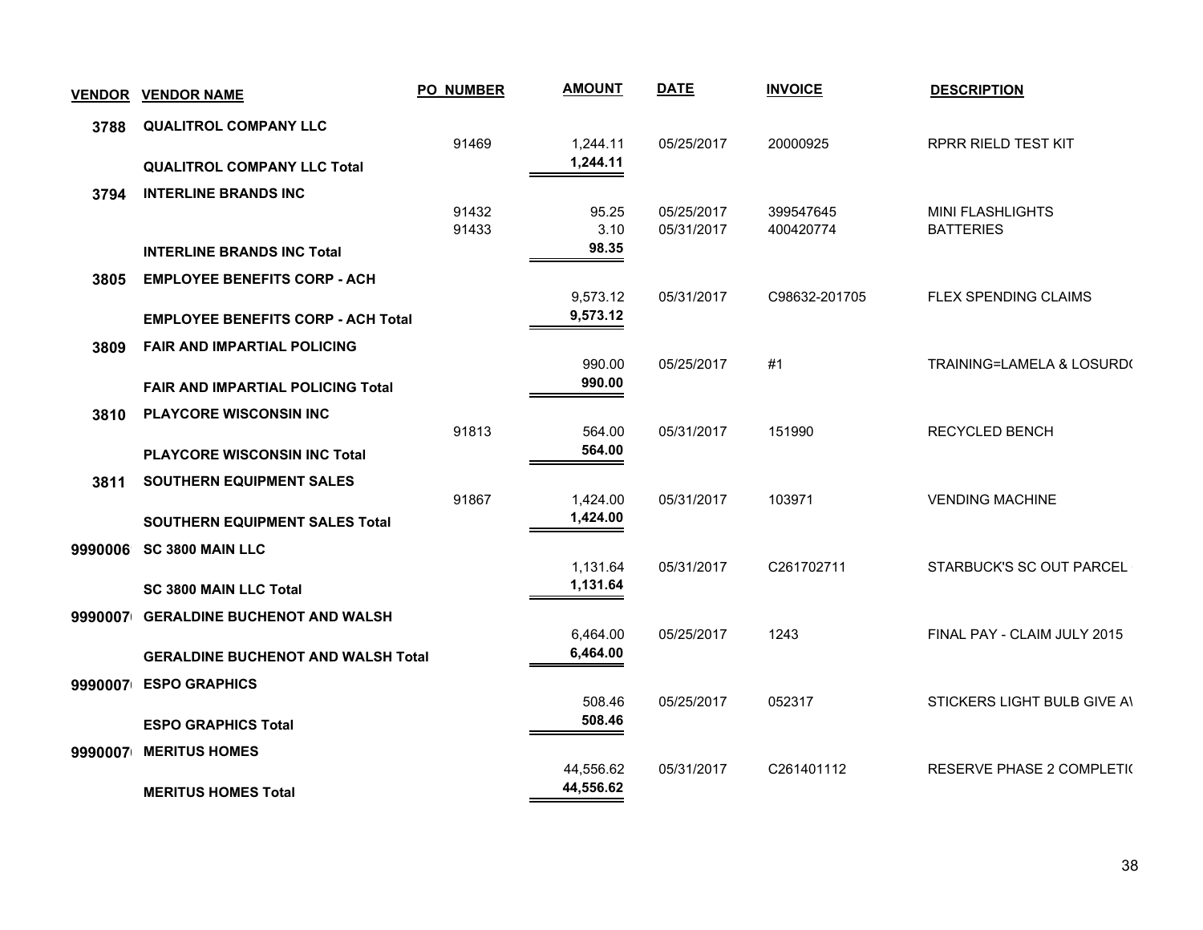| VENDOR | VENDOR NAME | PO_NUMBER | AMOUNT | DATE | INVOICE | DESCRIPTION |
|---|---|---|---|---|---|---|
| 3788 | QUALITROL COMPANY LLC | | | | | |
| | | 91469 | 1,244.11 | 05/25/2017 | 20000925 | RPRR RIELD TEST KIT |
| | QUALITROL COMPANY LLC Total | | 1,244.11 | | | |
| 3794 | INTERLINE BRANDS INC | | | | | |
| | | 91432 | 95.25 | 05/25/2017 | 399547645 | MINI FLASHLIGHTS |
| | | 91433 | 3.10 | 05/31/2017 | 400420774 | BATTERIES |
| | INTERLINE BRANDS INC Total | | 98.35 | | | |
| 3805 | EMPLOYEE BENEFITS CORP - ACH | | | | | |
| | | | 9,573.12 | 05/31/2017 | C98632-201705 | FLEX SPENDING CLAIMS |
| | EMPLOYEE BENEFITS CORP - ACH Total | | 9,573.12 | | | |
| 3809 | FAIR AND IMPARTIAL POLICING | | | | | |
| | | | 990.00 | 05/25/2017 | #1 | TRAINING=LAMELA & LOSURD( |
| | FAIR AND IMPARTIAL POLICING Total | | 990.00 | | | |
| 3810 | PLAYCORE WISCONSIN INC | | | | | |
| | | 91813 | 564.00 | 05/31/2017 | 151990 | RECYCLED BENCH |
| | PLAYCORE WISCONSIN INC Total | | 564.00 | | | |
| 3811 | SOUTHERN EQUIPMENT SALES | | | | | |
| | | 91867 | 1,424.00 | 05/31/2017 | 103971 | VENDING MACHINE |
| | SOUTHERN EQUIPMENT SALES Total | | 1,424.00 | | | |
| 9990006 | SC 3800 MAIN LLC | | | | | |
| | | | 1,131.64 | 05/31/2017 | C261702711 | STARBUCK'S SC OUT PARCEL |
| | SC 3800 MAIN LLC Total | | 1,131.64 | | | |
| 9990007 | GERALDINE BUCHENOT AND WALSH | | | | | |
| | | | 6,464.00 | 05/25/2017 | 1243 | FINAL PAY - CLAIM JULY 2015 |
| | GERALDINE BUCHENOT AND WALSH Total | | 6,464.00 | | | |
| 9990007 | ESPO GRAPHICS | | | | | |
| | | | 508.46 | 05/25/2017 | 052317 | STICKERS LIGHT BULB GIVE A\ |
| | ESPO GRAPHICS Total | | 508.46 | | | |
| 9990007 | MERITUS HOMES | | | | | |
| | | | 44,556.62 | 05/31/2017 | C261401112 | RESERVE PHASE 2 COMPLETI( |
| | MERITUS HOMES Total | | 44,556.62 | | | |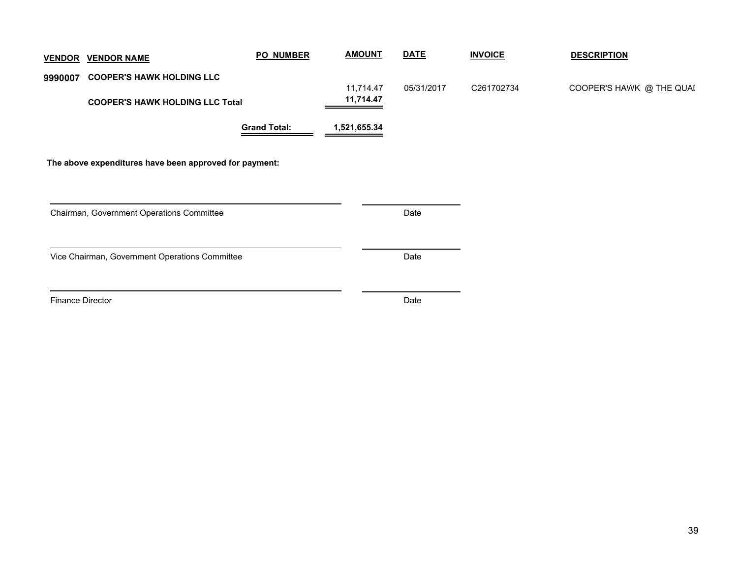| VENDOR | VENDOR NAME | PO NUMBER | AMOUNT | DATE | INVOICE | DESCRIPTION |
|---|---|---|---|---|---|---|
| 9990007 | COOPER'S HAWK HOLDING LLC | | | | | |
| | | | 11,714.47 | 05/31/2017 | C261702734 | COOPER'S HAWK @ THE QUAI |
| | **COOPER'S HAWK HOLDING LLC Total** | | **11,714.47** | | | |
| | | **Grand Total:** | **1,521,655.34** | | | |

**The above expenditures have been approved for payment:**

Chairman, Government Operations Committee — Date

Vice Chairman, Government Operations Committee — Date

Finance Director — Date